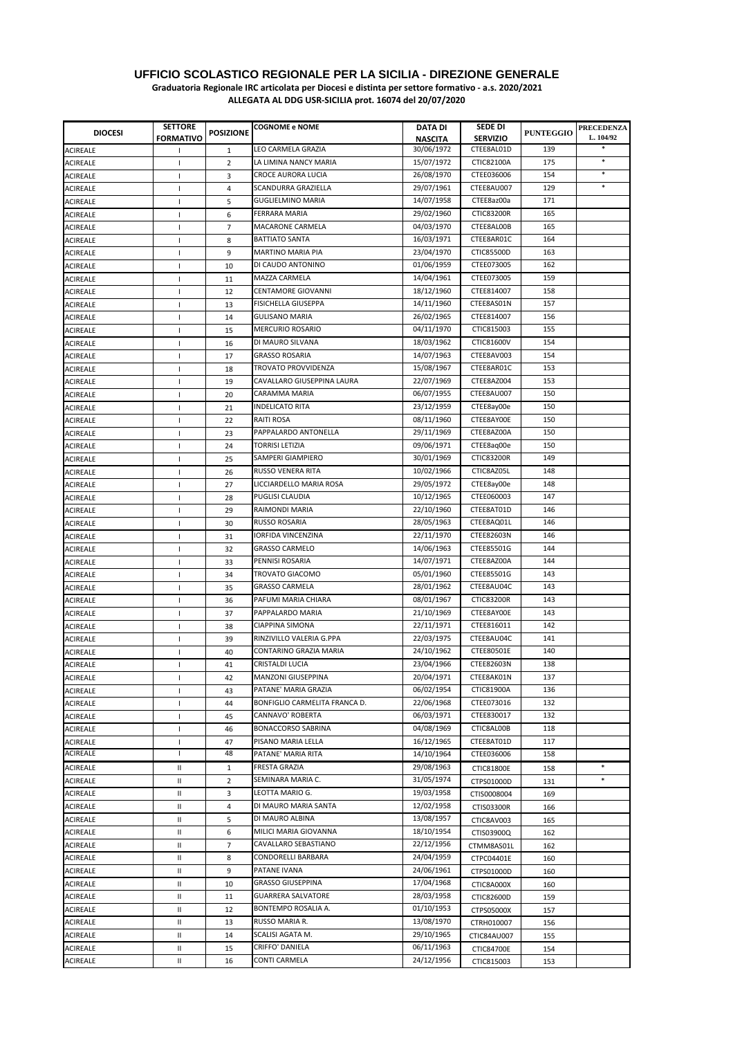# UFFICIO SCOLASTICO REGIONALE PER LA SICILIA - DIREZIONE GENERALE

**Graduatoria Regionale IRC articolata per Diocesi e distinta per settore formativo - a.s. 2020/2021**

**ALLEGATA AL DDG USR-SICILIA prot. 16074 del 20/07/2020**

| DIOCESI | SETTORE FORMATIVO | POSIZIONE | COGNOME e NOME | DATA DI NASCITA | SEDE DI SERVIZIO | PUNTEGGIO | PRECEDENZA L. 104/92 |
|---|---|---|---|---|---|---|---|
| ACIREALE | I | 1 | LEO CARMELA GRAZIA | 30/06/1972 | CTEE8AL01D | 139 | * |
| ACIREALE | I | 2 | LA LIMINA NANCY MARIA | 15/07/1972 | CTIC82100A | 175 | * |
| ACIREALE | I | 3 | CROCE AURORA LUCIA | 26/08/1970 | CTEE036006 | 154 | * |
| ACIREALE | I | 4 | SCANDURRA GRAZIELLA | 29/07/1961 | CTEE8AU007 | 129 | * |
| ACIREALE | I | 5 | GUGLIELMINO MARIA | 14/07/1958 | CTEE8az00a | 171 | |
| ACIREALE | I | 6 | FERRARA MARIA | 29/02/1960 | CTIC83200R | 165 | |
| ACIREALE | I | 7 | MACARONE CARMELA | 04/03/1970 | CTEE8AL00B | 165 | |
| ACIREALE | I | 8 | BATTIATO SANTA | 16/03/1971 | CTEE8AR01C | 164 | |
| ACIREALE | I | 9 | MARTINO MARIA PIA | 23/04/1970 | CTIC85500D | 163 | |
| ACIREALE | I | 10 | DI CAUDO ANTONINO | 01/06/1959 | CTEE073005 | 162 | |
| ACIREALE | I | 11 | MAZZA CARMELA | 14/04/1961 | CTEE073005 | 159 | |
| ACIREALE | I | 12 | CENTAMORE GIOVANNI | 18/12/1960 | CTEE814007 | 158 | |
| ACIREALE | I | 13 | FISICHELLA GIUSEPPA | 14/11/1960 | CTEE8AS01N | 157 | |
| ACIREALE | I | 14 | GULISANO MARIA | 26/02/1965 | CTEE814007 | 156 | |
| ACIREALE | I | 15 | MERCURIO ROSARIO | 04/11/1970 | CTIC815003 | 155 | |
| ACIREALE | I | 16 | DI MAURO SILVANA | 18/03/1962 | CTIC81600V | 154 | |
| ACIREALE | I | 17 | GRASSO ROSARIA | 14/07/1963 | CTEE8AV003 | 154 | |
| ACIREALE | I | 18 | TROVATO PROVVIDENZA | 15/08/1967 | CTEE8AR01C | 153 | |
| ACIREALE | I | 19 | CAVALLARO GIUSEPPINA LAURA | 22/07/1969 | CTEE8AZ004 | 153 | |
| ACIREALE | I | 20 | CARAMMA MARIA | 06/07/1955 | CTEE8AU007 | 150 | |
| ACIREALE | I | 21 | INDELICATO RITA | 23/12/1959 | CTEE8ay00e | 150 | |
| ACIREALE | I | 22 | RAITI ROSA | 08/11/1960 | CTEE8AY00E | 150 | |
| ACIREALE | I | 23 | PAPPALARDO ANTONELLA | 29/11/1969 | CTEE8AZ00A | 150 | |
| ACIREALE | I | 24 | TORRISI LETIZIA | 09/06/1971 | CTEE8aq00e | 150 | |
| ACIREALE | I | 25 | SAMPERI GIAMPIERO | 30/01/1969 | CTIC83200R | 149 | |
| ACIREALE | I | 26 | RUSSO VENERA RITA | 10/02/1966 | CTIC8AZ05L | 148 | |
| ACIREALE | I | 27 | LICCIARDELLO MARIA ROSA | 29/05/1972 | CTEE8ay00e | 148 | |
| ACIREALE | I | 28 | PUGLISI CLAUDIA | 10/12/1965 | CTEE060003 | 147 | |
| ACIREALE | I | 29 | RAIMONDI MARIA | 22/10/1960 | CTEE8AT01D | 146 | |
| ACIREALE | I | 30 | RUSSO ROSARIA | 28/05/1963 | CTEE8AQ01L | 146 | |
| ACIREALE | I | 31 | IORFIDA VINCENZINA | 22/11/1970 | CTEE82603N | 146 | |
| ACIREALE | I | 32 | GRASSO CARMELO | 14/06/1963 | CTEE85501G | 144 | |
| ACIREALE | I | 33 | PENNISI ROSARIA | 14/07/1971 | CTEE8AZ00A | 144 | |
| ACIREALE | I | 34 | TROVATO GIACOMO | 05/01/1960 | CTEE85501G | 143 | |
| ACIREALE | I | 35 | GRASSO CARMELA | 28/01/1962 | CTEE8AU04C | 143 | |
| ACIREALE | I | 36 | PAFUMI MARIA CHIARA | 08/01/1967 | CTIC83200R | 143 | |
| ACIREALE | I | 37 | PAPPALARDO MARIA | 21/10/1969 | CTEE8AY00E | 143 | |
| ACIREALE | I | 38 | CIAPPINA SIMONA | 22/11/1971 | CTEE816011 | 142 | |
| ACIREALE | I | 39 | RINZIVILLO VALERIA G.PPA | 22/03/1975 | CTEE8AU04C | 141 | |
| ACIREALE | I | 40 | CONTARINO GRAZIA MARIA | 24/10/1962 | CTEE80501E | 140 | |
| ACIREALE | I | 41 | CRISTALDI LUCIA | 23/04/1966 | CTEE82603N | 138 | |
| ACIREALE | I | 42 | MANZONI GIUSEPPINA | 20/04/1971 | CTEE8AK01N | 137 | |
| ACIREALE | I | 43 | PATANE' MARIA GRAZIA | 06/02/1954 | CTIC81900A | 136 | |
| ACIREALE | I | 44 | BONFIGLIO CARMELITA FRANCA D. | 22/06/1968 | CTEE073016 | 132 | |
| ACIREALE | I | 45 | CANNAVO' ROBERTA | 06/03/1971 | CTEE830017 | 132 | |
| ACIREALE | I | 46 | BONACCORSO SABRINA | 04/08/1969 | CTIC8AL00B | 118 | |
| ACIREALE | I | 47 | PISANO MARIA LELLA | 16/12/1965 | CTEE8AT01D | 117 | |
| ACIREALE | I | 48 | PATANE' MARIA RITA | 14/10/1964 | CTEE036006 | 158 | |
| ACIREALE | II | 1 | FRESTA GRAZIA | 29/08/1963 | CTIC81800E | 158 | * |
| ACIREALE | II | 2 | SEMINARA MARIA C. | 31/05/1974 | CTPS01000D | 131 | * |
| ACIREALE | II | 3 | LEOTTA MARIO G. | 19/03/1958 | CTIS0008004 | 169 | |
| ACIREALE | II | 4 | DI MAURO MARIA SANTA | 12/02/1958 | CTIS03300R | 166 | |
| ACIREALE | II | 5 | DI MAURO ALBINA | 13/08/1957 | CTIC8AV003 | 165 | |
| ACIREALE | II | 6 | MILICI MARIA GIOVANNA | 18/10/1954 | CTIS03900Q | 162 | |
| ACIREALE | II | 7 | CAVALLARO SEBASTIANO | 22/12/1956 | CTMM8AS01L | 162 | |
| ACIREALE | II | 8 | CONDORELLI BARBARA | 24/04/1959 | CTPC04401E | 160 | |
| ACIREALE | II | 9 | PATANE IVANA | 24/06/1961 | CTPS01000D | 160 | |
| ACIREALE | II | 10 | GRASSO GIUSEPPINA | 17/04/1968 | CTIC8A000X | 160 | |
| ACIREALE | II | 11 | GUARRERA SALVATORE | 28/03/1958 | CTIC82600D | 159 | |
| ACIREALE | II | 12 | BONTEMPO ROSALIA A. | 01/10/1953 | CTPS05000X | 157 | |
| ACIREALE | II | 13 | RUSSO MARIA R. | 13/08/1970 | CTRH010007 | 156 | |
| ACIREALE | II | 14 | SCALISI AGATA M. | 29/10/1965 | CTIC84AU007 | 155 | |
| ACIREALE | II | 15 | CRIFFO' DANIELA | 06/11/1963 | CTIC84700E | 154 | |
| ACIREALE | II | 16 | CONTI CARMELA | 24/12/1956 | CTIC815003 | 153 | |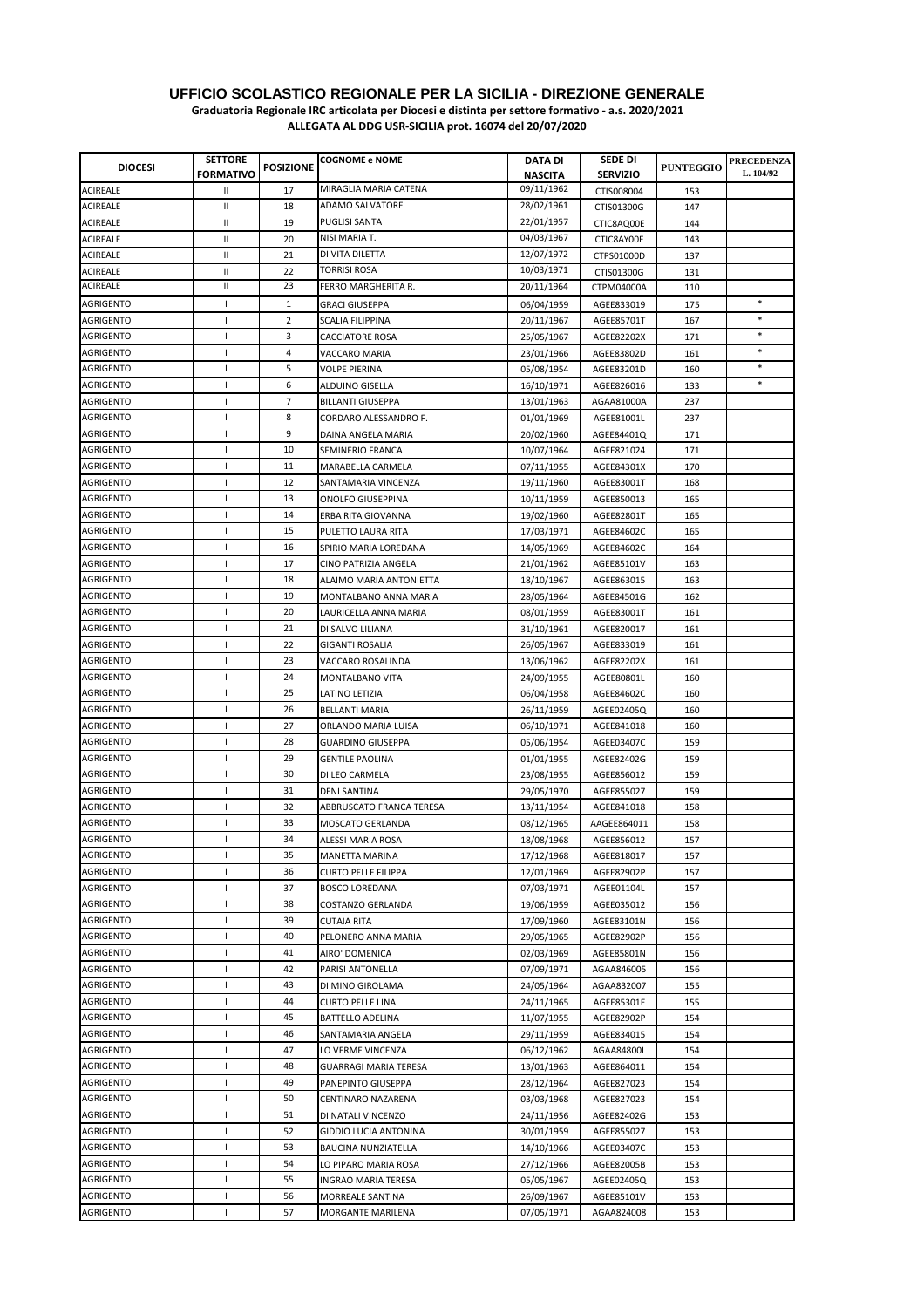# UFFICIO SCOLASTICO REGIONALE PER LA SICILIA - DIREZIONE GENERALE

**Graduatoria Regionale IRC articolata per Diocesi e distinta per settore formativo - a.s. 2020/2021**

**ALLEGATA AL DDG USR-SICILIA prot. 16074 del 20/07/2020**

| DIOCESI | SETTORE FORMATIVO | POSIZIONE | COGNOME e NOME | DATA DI NASCITA | SEDE DI SERVIZIO | PUNTEGGIO | PRECEDENZA L. 104/92 |
|---|---|---|---|---|---|---|---|
| ACIREALE | II | 17 | MIRAGLIA MARIA CATENA | 09/11/1962 | CTIS008004 | 153 | |
| ACIREALE | II | 18 | ADAMO SALVATORE | 28/02/1961 | CTIS01300G | 147 | |
| ACIREALE | II | 19 | PUGLISI SANTA | 22/01/1957 | CTIC8AQ00E | 144 | |
| ACIREALE | II | 20 | NISI MARIA T. | 04/03/1967 | CTIC8AY00E | 143 | |
| ACIREALE | II | 21 | DI VITA DILETTA | 12/07/1972 | CTPS01000D | 137 | |
| ACIREALE | II | 22 | TORRISI ROSA | 10/03/1971 | CTIS01300G | 131 | |
| ACIREALE | II | 23 | FERRO MARGHERITA R. | 20/11/1964 | CTPM04000A | 110 | |
| AGRIGENTO | I | 1 | GRACI GIUSEPPA | 06/04/1959 | AGEE833019 | 175 | * |
| AGRIGENTO | I | 2 | SCALIA FILIPPINA | 20/11/1967 | AGEE85701T | 167 | * |
| AGRIGENTO | I | 3 | CACCIATORE ROSA | 25/05/1967 | AGEE82202X | 171 | * |
| AGRIGENTO | I | 4 | VACCARO MARIA | 23/01/1966 | AGEE83802D | 161 | * |
| AGRIGENTO | I | 5 | VOLPE PIERINA | 05/08/1954 | AGEE83201D | 160 | * |
| AGRIGENTO | I | 6 | ALDUINO GISELLA | 16/10/1971 | AGEE826016 | 133 | * |
| AGRIGENTO | I | 7 | BILLANTI GIUSEPPA | 13/01/1963 | AGAA81000A | 237 | |
| AGRIGENTO | I | 8 | CORDARO ALESSANDRO F. | 01/01/1969 | AGEE81001L | 237 | |
| AGRIGENTO | I | 9 | DAINA ANGELA MARIA | 20/02/1960 | AGEE84401Q | 171 | |
| AGRIGENTO | I | 10 | SEMINERIO FRANCA | 10/07/1964 | AGEE821024 | 171 | |
| AGRIGENTO | I | 11 | MARABELLA CARMELA | 07/11/1955 | AGEE84301X | 170 | |
| AGRIGENTO | I | 12 | SANTAMARIA VINCENZA | 19/11/1960 | AGEE83001T | 168 | |
| AGRIGENTO | I | 13 | ONOLFO GIUSEPPINA | 10/11/1959 | AGEE850013 | 165 | |
| AGRIGENTO | I | 14 | ERBA RITA GIOVANNA | 19/02/1960 | AGEE82801T | 165 | |
| AGRIGENTO | I | 15 | PULETTO LAURA RITA | 17/03/1971 | AGEE84602C | 165 | |
| AGRIGENTO | I | 16 | SPIRIO MARIA LOREDANA | 14/05/1969 | AGEE84602C | 164 | |
| AGRIGENTO | I | 17 | CINO PATRIZIA ANGELA | 21/01/1962 | AGEE85101V | 163 | |
| AGRIGENTO | I | 18 | ALAIMO MARIA ANTONIETTA | 18/10/1967 | AGEE863015 | 163 | |
| AGRIGENTO | I | 19 | MONTALBANO ANNA MARIA | 28/05/1964 | AGEE84501G | 162 | |
| AGRIGENTO | I | 20 | LAURICELLA ANNA MARIA | 08/01/1959 | AGEE83001T | 161 | |
| AGRIGENTO | I | 21 | DI SALVO LILIANA | 31/10/1961 | AGEE820017 | 161 | |
| AGRIGENTO | I | 22 | GIGANTI ROSALIA | 26/05/1967 | AGEE833019 | 161 | |
| AGRIGENTO | I | 23 | VACCARO ROSALINDA | 13/06/1962 | AGEE82202X | 161 | |
| AGRIGENTO | I | 24 | MONTALBANO VITA | 24/09/1955 | AGEE80801L | 160 | |
| AGRIGENTO | I | 25 | LATINO LETIZIA | 06/04/1958 | AGEE84602C | 160 | |
| AGRIGENTO | I | 26 | BELLANTI MARIA | 26/11/1959 | AGEE02405Q | 160 | |
| AGRIGENTO | I | 27 | ORLANDO MARIA LUISA | 06/10/1971 | AGEE841018 | 160 | |
| AGRIGENTO | I | 28 | GUARDINO GIUSEPPA | 05/06/1954 | AGEE03407C | 159 | |
| AGRIGENTO | I | 29 | GENTILE PAOLINA | 01/01/1955 | AGEE82402G | 159 | |
| AGRIGENTO | I | 30 | DI LEO CARMELA | 23/08/1955 | AGEE856012 | 159 | |
| AGRIGENTO | I | 31 | DENI SANTINA | 29/05/1970 | AGEE855027 | 159 | |
| AGRIGENTO | I | 32 | ABBRUSCATO FRANCA TERESA | 13/11/1954 | AGEE841018 | 158 | |
| AGRIGENTO | I | 33 | MOSCATO GERLANDA | 08/12/1965 | AAGEE864011 | 158 | |
| AGRIGENTO | I | 34 | ALESSI MARIA ROSA | 18/08/1968 | AGEE856012 | 157 | |
| AGRIGENTO | I | 35 | MANETTA MARINA | 17/12/1968 | AGEE818017 | 157 | |
| AGRIGENTO | I | 36 | CURTO PELLE FILIPPA | 12/01/1969 | AGEE82902P | 157 | |
| AGRIGENTO | I | 37 | BOSCO LOREDANA | 07/03/1971 | AGEE01104L | 157 | |
| AGRIGENTO | I | 38 | COSTANZO GERLANDA | 19/06/1959 | AGEE035012 | 156 | |
| AGRIGENTO | I | 39 | CUTAIA RITA | 17/09/1960 | AGEE83101N | 156 | |
| AGRIGENTO | I | 40 | PELONERO ANNA MARIA | 29/05/1965 | AGEE82902P | 156 | |
| AGRIGENTO | I | 41 | AIRO' DOMENICA | 02/03/1969 | AGEE85801N | 156 | |
| AGRIGENTO | I | 42 | PARISI ANTONELLA | 07/09/1971 | AGAA846005 | 156 | |
| AGRIGENTO | I | 43 | DI MINO GIROLAMA | 24/05/1964 | AGAA832007 | 155 | |
| AGRIGENTO | I | 44 | CURTO PELLE LINA | 24/11/1965 | AGEE85301E | 155 | |
| AGRIGENTO | I | 45 | BATTELLO ADELINA | 11/07/1955 | AGEE82902P | 154 | |
| AGRIGENTO | I | 46 | SANTAMARIA ANGELA | 29/11/1959 | AGEE834015 | 154 | |
| AGRIGENTO | I | 47 | LO VERME VINCENZA | 06/12/1962 | AGAA84800L | 154 | |
| AGRIGENTO | I | 48 | GUARRAGI MARIA TERESA | 13/01/1963 | AGEE864011 | 154 | |
| AGRIGENTO | I | 49 | PANEPINTO GIUSEPPA | 28/12/1964 | AGEE827023 | 154 | |
| AGRIGENTO | I | 50 | CENTINARO NAZARENA | 03/03/1968 | AGEE827023 | 154 | |
| AGRIGENTO | I | 51 | DI NATALI VINCENZO | 24/11/1956 | AGEE82402G | 153 | |
| AGRIGENTO | I | 52 | GIDDIO LUCIA ANTONINA | 30/01/1959 | AGEE855027 | 153 | |
| AGRIGENTO | I | 53 | BAUCINA NUNZIATELLA | 14/10/1966 | AGEE03407C | 153 | |
| AGRIGENTO | I | 54 | LO PIPARO MARIA ROSA | 27/12/1966 | AGEE82005B | 153 | |
| AGRIGENTO | I | 55 | INGRAO MARIA TERESA | 05/05/1967 | AGEE02405Q | 153 | |
| AGRIGENTO | I | 56 | MORREALE SANTINA | 26/09/1967 | AGEE85101V | 153 | |
| AGRIGENTO | I | 57 | MORGANTE MARILENA | 07/05/1971 | AGAA824008 | 153 | |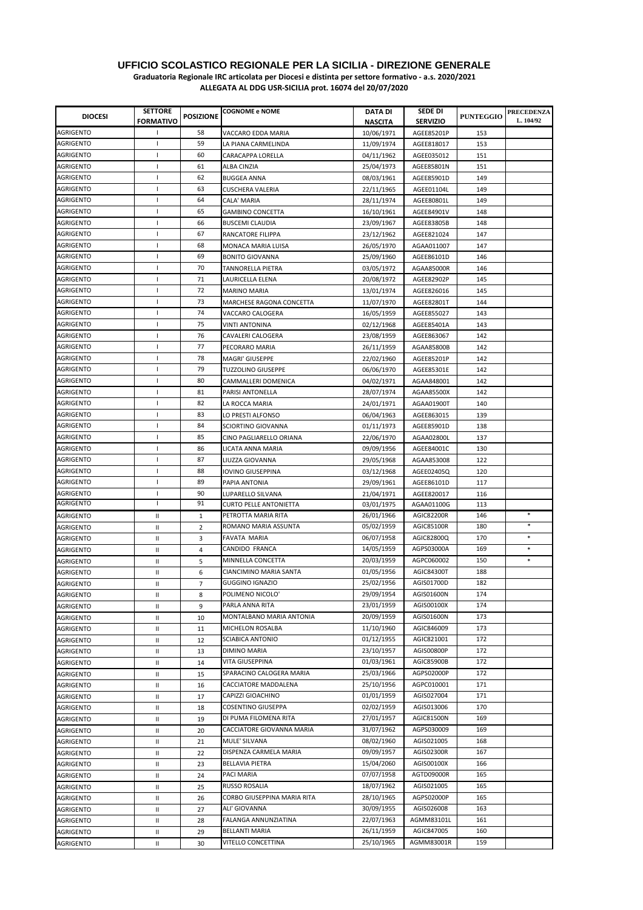**UFFICIO SCOLASTICO REGIONALE PER LA SICILIA - DIREZIONE GENERALE**

**Graduatoria Regionale IRC articolata per Diocesi e distinta per settore formativo - a.s. 2020/2021**

**ALLEGATA AL DDG USR-SICILIA prot. 16074 del 20/07/2020**

| DIOCESI | SETTORE FORMATIVO | POSIZIONE | COGNOME e NOME | DATA DI NASCITA | SEDE DI SERVIZIO | PUNTEGGIO | PRECEDENZA L. 104/92 |
|---|---|---|---|---|---|---|---|
| AGRIGENTO | I | 58 | VACCARO EDDA MARIA | 10/06/1971 | AGEE85201P | 153 | |
| AGRIGENTO | I | 59 | LA PIANA CARMELINDA | 11/09/1974 | AGEE818017 | 153 | |
| AGRIGENTO | I | 60 | CARACAPPA LORELLA | 04/11/1962 | AGEE035012 | 151 | |
| AGRIGENTO | I | 61 | ALBA CINZIA | 25/04/1973 | AGEE85801N | 151 | |
| AGRIGENTO | I | 62 | BUGGEA ANNA | 08/03/1961 | AGEE85901D | 149 | |
| AGRIGENTO | I | 63 | CUSCHERA VALERIA | 22/11/1965 | AGEE01104L | 149 | |
| AGRIGENTO | I | 64 | CALA' MARIA | 28/11/1974 | AGEE80801L | 149 | |
| AGRIGENTO | I | 65 | GAMBINO CONCETTA | 16/10/1961 | AGEE84901V | 148 | |
| AGRIGENTO | I | 66 | BUSCEMI CLAUDIA | 23/09/1967 | AGEE83805B | 148 | |
| AGRIGENTO | I | 67 | RANCATORE FILIPPA | 23/12/1962 | AGEE821024 | 147 | |
| AGRIGENTO | I | 68 | MONACA MARIA LUISA | 26/05/1970 | AGAA011007 | 147 | |
| AGRIGENTO | I | 69 | BONITO GIOVANNA | 25/09/1960 | AGEE86101D | 146 | |
| AGRIGENTO | I | 70 | TANNORELLA PIETRA | 03/05/1972 | AGAA85000R | 146 | |
| AGRIGENTO | I | 71 | LAURICELLA ELENA | 20/08/1972 | AGEE82902P | 145 | |
| AGRIGENTO | I | 72 | MARINO MARIA | 13/01/1974 | AGEE826016 | 145 | |
| AGRIGENTO | I | 73 | MARCHESE RAGONA CONCETTA | 11/07/1970 | AGEE82801T | 144 | |
| AGRIGENTO | I | 74 | VACCARO CALOGERA | 16/05/1959 | AGEE855027 | 143 | |
| AGRIGENTO | I | 75 | VINTI ANTONINA | 02/12/1968 | AGEE85401A | 143 | |
| AGRIGENTO | I | 76 | CAVALERI CALOGERA | 23/08/1959 | AGEE863067 | 142 | |
| AGRIGENTO | I | 77 | PECORARO MARIA | 26/11/1959 | AGAA85800B | 142 | |
| AGRIGENTO | I | 78 | MAGRI' GIUSEPPE | 22/02/1960 | AGEE85201P | 142 | |
| AGRIGENTO | I | 79 | TUZZOLINO GIUSEPPE | 06/06/1970 | AGEE85301E | 142 | |
| AGRIGENTO | I | 80 | CAMMALLERI DOMENICA | 04/02/1971 | AGAA848001 | 142 | |
| AGRIGENTO | I | 81 | PARISI ANTONELLA | 28/07/1974 | AGAA85500X | 142 | |
| AGRIGENTO | I | 82 | LA ROCCA MARIA | 24/01/1971 | AGAA01900T | 140 | |
| AGRIGENTO | I | 83 | LO PRESTI ALFONSO | 06/04/1963 | AGEE863015 | 139 | |
| AGRIGENTO | I | 84 | SCIORTINO GIOVANNA | 01/11/1973 | AGEE85901D | 138 | |
| AGRIGENTO | I | 85 | CINO PAGLIARELLO ORIANA | 22/06/1970 | AGAA02800L | 137 | |
| AGRIGENTO | I | 86 | LICATA ANNA MARIA | 09/09/1956 | AGEE84001C | 130 | |
| AGRIGENTO | I | 87 | LIUZZA GIOVANNA | 29/05/1968 | AGAA853008 | 122 | |
| AGRIGENTO | I | 88 | IOVINO GIUSEPPINA | 03/12/1968 | AGEE02405Q | 120 | |
| AGRIGENTO | I | 89 | PAPIA ANTONIA | 29/09/1961 | AGEE86101D | 117 | |
| AGRIGENTO | I | 90 | LUPARELLO SILVANA | 21/04/1971 | AGEE820017 | 116 | |
| AGRIGENTO | I | 91 | CURTO PELLE ANTONIETTA | 03/01/1975 | AGAA01100G | 113 | |
| AGRIGENTO | II | 1 | PETROTTA MARIA RITA | 26/01/1966 | AGIC82200R | 146 | * |
| AGRIGENTO | II | 2 | ROMANO MARIA ASSUNTA | 05/02/1959 | AGIC85100R | 180 | * |
| AGRIGENTO | II | 3 | FAVATA MARIA | 06/07/1958 | AGIC82800Q | 170 | * |
| AGRIGENTO | II | 4 | CANDIDO FRANCA | 14/05/1959 | AGPS03000A | 169 | * |
| AGRIGENTO | II | 5 | MINNELLA CONCETTA | 20/03/1959 | AGPC060002 | 150 | * |
| AGRIGENTO | II | 6 | CIANCIMINO MARIA SANTA | 01/05/1956 | AGIC84300T | 188 | |
| AGRIGENTO | II | 7 | GUGGINO IGNAZIO | 25/02/1956 | AGIS01700D | 182 | |
| AGRIGENTO | II | 8 | POLIMENO NICOLO' | 29/09/1954 | AGIS01600N | 174 | |
| AGRIGENTO | II | 9 | PARLA ANNA RITA | 23/01/1959 | AGIS00100X | 174 | |
| AGRIGENTO | II | 10 | MONTALBANO MARIA ANTONIA | 20/09/1959 | AGIS01600N | 173 | |
| AGRIGENTO | II | 11 | MICHELON ROSALBA | 11/10/1960 | AGIC846009 | 173 | |
| AGRIGENTO | II | 12 | SCIABICA ANTONIO | 01/12/1955 | AGIC821001 | 172 | |
| AGRIGENTO | II | 13 | DIMINO MARIA | 23/10/1957 | AGIS00800P | 172 | |
| AGRIGENTO | II | 14 | VITA GIUSEPPINA | 01/03/1961 | AGIC85900B | 172 | |
| AGRIGENTO | II | 15 | SPARACINO CALOGERA MARIA | 25/03/1966 | AGPS02000P | 172 | |
| AGRIGENTO | II | 16 | CACCIATORE MADDALENA | 25/10/1956 | AGPC010001 | 171 | |
| AGRIGENTO | II | 17 | CAPIZZI GIOACHINO | 01/01/1959 | AGIS027004 | 171 | |
| AGRIGENTO | II | 18 | COSENTINO GIUSEPPA | 02/02/1959 | AGIS013006 | 170 | |
| AGRIGENTO | II | 19 | DI PUMA FILOMENA RITA | 27/01/1957 | AGIC81500N | 169 | |
| AGRIGENTO | II | 20 | CACCIATORE GIOVANNA MARIA | 31/07/1962 | AGPS030009 | 169 | |
| AGRIGENTO | II | 21 | MULE' SILVANA | 08/02/1960 | AGIS021005 | 168 | |
| AGRIGENTO | II | 22 | DISPENZA CARMELA MARIA | 09/09/1957 | AGIS02300R | 167 | |
| AGRIGENTO | II | 23 | BELLAVIA PIETRA | 15/04/2060 | AGIS00100X | 166 | |
| AGRIGENTO | II | 24 | PACI MARIA | 07/07/1958 | AGTD09000R | 165 | |
| AGRIGENTO | II | 25 | RUSSO ROSALIA | 18/07/1962 | AGIS021005 | 165 | |
| AGRIGENTO | II | 26 | CORBO GIUSEPPINA MARIA RITA | 28/10/1965 | AGPS02000P | 165 | |
| AGRIGENTO | II | 27 | ALI' GIOVANNA | 30/09/1955 | AGIS026008 | 163 | |
| AGRIGENTO | II | 28 | FALANGA ANNUNZIATINA | 22/07/1963 | AGMM83101L | 161 | |
| AGRIGENTO | II | 29 | BELLANTI MARIA | 26/11/1959 | AGIC847005 | 160 | |
| AGRIGENTO | II | 30 | VITELLO CONCETTINA | 25/10/1965 | AGMM83001R | 159 | |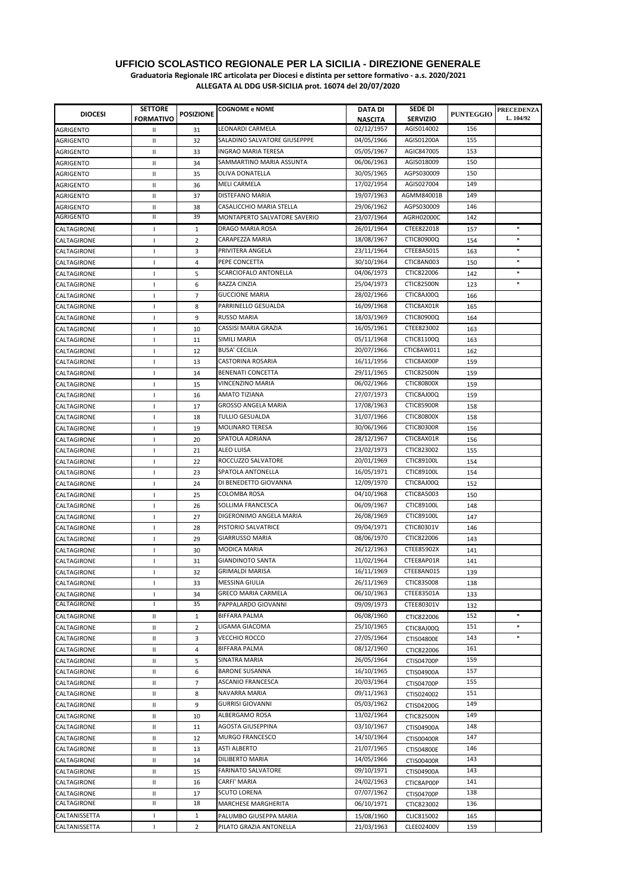## UFFICIO SCOLASTICO REGIONALE PER LA SICILIA - DIREZIONE GENERALE

**Graduatoria Regionale IRC articolata per Diocesi e distinta per settore formativo - a.s. 2020/2021**

**ALLEGATA AL DDG USR-SICILIA prot. 16074 del 20/07/2020**

| DIOCESI | SETTORE FORMATIVO | POSIZIONE | COGNOME e NOME | DATA DI NASCITA | SEDE DI SERVIZIO | PUNTEGGIO | PRECEDENZA L. 104/92 |
|---|---|---|---|---|---|---|---|
| AGRIGENTO | II | 31 | LEONARDI CARMELA | 02/12/1957 | AGIS014002 | 156 | |
| AGRIGENTO | II | 32 | SALADINO SALVATORE GIUSEPPPE | 04/05/1966 | AGIS01200A | 155 | |
| AGRIGENTO | II | 33 | INGRAO MARIA TERESA | 05/05/1967 | AGIC847005 | 153 | |
| AGRIGENTO | II | 34 | SAMMARTINO MARIA ASSUNTA | 06/06/1963 | AGIS018009 | 150 | |
| AGRIGENTO | II | 35 | OLIVA DONATELLA | 30/05/1965 | AGPS030009 | 150 | |
| AGRIGENTO | II | 36 | MELI CARMELA | 17/02/1954 | AGIS027004 | 149 | |
| AGRIGENTO | II | 37 | DISTEFANO MARIA | 19/07/1963 | AGMM84001B | 149 | |
| AGRIGENTO | II | 38 | CASALICCHIO MARIA STELLA | 29/06/1962 | AGPS030009 | 146 | |
| AGRIGENTO | II | 39 | MONTAPERTO SALVATORE SAVERIO | 23/07/1964 | AGRH02000C | 142 | |
| CALTAGIRONE | I | 1 | DRAGO MARIA ROSA | 26/01/1964 | CTEE822018 | 157 | * |
| CALTAGIRONE | I | 2 | CARAPEZZA MARIA | 18/08/1967 | CTIC80900Q | 154 | * |
| CALTAGIRONE | I | 3 | PRIVITERA ANGELA | 23/11/1964 | CTEE8A5015 | 163 | * |
| CALTAGIRONE | I | 4 | PEPE CONCETTA | 30/10/1964 | CTIC8AN003 | 150 | * |
| CALTAGIRONE | I | 5 | SCARCIOFALO ANTONELLA | 04/06/1973 | CTIC822006 | 142 | * |
| CALTAGIRONE | I | 6 | RAZZA CINZIA | 25/04/1973 | CTIC82500N | 123 | * |
| CALTAGIRONE | I | 7 | GUCCIONE MARIA | 28/02/1966 | CTIC8AJ00Q | 166 | |
| CALTAGIRONE | I | 8 | PARRINELLO GESUALDA | 16/09/1968 | CTIC8AX01R | 165 | |
| CALTAGIRONE | I | 9 | RUSSO MARIA | 18/03/1969 | CTIC80900Q | 164 | |
| CALTAGIRONE | I | 10 | CASSISI MARIA GRAZIA | 16/05/1961 | CTEE823002 | 163 | |
| CALTAGIRONE | I | 11 | SIMILI MARIA | 05/11/1968 | CTIC81100Q | 163 | |
| CALTAGIRONE | I | 12 | BUSA' CECILIA | 20/07/1966 | CTIC8AW011 | 162 | |
| CALTAGIRONE | I | 13 | CASTORINA ROSARIA | 16/11/1956 | CTIC8AX00P | 159 | |
| CALTAGIRONE | I | 14 | BENENATI CONCETTA | 29/11/1965 | CTIC82500N | 159 | |
| CALTAGIRONE | I | 15 | VINCENZINO MARIA | 06/02/1966 | CTIC80800X | 159 | |
| CALTAGIRONE | I | 16 | AMATO TIZIANA | 27/07/1973 | CTIC8AJ00Q | 159 | |
| CALTAGIRONE | I | 17 | GROSSO ANGELA MARIA | 17/08/1963 | CTIC85900R | 158 | |
| CALTAGIRONE | I | 18 | TULLIO GESUALDA | 31/07/1966 | CTIC80800X | 158 | |
| CALTAGIRONE | I | 19 | MOLINARO TERESA | 30/06/1966 | CTIC80300R | 156 | |
| CALTAGIRONE | I | 20 | SPATOLA ADRIANA | 28/12/1967 | CTIC8AX01R | 156 | |
| CALTAGIRONE | I | 21 | ALEO LUISA | 23/02/1973 | CTIC823002 | 155 | |
| CALTAGIRONE | I | 22 | ROCCUZZO SALVATORE | 20/01/1969 | CTIC89100L | 154 | |
| CALTAGIRONE | I | 23 | SPATOLA ANTONELLA | 16/05/1971 | CTIC89100L | 154 | |
| CALTAGIRONE | I | 24 | DI BENEDETTO GIOVANNA | 12/09/1970 | CTIC8AJ00Q | 152 | |
| CALTAGIRONE | I | 25 | COLOMBA ROSA | 04/10/1968 | CTIC8A5003 | 150 | |
| CALTAGIRONE | I | 26 | SOLLIMA FRANCESCA | 06/09/1967 | CTIC89100L | 148 | |
| CALTAGIRONE | I | 27 | DIGERONIMO ANGELA MARIA | 26/08/1969 | CTIC89100L | 147 | |
| CALTAGIRONE | I | 28 | PISTORIO SALVATRICE | 09/04/1971 | CTIC80301V | 146 | |
| CALTAGIRONE | I | 29 | GIARRUSSO MARIA | 08/06/1970 | CTIC822006 | 143 | |
| CALTAGIRONE | I | 30 | MODICA MARIA | 26/12/1963 | CTEE85902X | 141 | |
| CALTAGIRONE | I | 31 | GIANDINOTO SANTA | 11/02/1964 | CTEE8AP01R | 141 | |
| CALTAGIRONE | I | 32 | GRIMALDI MARISA | 16/11/1969 | CTEE8AN015 | 139 | |
| CALTAGIRONE | I | 33 | MESSINA GIULIA | 26/11/1969 | CTIC835008 | 138 | |
| CALTAGIRONE | I | 34 | GRECO MARIA CARMELA | 06/10/1963 | CTEE83501A | 133 | |
| CALTAGIRONE | I | 35 | PAPPALARDO GIOVANNI | 09/09/1973 | CTEE80301V | 132 | |
| CALTAGIRONE | II | 1 | BIFFARA PALMA | 06/08/1960 | CTIC822006 | 152 | * |
| CALTAGIRONE | II | 2 | LIGAMA GIACOMA | 25/10/1965 | CTIC8AJ00Q | 151 | * |
| CALTAGIRONE | II | 3 | VECCHIO ROCCO | 27/05/1964 | CTIS04800E | 143 | * |
| CALTAGIRONE | II | 4 | BIFFARA PALMA | 08/12/1960 | CTIC822006 | 161 | |
| CALTAGIRONE | II | 5 | SINATRA MARIA | 26/05/1964 | CTIS04700P | 159 | |
| CALTAGIRONE | II | 6 | BARONE SUSANNA | 16/10/1965 | CTIS04900A | 157 | |
| CALTAGIRONE | II | 7 | ASCANIO FRANCESCA | 20/03/1964 | CTIS04700P | 155 | |
| CALTAGIRONE | II | 8 | NAVARRA MARIA | 09/11/1963 | CTIS024002 | 151 | |
| CALTAGIRONE | II | 9 | GURRISI GIOVANNI | 05/03/1962 | CTIS04200G | 149 | |
| CALTAGIRONE | II | 10 | ALBERGAMO ROSA | 13/02/1964 | CTIC82500N | 149 | |
| CALTAGIRONE | II | 11 | AGOSTA GIUSEPPINA | 03/10/1967 | CTIS04900A | 148 | |
| CALTAGIRONE | II | 12 | MURGO FRANCESCO | 14/10/1964 | CTIS00400R | 147 | |
| CALTAGIRONE | II | 13 | ASTI ALBERTO | 21/07/1965 | CTIS04800E | 146 | |
| CALTAGIRONE | II | 14 | DILIBERTO MARIA | 14/05/1966 | CTIS00400R | 143 | |
| CALTAGIRONE | II | 15 | FARINATO SALVATORE | 09/10/1971 | CTIS04900A | 143 | |
| CALTAGIRONE | II | 16 | CARFI' MARIA | 24/02/1963 | CTIC8AP00P | 141 | |
| CALTAGIRONE | II | 17 | SCUTO LORENA | 07/07/1962 | CTIS04700P | 138 | |
| CALTAGIRONE | II | 18 | MARCHESE MARGHERITA | 06/10/1971 | CTIC823002 | 136 | |
| CALTANISSETTA | I | 1 | PALUMBO GIUSEPPA MARIA | 15/08/1960 | CLIC815002 | 165 | |
| CALTANISSETTA | I | 2 | PILATO GRAZIA ANTONELLA | 21/03/1963 | CLEE02400V | 159 | |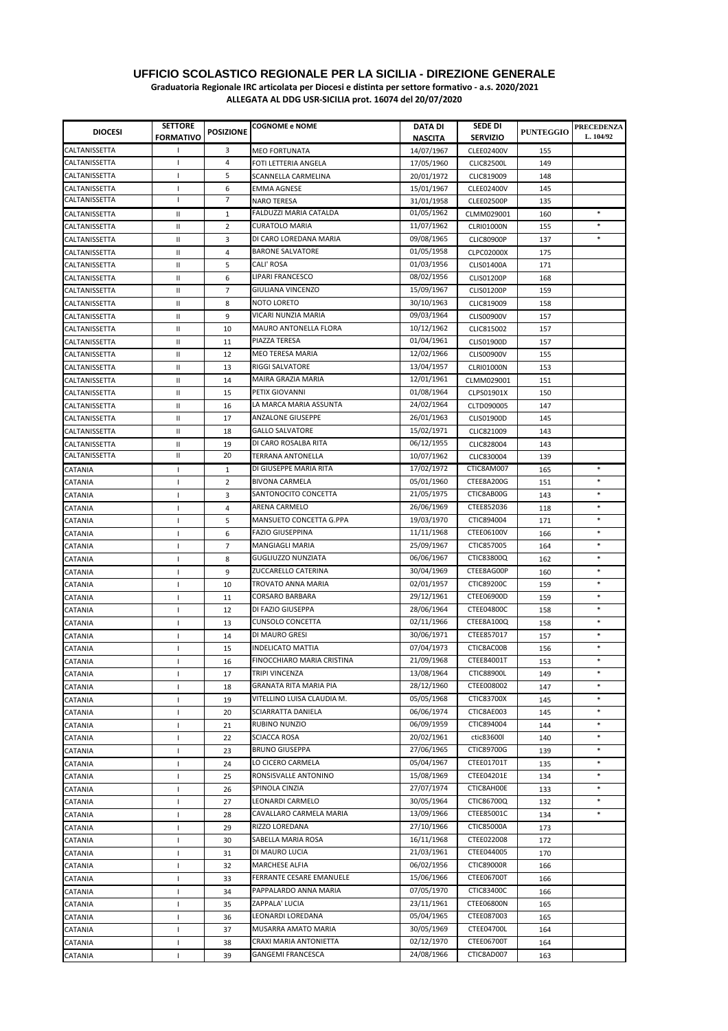# UFFICIO SCOLASTICO REGIONALE PER LA SICILIA - DIREZIONE GENERALE

**Graduatoria Regionale IRC articolata per Diocesi e distinta per settore formativo - a.s. 2020/2021**

**ALLEGATA AL DDG USR-SICILIA prot. 16074 del 20/07/2020**

| DIOCESI | SETTORE FORMATIVO | POSIZIONE | COGNOME e NOME | DATA DI NASCITA | SEDE DI SERVIZIO | PUNTEGGIO | PRECEDENZA L. 104/92 |
|---|---|---|---|---|---|---|---|
| CALTANISSETTA | I | 3 | MEO FORTUNATA | 14/07/1967 | CLEE02400V | 155 | |
| CALTANISSETTA | I | 4 | FOTI LETTERIA ANGELA | 17/05/1960 | CLIC82500L | 149 | |
| CALTANISSETTA | I | 5 | SCANNELLA CARMELINA | 20/01/1972 | CLIC819009 | 148 | |
| CALTANISSETTA | I | 6 | EMMA AGNESE | 15/01/1967 | CLEE02400V | 145 | |
| CALTANISSETTA | I | 7 | NARO TERESA | 31/01/1958 | CLEE02500P | 135 | |
| CALTANISSETTA | II | 1 | FALDUZZI MARIA CATALDA | 01/05/1962 | CLMM029001 | 160 | * |
| CALTANISSETTA | II | 2 | CURATOLO MARIA | 11/07/1962 | CLRI01000N | 155 | * |
| CALTANISSETTA | II | 3 | DI CARO LOREDANA MARIA | 09/08/1965 | CLIC80900P | 137 | * |
| CALTANISSETTA | II | 4 | BARONE SALVATORE | 01/05/1958 | CLPC02000X | 175 | |
| CALTANISSETTA | II | 5 | CALI' ROSA | 01/03/1956 | CLIS01400A | 171 | |
| CALTANISSETTA | II | 6 | LIPARI FRANCESCO | 08/02/1956 | CLIS01200P | 168 | |
| CALTANISSETTA | II | 7 | GIULIANA VINCENZO | 15/09/1967 | CLIS01200P | 159 | |
| CALTANISSETTA | II | 8 | NOTO LORETO | 30/10/1963 | CLIC819009 | 158 | |
| CALTANISSETTA | II | 9 | VICARI NUNZIA MARIA | 09/03/1964 | CLIS00900V | 157 | |
| CALTANISSETTA | II | 10 | MAURO ANTONELLA FLORA | 10/12/1962 | CLIC815002 | 157 | |
| CALTANISSETTA | II | 11 | PIAZZA TERESA | 01/04/1961 | CLIS01900D | 157 | |
| CALTANISSETTA | II | 12 | MEO TERESA MARIA | 12/02/1966 | CLIS00900V | 155 | |
| CALTANISSETTA | II | 13 | RIGGI SALVATORE | 13/04/1957 | CLRI01000N | 153 | |
| CALTANISSETTA | II | 14 | MAIRA GRAZIA MARIA | 12/01/1961 | CLMM029001 | 151 | |
| CALTANISSETTA | II | 15 | PETIX GIOVANNI | 01/08/1964 | CLPS01901X | 150 | |
| CALTANISSETTA | II | 16 | LA MARCA MARIA ASSUNTA | 24/02/1964 | CLTD090005 | 147 | |
| CALTANISSETTA | II | 17 | ANZALONE GIUSEPPE | 26/01/1963 | CLIS01900D | 145 | |
| CALTANISSETTA | II | 18 | GALLO SALVATORE | 15/02/1971 | CLIC821009 | 143 | |
| CALTANISSETTA | II | 19 | DI CARO ROSALBA RITA | 06/12/1955 | CLIC828004 | 143 | |
| CALTANISSETTA | II | 20 | TERRANA ANTONELLA | 10/07/1962 | CLIC830004 | 139 | |
| CATANIA | I | 1 | DI GIUSEPPE MARIA RITA | 17/02/1972 | CTIC8AM007 | 165 | * |
| CATANIA | I | 2 | BIVONA CARMELA | 05/01/1960 | CTEE8A200G | 151 | * |
| CATANIA | I | 3 | SANTONOCITO CONCETTA | 21/05/1975 | CTIC8AB00G | 143 | * |
| CATANIA | I | 4 | ARENA CARMELO | 26/06/1969 | CTEE852036 | 118 | * |
| CATANIA | I | 5 | MANSUETO CONCETTA G.PPA | 19/03/1970 | CTIC894004 | 171 | * |
| CATANIA | I | 6 | FAZIO GIUSEPPINA | 11/11/1968 | CTEE06100V | 166 | * |
| CATANIA | I | 7 | MANGIAGLI MARIA | 25/09/1967 | CTIC857005 | 164 | * |
| CATANIA | I | 8 | GUGLIUZZO NUNZIATA | 06/06/1967 | CTIC83800Q | 162 | * |
| CATANIA | I | 9 | ZUCCARELLO CATERINA | 30/04/1969 | CTEE8AG00P | 160 | * |
| CATANIA | I | 10 | TROVATO ANNA MARIA | 02/01/1957 | CTIC89200C | 159 | * |
| CATANIA | I | 11 | CORSARO BARBARA | 29/12/1961 | CTEE06900D | 159 | * |
| CATANIA | I | 12 | DI FAZIO GIUSEPPA | 28/06/1964 | CTEE04800C | 158 | * |
| CATANIA | I | 13 | CUNSOLO CONCETTA | 02/11/1966 | CTEE8A100Q | 158 | * |
| CATANIA | I | 14 | DI MAURO GRESI | 30/06/1971 | CTEE857017 | 157 | * |
| CATANIA | I | 15 | INDELICATO MATTIA | 07/04/1973 | CTIC8AC00B | 156 | * |
| CATANIA | I | 16 | FINOCCHIARO MARIA CRISTINA | 21/09/1968 | CTEE84001T | 153 | * |
| CATANIA | I | 17 | TRIPI VINCENZA | 13/08/1964 | CTIC88900L | 149 | * |
| CATANIA | I | 18 | GRANATA RITA MARIA PIA | 28/12/1960 | CTEE008002 | 147 | * |
| CATANIA | I | 19 | VITELLINO LUISA CLAUDIA M. | 05/05/1968 | CTIC83700X | 145 | * |
| CATANIA | I | 20 | SCIARRATTA DANIELA | 06/06/1974 | CTIC8AE003 | 145 | * |
| CATANIA | I | 21 | RUBINO NUNZIO | 06/09/1959 | CTIC894004 | 144 | * |
| CATANIA | I | 22 | SCIACCA ROSA | 20/02/1961 | ctic83600l | 140 | * |
| CATANIA | I | 23 | BRUNO GIUSEPPA | 27/06/1965 | CTIC89700G | 139 | * |
| CATANIA | I | 24 | LO CICERO CARMELA | 05/04/1967 | CTEE01701T | 135 | * |
| CATANIA | I | 25 | RONSISVALLE ANTONINO | 15/08/1969 | CTEE04201E | 134 | * |
| CATANIA | I | 26 | SPINOLA CINZIA | 27/07/1974 | CTIC8AH00E | 133 | * |
| CATANIA | I | 27 | LEONARDI CARMELO | 30/05/1964 | CTIC86700Q | 132 | * |
| CATANIA | I | 28 | CAVALLARO CARMELA MARIA | 13/09/1966 | CTEE85001C | 134 | * |
| CATANIA | I | 29 | RIZZO LOREDANA | 27/10/1966 | CTIC85000A | 173 | |
| CATANIA | I | 30 | SABELLA MARIA ROSA | 16/11/1968 | CTEE022008 | 172 | |
| CATANIA | I | 31 | DI MAURO LUCIA | 21/03/1961 | CTEE044005 | 170 | |
| CATANIA | I | 32 | MARCHESE ALFIA | 06/02/1956 | CTIC89000R | 166 | |
| CATANIA | I | 33 | FERRANTE CESARE EMANUELE | 15/06/1966 | CTEE06700T | 166 | |
| CATANIA | I | 34 | PAPPALARDO ANNA MARIA | 07/05/1970 | CTIC83400C | 166 | |
| CATANIA | I | 35 | ZAPPALA' LUCIA | 23/11/1961 | CTEE06800N | 165 | |
| CATANIA | I | 36 | LEONARDI LOREDANA | 05/04/1965 | CTEE087003 | 165 | |
| CATANIA | I | 37 | MUSARRA AMATO MARIA | 30/05/1969 | CTEE04700L | 164 | |
| CATANIA | I | 38 | CRAXI MARIA ANTONIETTA | 02/12/1970 | CTEE06700T | 164 | |
| CATANIA | I | 39 | GANGEMI FRANCESCA | 24/08/1966 | CTIC8AD007 | 163 | |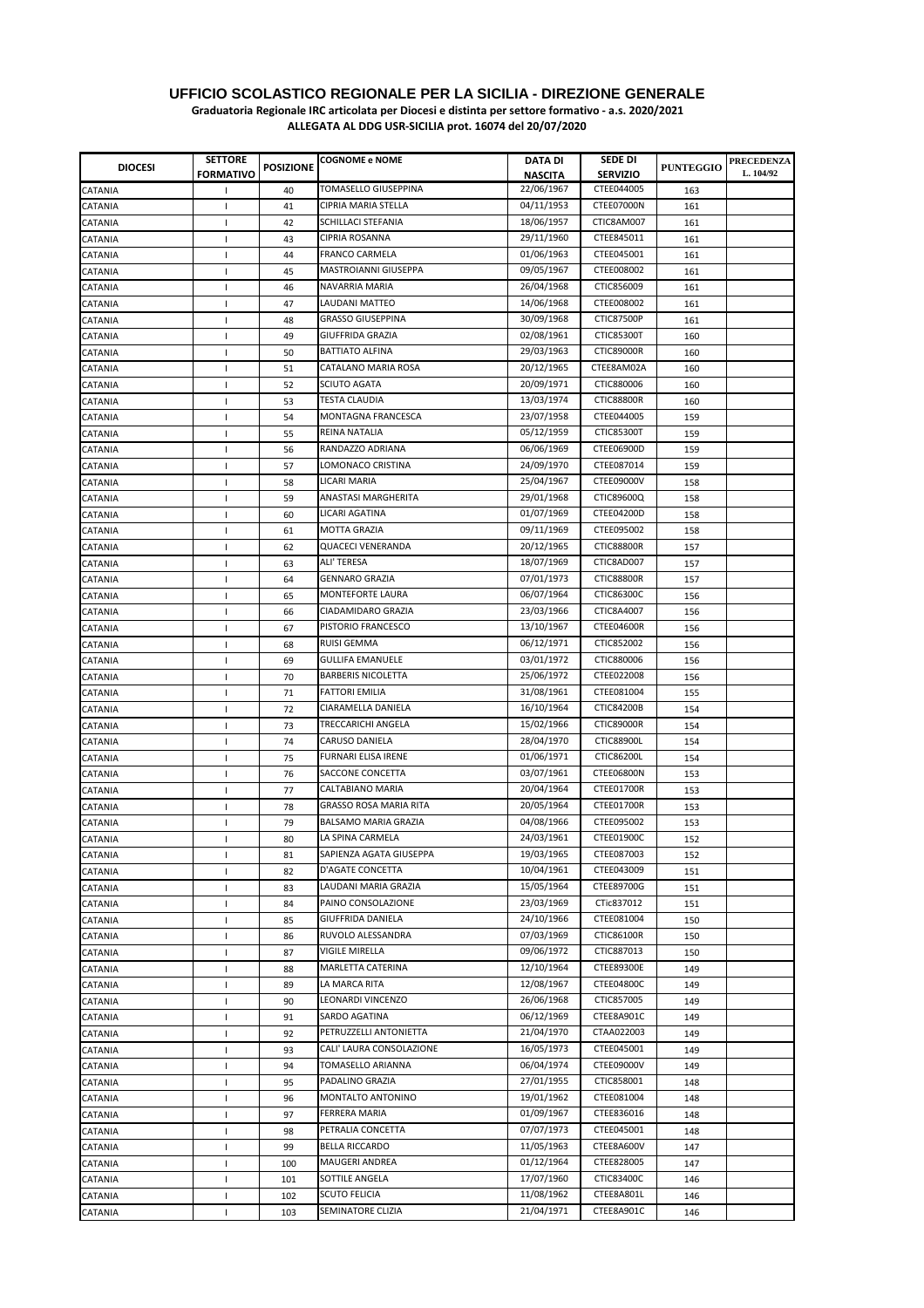# UFFICIO SCOLASTICO REGIONALE PER LA SICILIA - DIREZIONE GENERALE

**Graduatoria Regionale IRC articolata per Diocesi e distinta per settore formativo - a.s. 2020/2021**

**ALLEGATA AL DDG USR-SICILIA prot. 16074 del 20/07/2020**

| DIOCESI | SETTORE FORMATIVO | POSIZIONE | COGNOME e NOME | DATA DI NASCITA | SEDE DI SERVIZIO | PUNTEGGIO | PRECEDENZA L. 104/92 |
|---|---|---|---|---|---|---|---|
| CATANIA | I | 40 | TOMASELLO GIUSEPPINA | 22/06/1967 | CTEE044005 | 163 | |
| CATANIA | I | 41 | CIPRIA MARIA STELLA | 04/11/1953 | CTEE07000N | 161 | |
| CATANIA | I | 42 | SCHILLACI STEFANIA | 18/06/1957 | CTIC8AM007 | 161 | |
| CATANIA | I | 43 | CIPRIA ROSANNA | 29/11/1960 | CTEE845011 | 161 | |
| CATANIA | I | 44 | FRANCO CARMELA | 01/06/1963 | CTEE045001 | 161 | |
| CATANIA | I | 45 | MASTROIANNI GIUSEPPA | 09/05/1967 | CTEE008002 | 161 | |
| CATANIA | I | 46 | NAVARRIA MARIA | 26/04/1968 | CTIC856009 | 161 | |
| CATANIA | I | 47 | LAUDANI MATTEO | 14/06/1968 | CTEE008002 | 161 | |
| CATANIA | I | 48 | GRASSO GIUSEPPINA | 30/09/1968 | CTIC87500P | 161 | |
| CATANIA | I | 49 | GIUFFRIDA GRAZIA | 02/08/1961 | CTIC85300T | 160 | |
| CATANIA | I | 50 | BATTIATO ALFINA | 29/03/1963 | CTIC89000R | 160 | |
| CATANIA | I | 51 | CATALANO MARIA ROSA | 20/12/1965 | CTEE8AM02A | 160 | |
| CATANIA | I | 52 | SCIUTO AGATA | 20/09/1971 | CTIC880006 | 160 | |
| CATANIA | I | 53 | TESTA CLAUDIA | 13/03/1974 | CTIC88800R | 160 | |
| CATANIA | I | 54 | MONTAGNA FRANCESCA | 23/07/1958 | CTEE044005 | 159 | |
| CATANIA | I | 55 | REINA NATALIA | 05/12/1959 | CTIC85300T | 159 | |
| CATANIA | I | 56 | RANDAZZO ADRIANA | 06/06/1969 | CTEE06900D | 159 | |
| CATANIA | I | 57 | LOMONACO CRISTINA | 24/09/1970 | CTEE087014 | 159 | |
| CATANIA | I | 58 | LICARI MARIA | 25/04/1967 | CTEE09000V | 158 | |
| CATANIA | I | 59 | ANASTASI MARGHERITA | 29/01/1968 | CTIC89600Q | 158 | |
| CATANIA | I | 60 | LICARI AGATINA | 01/07/1969 | CTEE04200D | 158 | |
| CATANIA | I | 61 | MOTTA GRAZIA | 09/11/1969 | CTEE095002 | 158 | |
| CATANIA | I | 62 | QUACECI VENERANDA | 20/12/1965 | CTIC88800R | 157 | |
| CATANIA | I | 63 | ALI' TERESA | 18/07/1969 | CTIC8AD007 | 157 | |
| CATANIA | I | 64 | GENNARO GRAZIA | 07/01/1973 | CTIC88800R | 157 | |
| CATANIA | I | 65 | MONTEFORTE LAURA | 06/07/1964 | CTIC86300C | 156 | |
| CATANIA | I | 66 | CIADAMIDARO GRAZIA | 23/03/1966 | CTIC8A4007 | 156 | |
| CATANIA | I | 67 | PISTORIO FRANCESCO | 13/10/1967 | CTEE04600R | 156 | |
| CATANIA | I | 68 | RUISI GEMMA | 06/12/1971 | CTIC852002 | 156 | |
| CATANIA | I | 69 | GULLIFA EMANUELE | 03/01/1972 | CTIC880006 | 156 | |
| CATANIA | I | 70 | BARBERIS NICOLETTA | 25/06/1972 | CTEE022008 | 156 | |
| CATANIA | I | 71 | FATTORI EMILIA | 31/08/1961 | CTEE081004 | 155 | |
| CATANIA | I | 72 | CIARAMELLA DANIELA | 16/10/1964 | CTIC84200B | 154 | |
| CATANIA | I | 73 | TRECCARICHI ANGELA | 15/02/1966 | CTIC89000R | 154 | |
| CATANIA | I | 74 | CARUSO DANIELA | 28/04/1970 | CTIC88900L | 154 | |
| CATANIA | I | 75 | FURNARI ELISA IRENE | 01/06/1971 | CTIC86200L | 154 | |
| CATANIA | I | 76 | SACCONE CONCETTA | 03/07/1961 | CTEE06800N | 153 | |
| CATANIA | I | 77 | CALTABIANO MARIA | 20/04/1964 | CTEE01700R | 153 | |
| CATANIA | I | 78 | GRASSO ROSA MARIA RITA | 20/05/1964 | CTEE01700R | 153 | |
| CATANIA | I | 79 | BALSAMO MARIA GRAZIA | 04/08/1966 | CTEE095002 | 153 | |
| CATANIA | I | 80 | LA SPINA CARMELA | 24/03/1961 | CTEE01900C | 152 | |
| CATANIA | I | 81 | SAPIENZA AGATA GIUSEPPA | 19/03/1965 | CTEE087003 | 152 | |
| CATANIA | I | 82 | D'AGATE CONCETTA | 10/04/1961 | CTEE043009 | 151 | |
| CATANIA | I | 83 | LAUDANI MARIA GRAZIA | 15/05/1964 | CTEE89700G | 151 | |
| CATANIA | I | 84 | PAINO CONSOLAZIONE | 23/03/1969 | CTic837012 | 151 | |
| CATANIA | I | 85 | GIUFFRIDA DANIELA | 24/10/1966 | CTEE081004 | 150 | |
| CATANIA | I | 86 | RUVOLO ALESSANDRA | 07/03/1969 | CTIC86100R | 150 | |
| CATANIA | I | 87 | VIGILE MIRELLA | 09/06/1972 | CTIC887013 | 150 | |
| CATANIA | I | 88 | MARLETTA CATERINA | 12/10/1964 | CTEE89300E | 149 | |
| CATANIA | I | 89 | LA MARCA RITA | 12/08/1967 | CTEE04800C | 149 | |
| CATANIA | I | 90 | LEONARDI VINCENZO | 26/06/1968 | CTIC857005 | 149 | |
| CATANIA | I | 91 | SARDO AGATINA | 06/12/1969 | CTEE8A901C | 149 | |
| CATANIA | I | 92 | PETRUZZELLI ANTONIETTA | 21/04/1970 | CTAA022003 | 149 | |
| CATANIA | I | 93 | CALI' LAURA CONSOLAZIONE | 16/05/1973 | CTEE045001 | 149 | |
| CATANIA | I | 94 | TOMASELLO ARIANNA | 06/04/1974 | CTEE09000V | 149 | |
| CATANIA | I | 95 | PADALINO GRAZIA | 27/01/1955 | CTIC858001 | 148 | |
| CATANIA | I | 96 | MONTALTO ANTONINO | 19/01/1962 | CTEE081004 | 148 | |
| CATANIA | I | 97 | FERRERA MARIA | 01/09/1967 | CTEE836016 | 148 | |
| CATANIA | I | 98 | PETRALIA CONCETTA | 07/07/1973 | CTEE045001 | 148 | |
| CATANIA | I | 99 | BELLA RICCARDO | 11/05/1963 | CTEE8A600V | 147 | |
| CATANIA | I | 100 | MAUGERI ANDREA | 01/12/1964 | CTEE828005 | 147 | |
| CATANIA | I | 101 | SOTTILE ANGELA | 17/07/1960 | CTIC83400C | 146 | |
| CATANIA | I | 102 | SCUTO FELICIA | 11/08/1962 | CTEE8A801L | 146 | |
| CATANIA | I | 103 | SEMINATORE CLIZIA | 21/04/1971 | CTEE8A901C | 146 | |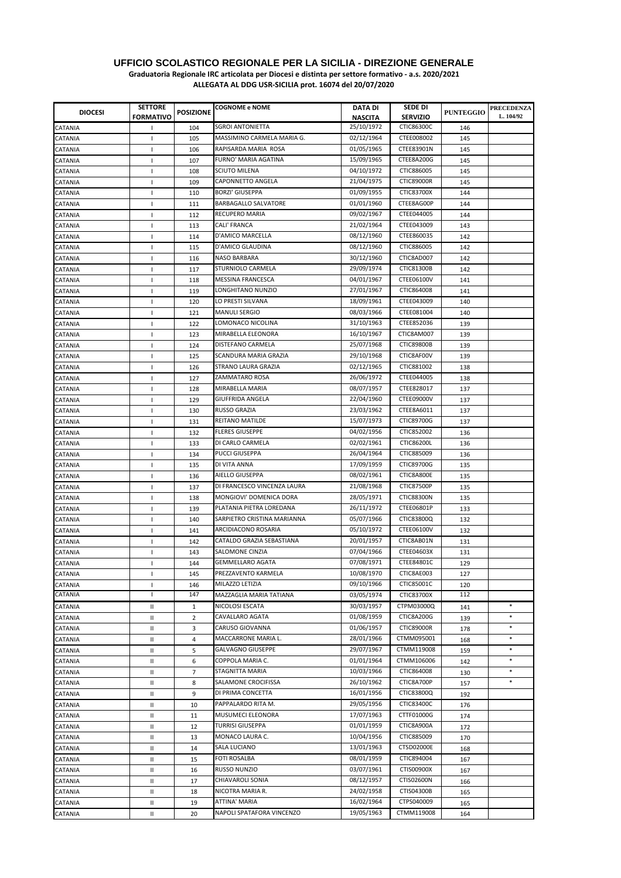**UFFICIO SCOLASTICO REGIONALE PER LA SICILIA - DIREZIONE GENERALE**

**Graduatoria Regionale IRC articolata per Diocesi e distinta per settore formativo - a.s. 2020/2021**

**ALLEGATA AL DDG USR-SICILIA prot. 16074 del 20/07/2020**

| DIOCESI | SETTORE FORMATIVO | POSIZIONE | COGNOME e NOME | DATA DI NASCITA | SEDE DI SERVIZIO | PUNTEGGIO | PRECEDENZA L. 104/92 |
|---|---|---|---|---|---|---|---|
| CATANIA | I | 104 | SGROI ANTONIETTA | 25/10/1972 | CTIC86300C | 146 | |
| CATANIA | I | 105 | MASSIMINO CARMELA MARIA G. | 02/12/1964 | CTEE008002 | 145 | |
| CATANIA | I | 106 | RAPISARDA MARIA ROSA | 01/05/1965 | CTEE83901N | 145 | |
| CATANIA | I | 107 | FURNO' MARIA AGATINA | 15/09/1965 | CTEE8A200G | 145 | |
| CATANIA | I | 108 | SCIUTO MILENA | 04/10/1972 | CTIC886005 | 145 | |
| CATANIA | I | 109 | CAPONNETTO ANGELA | 21/04/1975 | CTIC89000R | 145 | |
| CATANIA | I | 110 | BORZI' GIUSEPPA | 01/09/1955 | CTIC83700X | 144 | |
| CATANIA | I | 111 | BARBAGALLO SALVATORE | 01/01/1960 | CTEE8AG00P | 144 | |
| CATANIA | I | 112 | RECUPERO MARIA | 09/02/1967 | CTEE044005 | 144 | |
| CATANIA | I | 113 | CALI' FRANCA | 21/02/1964 | CTEE043009 | 143 | |
| CATANIA | I | 114 | D'AMICO MARCELLA | 08/12/1960 | CTEE860035 | 142 | |
| CATANIA | I | 115 | D'AMICO GLAUDINA | 08/12/1960 | CTIC886005 | 142 | |
| CATANIA | I | 116 | NASO BARBARA | 30/12/1960 | CTIC8AD007 | 142 | |
| CATANIA | I | 117 | STURNIOLO CARMELA | 29/09/1974 | CTIC81300B | 142 | |
| CATANIA | I | 118 | MESSINA FRANCESCA | 04/01/1967 | CTEE06100V | 141 | |
| CATANIA | I | 119 | LONGHITANO NUNZIO | 27/01/1967 | CTIC864008 | 141 | |
| CATANIA | I | 120 | LO PRESTI SILVANA | 18/09/1961 | CTEE043009 | 140 | |
| CATANIA | I | 121 | MANULI SERGIO | 08/03/1966 | CTEE081004 | 140 | |
| CATANIA | I | 122 | LOMONACO NICOLINA | 31/10/1963 | CTEE852036 | 139 | |
| CATANIA | I | 123 | MIRABELLA ELEONORA | 16/10/1967 | CTIC8AM007 | 139 | |
| CATANIA | I | 124 | DISTEFANO CARMELA | 25/07/1968 | CTIC89800B | 139 | |
| CATANIA | I | 125 | SCANDURA MARIA GRAZIA | 29/10/1968 | CTIC8AF00V | 139 | |
| CATANIA | I | 126 | STRANO LAURA GRAZIA | 02/12/1965 | CTIC881002 | 138 | |
| CATANIA | I | 127 | ZAMMATARO ROSA | 26/06/1972 | CTEE044005 | 138 | |
| CATANIA | I | 128 | MIRABELLA MARIA | 08/07/1957 | CTEE828017 | 137 | |
| CATANIA | I | 129 | GIUFFRIDA ANGELA | 22/04/1960 | CTEE09000V | 137 | |
| CATANIA | I | 130 | RUSSO GRAZIA | 23/03/1962 | CTEE8A6011 | 137 | |
| CATANIA | I | 131 | REITANO MATILDE | 15/07/1973 | CTIC89700G | 137 | |
| CATANIA | I | 132 | FLERES GIUSEPPE | 04/02/1956 | CTIC852002 | 136 | |
| CATANIA | I | 133 | DI CARLO CARMELA | 02/02/1961 | CTIC86200L | 136 | |
| CATANIA | I | 134 | PUCCI GIUSEPPA | 26/04/1964 | CTIC885009 | 136 | |
| CATANIA | I | 135 | DI VITA ANNA | 17/09/1959 | CTIC89700G | 135 | |
| CATANIA | I | 136 | AIELLO GIUSEPPA | 08/02/1961 | CTIC8A800E | 135 | |
| CATANIA | I | 137 | DI FRANCESCO VINCENZA LAURA | 21/08/1968 | CTIC87500P | 135 | |
| CATANIA | I | 138 | MONGIOVI' DOMENICA DORA | 28/05/1971 | CTIC88300N | 135 | |
| CATANIA | I | 139 | PLATANIA PIETRA LOREDANA | 26/11/1972 | CTEE06801P | 133 | |
| CATANIA | I | 140 | SARPIETRO CRISTINA MARIANNA | 05/07/1966 | CTIC83800Q | 132 | |
| CATANIA | I | 141 | ARCIDIACONO ROSARIA | 05/10/1972 | CTEE06100V | 132 | |
| CATANIA | I | 142 | CATALDO GRAZIA SEBASTIANA | 20/01/1957 | CTIC8AB01N | 131 | |
| CATANIA | I | 143 | SALOMONE CINZIA | 07/04/1966 | CTEE04603X | 131 | |
| CATANIA | I | 144 | GEMMELLARO AGATA | 07/08/1971 | CTEE84801C | 129 | |
| CATANIA | I | 145 | PREZZAVENTO KARMELA | 10/08/1970 | CTIC8AE003 | 127 | |
| CATANIA | I | 146 | MILAZZO LETIZIA | 09/10/1966 | CTIC85001C | 120 | |
| CATANIA | I | 147 | MAZZAGLIA MARIA TATIANA | 03/05/1974 | CTIC83700X | 112 | |
| CATANIA | II | 1 | NICOLOSI ESCATA | 30/03/1957 | CTPM03000Q | 141 | * |
| CATANIA | II | 2 | CAVALLARO AGATA | 01/08/1959 | CTIC8A200G | 139 | * |
| CATANIA | II | 3 | CARUSO GIOVANNA | 01/06/1957 | CTIC89000R | 178 | * |
| CATANIA | II | 4 | MACCARRONE MARIA L. | 28/01/1966 | CTMM095001 | 168 | * |
| CATANIA | II | 5 | GALVAGNO GIUSEPPE | 29/07/1967 | CTMM119008 | 159 | * |
| CATANIA | II | 6 | COPPOLA MARIA C. | 01/01/1964 | CTMM106006 | 142 | * |
| CATANIA | II | 7 | STAGNITTA MARIA | 10/03/1966 | CTIC864008 | 130 | * |
| CATANIA | II | 8 | SALAMONE CROCIFISSA | 26/10/1962 | CTIC8A700P | 157 | * |
| CATANIA | II | 9 | DI PRIMA CONCETTA | 16/01/1956 | CTIC83800Q | 192 | |
| CATANIA | II | 10 | PAPPALARDO RITA M. | 29/05/1956 | CTIC83400C | 176 | |
| CATANIA | II | 11 | MUSUMECI ELEONORA | 17/07/1963 | CTTF01000G | 174 | |
| CATANIA | II | 12 | TURRISI GIUSEPPA | 01/01/1959 | CTIC8A900A | 172 | |
| CATANIA | II | 13 | MONACO LAURA C. | 10/04/1956 | CTIC885009 | 170 | |
| CATANIA | II | 14 | SALA LUCIANO | 13/01/1963 | CTSD02000E | 168 | |
| CATANIA | II | 15 | FOTI ROSALBA | 08/01/1959 | CTIC894004 | 167 | |
| CATANIA | II | 16 | RUSSO NUNZIO | 03/07/1961 | CTIS00900X | 167 | |
| CATANIA | II | 17 | CHIAVAROLI SONIA | 08/12/1957 | CTIS02600N | 166 | |
| CATANIA | II | 18 | NICOTRA MARIA R. | 24/02/1958 | CTIS04300B | 165 | |
| CATANIA | II | 19 | ATTINA' MARIA | 16/02/1964 | CTPS040009 | 165 | |
| CATANIA | II | 20 | NAPOLI SPATAFORA VINCENZO | 19/05/1963 | CTMM119008 | 164 | |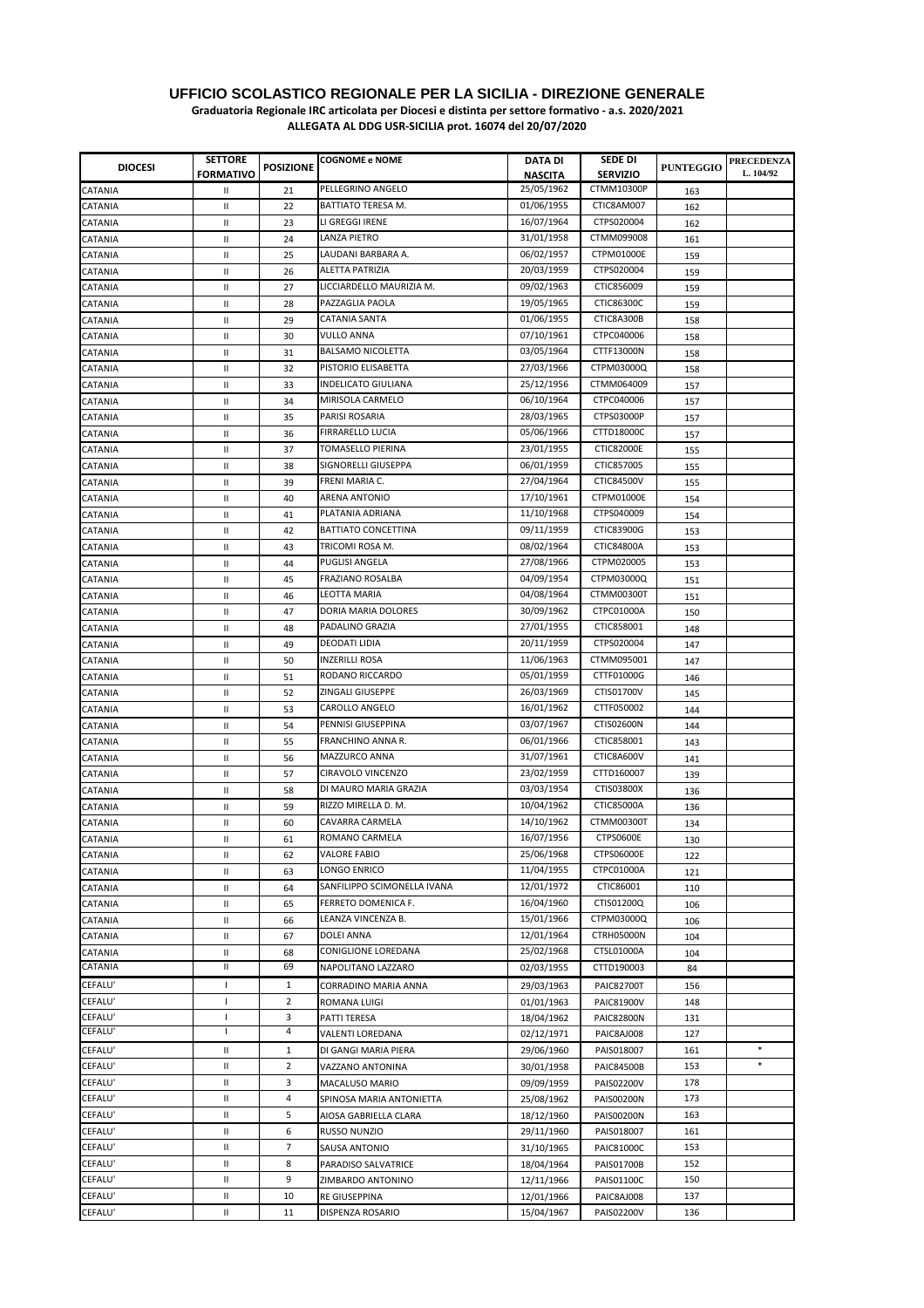**UFFICIO SCOLASTICO REGIONALE PER LA SICILIA - DIREZIONE GENERALE**

**Graduatoria Regionale IRC articolata per Diocesi e distinta per settore formativo - a.s. 2020/2021**

**ALLEGATA AL DDG USR-SICILIA prot. 16074 del 20/07/2020**

| DIOCESI | SETTORE FORMATIVO | POSIZIONE | COGNOME e NOME | DATA DI NASCITA | SEDE DI SERVIZIO | PUNTEGGIO | PRECEDENZA L. 104/92 |
|---|---|---|---|---|---|---|---|
| CATANIA | II | 21 | PELLEGRINO ANGELO | 25/05/1962 | CTMM10300P | 163 | |
| CATANIA | II | 22 | BATTIATO TERESA M. | 01/06/1955 | CTIC8AM007 | 162 | |
| CATANIA | II | 23 | LI GREGGI IRENE | 16/07/1964 | CTPS020004 | 162 | |
| CATANIA | II | 24 | LANZA PIETRO | 31/01/1958 | CTMM099008 | 161 | |
| CATANIA | II | 25 | LAUDANI BARBARA A. | 06/02/1957 | CTPM01000E | 159 | |
| CATANIA | II | 26 | ALETTA PATRIZIA | 20/03/1959 | CTPS020004 | 159 | |
| CATANIA | II | 27 | LICCIARDELLO MAURIZIA M. | 09/02/1963 | CTIC856009 | 159 | |
| CATANIA | II | 28 | PAZZAGLIA PAOLA | 19/05/1965 | CTIC86300C | 159 | |
| CATANIA | II | 29 | CATANIA SANTA | 01/06/1955 | CTIC8A300B | 158 | |
| CATANIA | II | 30 | VULLO ANNA | 07/10/1961 | CTPC040006 | 158 | |
| CATANIA | II | 31 | BALSAMO NICOLETTA | 03/05/1964 | CTTF13000N | 158 | |
| CATANIA | II | 32 | PISTORIO ELISABETTA | 27/03/1966 | CTPM03000Q | 158 | |
| CATANIA | II | 33 | INDELICATO GIULIANA | 25/12/1956 | CTMM064009 | 157 | |
| CATANIA | II | 34 | MIRISOLA CARMELO | 06/10/1964 | CTPC040006 | 157 | |
| CATANIA | II | 35 | PARISI ROSARIA | 28/03/1965 | CTPS03000P | 157 | |
| CATANIA | II | 36 | FIRRARELLO LUCIA | 05/06/1966 | CTTD18000C | 157 | |
| CATANIA | II | 37 | TOMASELLO PIERINA | 23/01/1955 | CTIC82000E | 155 | |
| CATANIA | II | 38 | SIGNORELLI GIUSEPPA | 06/01/1959 | CTIC857005 | 155 | |
| CATANIA | II | 39 | FRENI MARIA C. | 27/04/1964 | CTIC84500V | 155 | |
| CATANIA | II | 40 | ARENA ANTONIO | 17/10/1961 | CTPM01000E | 154 | |
| CATANIA | II | 41 | PLATANIA ADRIANA | 11/10/1968 | CTPS040009 | 154 | |
| CATANIA | II | 42 | BATTIATO CONCETTINA | 09/11/1959 | CTIC83900G | 153 | |
| CATANIA | II | 43 | TRICOMI ROSA M. | 08/02/1964 | CTIC84800A | 153 | |
| CATANIA | II | 44 | PUGLISI ANGELA | 27/08/1966 | CTPM020005 | 153 | |
| CATANIA | II | 45 | FRAZIANO ROSALBA | 04/09/1954 | CTPM03000Q | 151 | |
| CATANIA | II | 46 | LEOTTA MARIA | 04/08/1964 | CTMM00300T | 151 | |
| CATANIA | II | 47 | DORIA MARIA DOLORES | 30/09/1962 | CTPC01000A | 150 | |
| CATANIA | II | 48 | PADALINO GRAZIA | 27/01/1955 | CTIC858001 | 148 | |
| CATANIA | II | 49 | DEODATI LIDIA | 20/11/1959 | CTPS020004 | 147 | |
| CATANIA | II | 50 | INZERILLI ROSA | 11/06/1963 | CTMM095001 | 147 | |
| CATANIA | II | 51 | RODANO RICCARDO | 05/01/1959 | CTTF01000G | 146 | |
| CATANIA | II | 52 | ZINGALI GIUSEPPE | 26/03/1969 | CTIS01700V | 145 | |
| CATANIA | II | 53 | CAROLLO ANGELO | 16/01/1962 | CTTF050002 | 144 | |
| CATANIA | II | 54 | PENNISI GIUSEPPINA | 03/07/1967 | CTIS02600N | 144 | |
| CATANIA | II | 55 | FRANCHINO ANNA R. | 06/01/1966 | CTIC858001 | 143 | |
| CATANIA | II | 56 | MAZZURCO ANNA | 31/07/1961 | CTIC8A600V | 141 | |
| CATANIA | II | 57 | CIRAVOLO VINCENZO | 23/02/1959 | CTTD160007 | 139 | |
| CATANIA | II | 58 | DI MAURO MARIA GRAZIA | 03/03/1954 | CTIS03800X | 136 | |
| CATANIA | II | 59 | RIZZO MIRELLA D. M. | 10/04/1962 | CTIC85000A | 136 | |
| CATANIA | II | 60 | CAVARRA CARMELA | 14/10/1962 | CTMM00300T | 134 | |
| CATANIA | II | 61 | ROMANO CARMELA | 16/07/1956 | CTPS0600E | 130 | |
| CATANIA | II | 62 | VALORE FABIO | 25/06/1968 | CTPS06000E | 122 | |
| CATANIA | II | 63 | LONGO ENRICO | 11/04/1955 | CTPC01000A | 121 | |
| CATANIA | II | 64 | SANFILIPPO SCIMONELLA IVANA | 12/01/1972 | CTIC86001 | 110 | |
| CATANIA | II | 65 | FERRETO DOMENICA F. | 16/04/1960 | CTIS01200Q | 106 | |
| CATANIA | II | 66 | LEANZA VINCENZA B. | 15/01/1966 | CTPM03000Q | 106 | |
| CATANIA | II | 67 | DOLEI ANNA | 12/01/1964 | CTRH05000N | 104 | |
| CATANIA | II | 68 | CONIGLIONE LOREDANA | 25/02/1968 | CTSL01000A | 104 | |
| CATANIA | II | 69 | NAPOLITANO LAZZARO | 02/03/1955 | CTTD190003 | 84 | |
| CEFALU' | I | 1 | CORRADINO MARIA ANNA | 29/03/1963 | PAIC82700T | 156 | |
| CEFALU' | I | 2 | ROMANA LUIGI | 01/01/1963 | PAIC81900V | 148 | |
| CEFALU' | I | 3 | PATTI TERESA | 18/04/1962 | PAIC82800N | 131 | |
| CEFALU' | I | 4 | VALENTI LOREDANA | 02/12/1971 | PAIC8AJ008 | 127 | |
| CEFALU' | II | 1 | DI GANGI MARIA PIERA | 29/06/1960 | PAIS018007 | 161 | * |
| CEFALU' | II | 2 | VAZZANO ANTONINA | 30/01/1958 | PAIC84500B | 153 | * |
| CEFALU' | II | 3 | MACALUSO MARIO | 09/09/1959 | PAIS02200V | 178 | |
| CEFALU' | II | 4 | SPINOSA MARIA ANTONIETTA | 25/08/1962 | PAIS00200N | 173 | |
| CEFALU' | II | 5 | AIOSA GABRIELLA CLARA | 18/12/1960 | PAIS00200N | 163 | |
| CEFALU' | II | 6 | RUSSO NUNZIO | 29/11/1960 | PAIS018007 | 161 | |
| CEFALU' | II | 7 | SAUSA ANTONIO | 31/10/1965 | PAIC81000C | 153 | |
| CEFALU' | II | 8 | PARADISO SALVATRICE | 18/04/1964 | PAIS01700B | 152 | |
| CEFALU' | II | 9 | ZIMBARDO ANTONINO | 12/11/1966 | PAIS01100C | 150 | |
| CEFALU' | II | 10 | RE GIUSEPPINA | 12/01/1966 | PAIC8AJ008 | 137 | |
| CEFALU' | II | 11 | DISPENZA ROSARIO | 15/04/1967 | PAIS02200V | 136 | |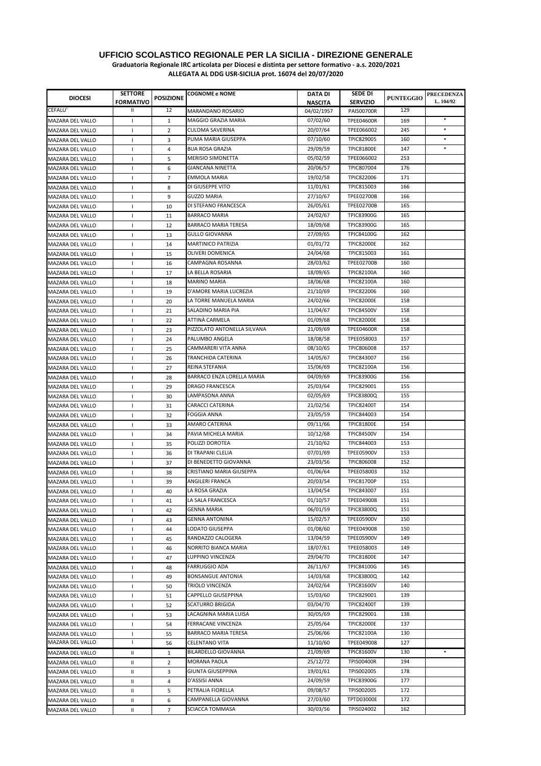# UFFICIO SCOLASTICO REGIONALE PER LA SICILIA - DIREZIONE GENERALE

**Graduatoria Regionale IRC articolata per Diocesi e distinta per settore formativo - a.s. 2020/2021**

**ALLEGATA AL DDG USR-SICILIA prot. 16074 del 20/07/2020**

| DIOCESI | SETTORE FORMATIVO | POSIZIONE | COGNOME e NOME | DATA DI NASCITA | SEDE DI SERVIZIO | PUNTEGGIO | PRECEDENZA L. 104/92 |
|---|---|---|---|---|---|---|---|
| CEFALU' | II | 12 | MARANDANO ROSARIO | 04/02/1957 | PAIS00700R | 129 | |
| MAZARA DEL VALLO | I | 1 | MAGGIO GRAZIA MARIA | 07/02/60 | TPEE04600R | 169 | * |
| MAZARA DEL VALLO | I | 2 | CULOMA SAVERINA | 20/07/64 | TPEE066002 | 245 | * |
| MAZARA DEL VALLO | I | 3 | PUMA MARIA GIUSEPPA | 07/10/60 | TPIC829005 | 160 | * |
| MAZARA DEL VALLO | I | 4 | BUA ROSA GRAZIA | 29/09/59 | TPIC81800E | 147 | * |
| MAZARA DEL VALLO | I | 5 | MERISIO SIMONETTA | 05/02/59 | TPEE066002 | 253 | |
| MAZARA DEL VALLO | I | 6 | GIANCANA NINETTA | 20/06/57 | TPIC807004 | 176 | |
| MAZARA DEL VALLO | I | 7 | EMMOLA MARIA | 19/02/58 | TPIC822006 | 171 | |
| MAZARA DEL VALLO | I | 8 | DI GIUSEPPE VITO | 11/01/61 | TPIC815003 | 166 | |
| MAZARA DEL VALLO | I | 9 | GUZZO MARIA | 27/10/67 | TPEE02700B | 166 | |
| MAZARA DEL VALLO | I | 10 | DI STEFANO FRANCESCA | 26/05/61 | TPEE02700B | 165 | |
| MAZARA DEL VALLO | I | 11 | BARRACO MARIA | 24/02/67 | TPIC83900G | 165 | |
| MAZARA DEL VALLO | I | 12 | BARRACO MARIA TERESA | 18/09/68 | TPIC83900G | 165 | |
| MAZARA DEL VALLO | I | 13 | GULLO GIOVANNA | 27/09/65 | TPIC84100G | 162 | |
| MAZARA DEL VALLO | I | 14 | MARTINICO PATRIZIA | 01/01/72 | TPIC82000E | 162 | |
| MAZARA DEL VALLO | I | 15 | OLIVERI DOMENICA | 24/04/68 | TPIC815003 | 161 | |
| MAZARA DEL VALLO | I | 16 | CAMPAGNA ROSANNA | 28/03/62 | TPEE02700B | 160 | |
| MAZARA DEL VALLO | I | 17 | LA BELLA ROSARIA | 18/09/65 | TPIC82100A | 160 | |
| MAZARA DEL VALLO | I | 18 | MARINO MARIA | 18/06/68 | TPIC82100A | 160 | |
| MAZARA DEL VALLO | I | 19 | D'AMORE MARIA LUCREZIA | 21/10/69 | TPIC822006 | 160 | |
| MAZARA DEL VALLO | I | 20 | LA TORRE MANUELA MARIA | 24/02/66 | TPIC82000E | 158 | |
| MAZARA DEL VALLO | I | 21 | SALADINO MARIA PIA | 11/04/67 | TPIC84500V | 158 | |
| MAZARA DEL VALLO | I | 22 | ATTINÀ CARMELA | 01/09/68 | TPIC82000E | 158 | |
| MAZARA DEL VALLO | I | 23 | PIZZOLATO ANTONELLA SILVANA | 21/09/69 | TPEE04600R | 158 | |
| MAZARA DEL VALLO | I | 24 | PALUMBO ANGELA | 18/08/58 | TPEE058003 | 157 | |
| MAZARA DEL VALLO | I | 25 | CAMMARERI VITA ANNA | 08/10/65 | TPIC806008 | 157 | |
| MAZARA DEL VALLO | I | 26 | TRANCHIDA CATERINA | 14/05/67 | TPIC843007 | 156 | |
| MAZARA DEL VALLO | I | 27 | REINA STEFANIA | 15/06/69 | TPIC82100A | 156 | |
| MAZARA DEL VALLO | I | 28 | BARRACO ENZA LORELLA MARIA | 04/09/69 | TPIC83900G | 156 | |
| MAZARA DEL VALLO | I | 29 | DRAGO FRANCESCA | 25/03/64 | TPIC829001 | 155 | |
| MAZARA DEL VALLO | I | 30 | LAMPASONA ANNA | 02/05/69 | TPIC83800Q | 155 | |
| MAZARA DEL VALLO | I | 31 | CARACCI CATERINA | 21/02/56 | TPIC82400T | 154 | |
| MAZARA DEL VALLO | I | 32 | FOGGIA ANNA | 23/05/59 | TPIC844003 | 154 | |
| MAZARA DEL VALLO | I | 33 | AMARO CATERINA | 09/11/66 | TPIC81800E | 154 | |
| MAZARA DEL VALLO | I | 34 | PAVIA MICHELA MARIA | 10/12/68 | TPIC84500V | 154 | |
| MAZARA DEL VALLO | I | 35 | POLIZZI DOROTEA | 21/10/62 | TPIC844003 | 153 | |
| MAZARA DEL VALLO | I | 36 | DI TRAPANI CLELIA | 07/01/69 | TPEE05900V | 153 | |
| MAZARA DEL VALLO | I | 37 | DI BENEDETTO GIOVANNA | 23/03/56 | TPIC806008 | 152 | |
| MAZARA DEL VALLO | I | 38 | CRISTIANO MARIA GIUSEPPA | 01/06/64 | TPEE058003 | 152 | |
| MAZARA DEL VALLO | I | 39 | ANGILERI FRANCA | 20/03/54 | TPIC81700P | 151 | |
| MAZARA DEL VALLO | I | 40 | LA ROSA GRAZIA | 13/04/54 | TPIC843007 | 151 | |
| MAZARA DEL VALLO | I | 41 | LA SALA FRANCESCA | 01/10/57 | TPEE049008 | 151 | |
| MAZARA DEL VALLO | I | 42 | GENNA MARIA | 06/01/59 | TPIC83800Q | 151 | |
| MAZARA DEL VALLO | I | 43 | GENNA ANTONINA | 15/02/57 | TPEE05900V | 150 | |
| MAZARA DEL VALLO | I | 44 | LODATO GIUSEPPA | 01/08/60 | TPEE049008 | 150 | |
| MAZARA DEL VALLO | I | 45 | RANDAZZO CALOGERA | 13/04/59 | TPEE05900V | 149 | |
| MAZARA DEL VALLO | I | 46 | NORRITO BIANCA MARIA | 18/07/61 | TPEE058003 | 149 | |
| MAZARA DEL VALLO | I | 47 | LUPPINO VINCENZA | 29/04/70 | TPIC81800E | 147 | |
| MAZARA DEL VALLO | I | 48 | FARRUGGIO ADA | 26/11/67 | TPIC84100G | 145 | |
| MAZARA DEL VALLO | I | 49 | BONSANGUE ANTONIA | 14/03/68 | TPIC83800Q | 142 | |
| MAZARA DEL VALLO | I | 50 | TRIOLO VINCENZA | 24/02/64 | TPIC81600V | 140 | |
| MAZARA DEL VALLO | I | 51 | CAPPELLO GIUSEPPINA | 15/03/60 | TPIC829001 | 139 | |
| MAZARA DEL VALLO | I | 52 | SCATURRO BRIGIDA | 03/04/70 | TPIC82400T | 139 | |
| MAZARA DEL VALLO | I | 53 | LACAGNINA MARIA LUISA | 30/05/69 | TPIC829001 | 138 | |
| MAZARA DEL VALLO | I | 54 | FERRACANE VINCENZA | 25/05/64 | TPIC82000E | 137 | |
| MAZARA DEL VALLO | I | 55 | BARRACO MARIA TERESA | 25/06/66 | TPIC82100A | 130 | |
| MAZARA DEL VALLO | I | 56 | CELENTANO VITA | 11/10/60 | TPEE049008 | 127 | |
| MAZARA DEL VALLO | II | 1 | BILARDELLO GIOVANNA | 21/09/69 | TPIC81600V | 130 | * |
| MAZARA DEL VALLO | II | 2 | MORANA PAOLA | 25/12/72 | TPIS00400R | 194 | |
| MAZARA DEL VALLO | II | 3 | GIUNTA GIUSEPPINA | 19/01/61 | TPIS002005 | 178 | |
| MAZARA DEL VALLO | II | 4 | D'ASSISI ANNA | 24/09/59 | TPIC83900G | 177 | |
| MAZARA DEL VALLO | II | 5 | PETRALIA FIORELLA | 09/08/57 | TPIS002005 | 172 | |
| MAZARA DEL VALLO | II | 6 | CAMPANELLA GIOVANNA | 27/03/60 | TPTD03000E | 172 | |
| MAZARA DEL VALLO | II | 7 | SCIACCA TOMMASA | 30/03/56 | TPIS024002 | 162 | |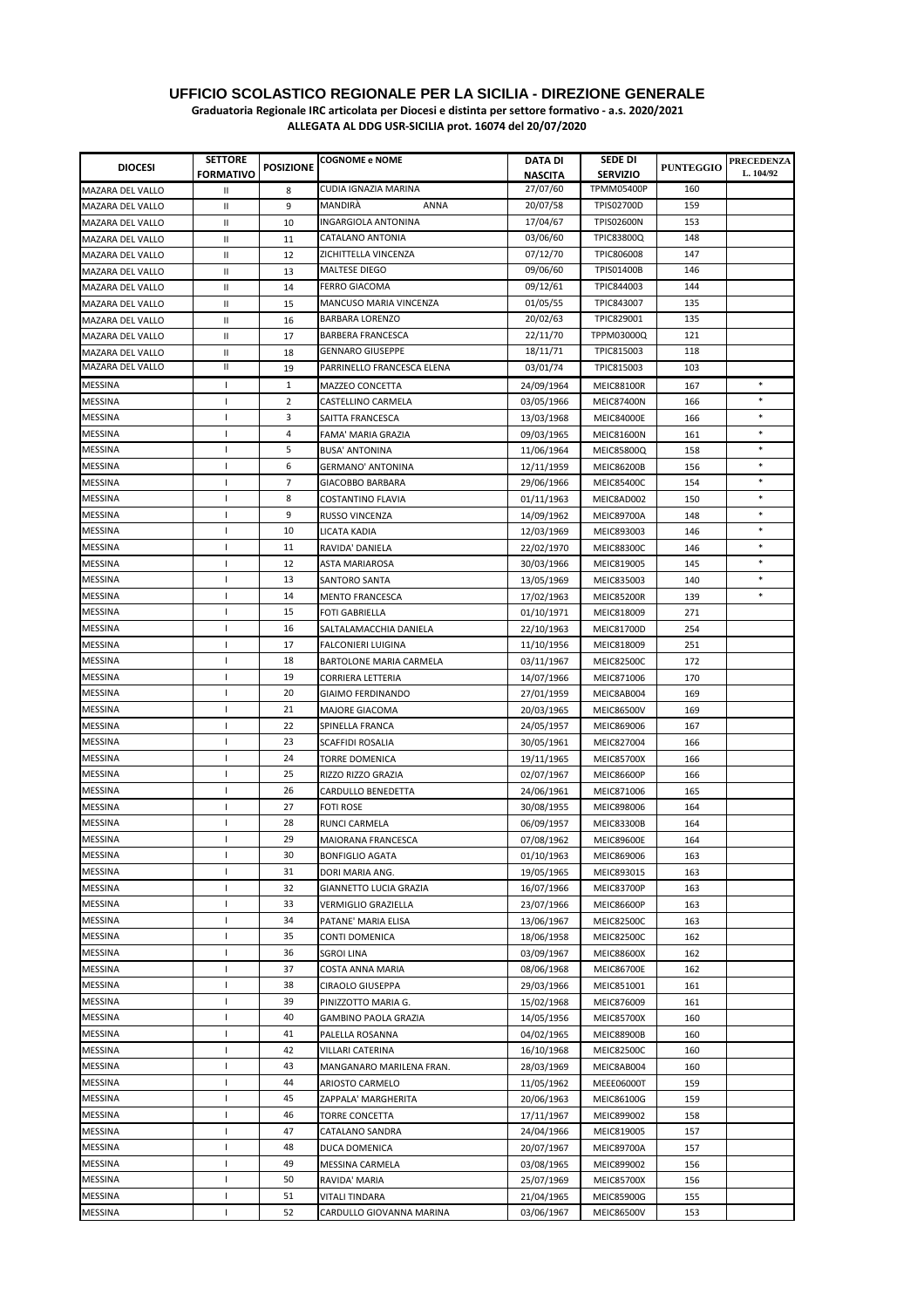# UFFICIO SCOLASTICO REGIONALE PER LA SICILIA - DIREZIONE GENERALE

**Graduatoria Regionale IRC articolata per Diocesi e distinta per settore formativo - a.s. 2020/2021**

**ALLEGATA AL DDG USR-SICILIA prot. 16074 del 20/07/2020**

| DIOCESI | SETTORE FORMATIVO | POSIZIONE | COGNOME e NOME | DATA DI NASCITA | SEDE DI SERVIZIO | PUNTEGGIO | PRECEDENZA L. 104/92 |
|---|---|---|---|---|---|---|---|
| MAZARA DEL VALLO | II | 8 | CUDIA IGNAZIA MARINA | 27/07/60 | TPMM05400P | 160 | |
| MAZARA DEL VALLO | II | 9 | MANDIRÀ ANNA | 20/07/58 | TPIS02700D | 159 | |
| MAZARA DEL VALLO | II | 10 | INGARGIOLA ANTONINA | 17/04/67 | TPIS02600N | 153 | |
| MAZARA DEL VALLO | II | 11 | CATALANO ANTONIA | 03/06/60 | TPIC83800Q | 148 | |
| MAZARA DEL VALLO | II | 12 | ZICHITTELLA VINCENZA | 07/12/70 | TPIC806008 | 147 | |
| MAZARA DEL VALLO | II | 13 | MALTESE DIEGO | 09/06/60 | TPIS01400B | 146 | |
| MAZARA DEL VALLO | II | 14 | FERRO GIACOMA | 09/12/61 | TPIC844003 | 144 | |
| MAZARA DEL VALLO | II | 15 | MANCUSO MARIA VINCENZA | 01/05/55 | TPIC843007 | 135 | |
| MAZARA DEL VALLO | II | 16 | BARBARA LORENZO | 20/02/63 | TPIC829001 | 135 | |
| MAZARA DEL VALLO | II | 17 | BARBERA FRANCESCA | 22/11/70 | TPPM03000Q | 121 | |
| MAZARA DEL VALLO | II | 18 | GENNARO GIUSEPPE | 18/11/71 | TPIC815003 | 118 | |
| MAZARA DEL VALLO | II | 19 | PARRINELLO FRANCESCA ELENA | 03/01/74 | TPIC815003 | 103 | |
| MESSINA | I | 1 | MAZZEO CONCETTA | 24/09/1964 | MEIC88100R | 167 | * |
| MESSINA | I | 2 | CASTELLINO CARMELA | 03/05/1966 | MEIC87400N | 166 | * |
| MESSINA | I | 3 | SAITTA FRANCESCA | 13/03/1968 | MEIC84000E | 166 | * |
| MESSINA | I | 4 | FAMA' MARIA GRAZIA | 09/03/1965 | MEIC81600N | 161 | * |
| MESSINA | I | 5 | BUSA' ANTONINA | 11/06/1964 | MEIC85800Q | 158 | * |
| MESSINA | I | 6 | GERMANO' ANTONINA | 12/11/1959 | MEIC86200B | 156 | * |
| MESSINA | I | 7 | GIACOBBO BARBARA | 29/06/1966 | MEIC85400C | 154 | * |
| MESSINA | I | 8 | COSTANTINO FLAVIA | 01/11/1963 | MEIC8AD002 | 150 | * |
| MESSINA | I | 9 | RUSSO VINCENZA | 14/09/1962 | MEIC89700A | 148 | * |
| MESSINA | I | 10 | LICATA KADIA | 12/03/1969 | MEIC893003 | 146 | * |
| MESSINA | I | 11 | RAVIDA' DANIELA | 22/02/1970 | MEIC88300C | 146 | * |
| MESSINA | I | 12 | ASTA MARIAROSA | 30/03/1966 | MEIC819005 | 145 | * |
| MESSINA | I | 13 | SANTORO SANTA | 13/05/1969 | MEIC835003 | 140 | * |
| MESSINA | I | 14 | MENTO FRANCESCA | 17/02/1963 | MEIC85200R | 139 | * |
| MESSINA | I | 15 | FOTI GABRIELLA | 01/10/1971 | MEIC818009 | 271 | |
| MESSINA | I | 16 | SALTALAMACCHIA DANIELA | 22/10/1963 | MEIC81700D | 254 | |
| MESSINA | I | 17 | FALCONIERI LUIGINA | 11/10/1956 | MEIC818009 | 251 | |
| MESSINA | I | 18 | BARTOLONE MARIA CARMELA | 03/11/1967 | MEIC82500C | 172 | |
| MESSINA | I | 19 | CORRIERA LETTERIA | 14/07/1966 | MEIC871006 | 170 | |
| MESSINA | I | 20 | GIAIMO FERDINANDO | 27/01/1959 | MEIC8AB004 | 169 | |
| MESSINA | I | 21 | MAJORE GIACOMA | 20/03/1965 | MEIC86500V | 169 | |
| MESSINA | I | 22 | SPINELLA FRANCA | 24/05/1957 | MEIC869006 | 167 | |
| MESSINA | I | 23 | SCAFFIDI ROSALIA | 30/05/1961 | MEIC827004 | 166 | |
| MESSINA | I | 24 | TORRE DOMENICA | 19/11/1965 | MEIC85700X | 166 | |
| MESSINA | I | 25 | RIZZO RIZZO GRAZIA | 02/07/1967 | MEIC86600P | 166 | |
| MESSINA | I | 26 | CARDULLO BENEDETTA | 24/06/1961 | MEIC871006 | 165 | |
| MESSINA | I | 27 | FOTI ROSE | 30/08/1955 | MEIC898006 | 164 | |
| MESSINA | I | 28 | RUNCI CARMELA | 06/09/1957 | MEIC83300B | 164 | |
| MESSINA | I | 29 | MAIORANA FRANCESCA | 07/08/1962 | MEIC89600E | 164 | |
| MESSINA | I | 30 | BONFIGLIO AGATA | 01/10/1963 | MEIC869006 | 163 | |
| MESSINA | I | 31 | DORI MARIA ANG. | 19/05/1965 | MEIC893015 | 163 | |
| MESSINA | I | 32 | GIANNETTO LUCIA GRAZIA | 16/07/1966 | MEIC83700P | 163 | |
| MESSINA | I | 33 | VERMIGLIO GRAZIELLA | 23/07/1966 | MEIC86600P | 163 | |
| MESSINA | I | 34 | PATANE' MARIA ELISA | 13/06/1967 | MEIC82500C | 163 | |
| MESSINA | I | 35 | CONTI DOMENICA | 18/06/1958 | MEIC82500C | 162 | |
| MESSINA | I | 36 | SGROI LINA | 03/09/1967 | MEIC88600X | 162 | |
| MESSINA | I | 37 | COSTA ANNA MARIA | 08/06/1968 | MEIC86700E | 162 | |
| MESSINA | I | 38 | CIRAOLO GIUSEPPA | 29/03/1966 | MEIC851001 | 161 | |
| MESSINA | I | 39 | PINIZZOTTO MARIA G. | 15/02/1968 | MEIC876009 | 161 | |
| MESSINA | I | 40 | GAMBINO PAOLA GRAZIA | 14/05/1956 | MEIC85700X | 160 | |
| MESSINA | I | 41 | PALELLA ROSANNA | 04/02/1965 | MEIC88900B | 160 | |
| MESSINA | I | 42 | VILLARI CATERINA | 16/10/1968 | MEIC82500C | 160 | |
| MESSINA | I | 43 | MANGANARO MARILENA FRAN. | 28/03/1969 | MEIC8AB004 | 160 | |
| MESSINA | I | 44 | ARIOSTO CARMELO | 11/05/1962 | MEEE06000T | 159 | |
| MESSINA | I | 45 | ZAPPALA' MARGHERITA | 20/06/1963 | MEIC86100G | 159 | |
| MESSINA | I | 46 | TORRE CONCETTA | 17/11/1967 | MEIC899002 | 158 | |
| MESSINA | I | 47 | CATALANO SANDRA | 24/04/1966 | MEIC819005 | 157 | |
| MESSINA | I | 48 | DUCA DOMENICA | 20/07/1967 | MEIC89700A | 157 | |
| MESSINA | I | 49 | MESSINA CARMELA | 03/08/1965 | MEIC899002 | 156 | |
| MESSINA | I | 50 | RAVIDA' MARIA | 25/07/1969 | MEIC85700X | 156 | |
| MESSINA | I | 51 | VITALI TINDARA | 21/04/1965 | MEIC85900G | 155 | |
| MESSINA | I | 52 | CARDULLO GIOVANNA MARINA | 03/06/1967 | MEIC86500V | 153 | |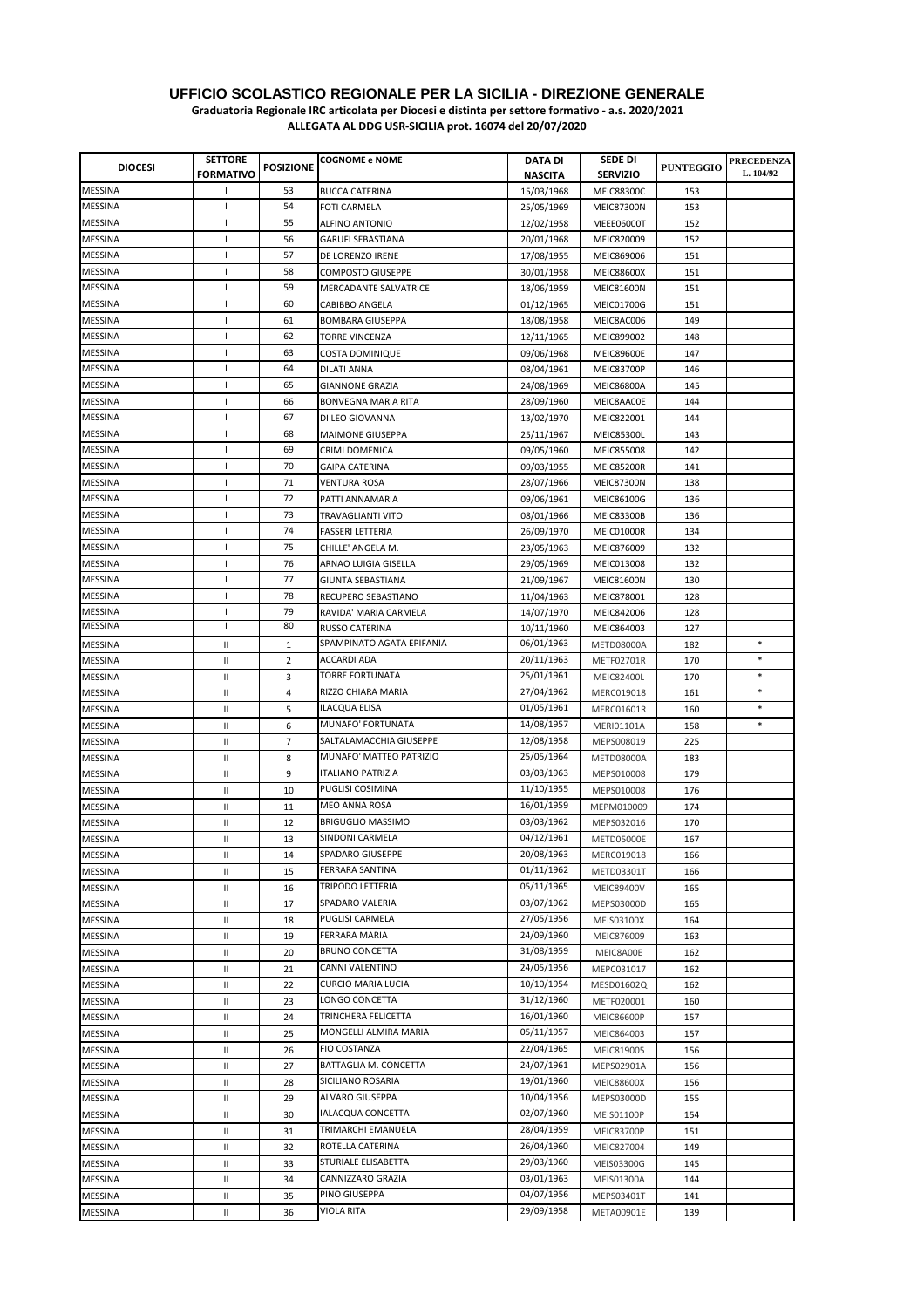# UFFICIO SCOLASTICO REGIONALE PER LA SICILIA - DIREZIONE GENERALE

**Graduatoria Regionale IRC articolata per Diocesi e distinta per settore formativo - a.s. 2020/2021**

**ALLEGATA AL DDG USR-SICILIA prot. 16074 del 20/07/2020**

| DIOCESI | SETTORE FORMATIVO | POSIZIONE | COGNOME e NOME | DATA DI NASCITA | SEDE DI SERVIZIO | PUNTEGGIO | PRECEDENZA L. 104/92 |
|---|---|---|---|---|---|---|---|
| MESSINA | I | 53 | BUCCA CATERINA | 15/03/1968 | MEIC88300C | 153 | |
| MESSINA | I | 54 | FOTI CARMELA | 25/05/1969 | MEIC87300N | 153 | |
| MESSINA | I | 55 | ALFINO ANTONIO | 12/02/1958 | MEEE06000T | 152 | |
| MESSINA | I | 56 | GARUFI SEBASTIANA | 20/01/1968 | MEIC820009 | 152 | |
| MESSINA | I | 57 | DE LORENZO IRENE | 17/08/1955 | MEIC869006 | 151 | |
| MESSINA | I | 58 | COMPOSTO GIUSEPPE | 30/01/1958 | MEIC88600X | 151 | |
| MESSINA | I | 59 | MERCADANTE SALVATRICE | 18/06/1959 | MEIC81600N | 151 | |
| MESSINA | I | 60 | CABIBBO ANGELA | 01/12/1965 | MEIC01700G | 151 | |
| MESSINA | I | 61 | BOMBARA GIUSEPPA | 18/08/1958 | MEIC8AC006 | 149 | |
| MESSINA | I | 62 | TORRE VINCENZA | 12/11/1965 | MEIC899002 | 148 | |
| MESSINA | I | 63 | COSTA DOMINIQUE | 09/06/1968 | MEIC89600E | 147 | |
| MESSINA | I | 64 | DILATI ANNA | 08/04/1961 | MEIC83700P | 146 | |
| MESSINA | I | 65 | GIANNONE GRAZIA | 24/08/1969 | MEIC86800A | 145 | |
| MESSINA | I | 66 | BONVEGNA MARIA RITA | 28/09/1960 | MEIC8AA00E | 144 | |
| MESSINA | I | 67 | DI LEO GIOVANNA | 13/02/1970 | MEIC822001 | 144 | |
| MESSINA | I | 68 | MAIMONE GIUSEPPA | 25/11/1967 | MEIC85300L | 143 | |
| MESSINA | I | 69 | CRIMI DOMENICA | 09/05/1960 | MEIC855008 | 142 | |
| MESSINA | I | 70 | GAIPA CATERINA | 09/03/1955 | MEIC85200R | 141 | |
| MESSINA | I | 71 | VENTURA ROSA | 28/07/1966 | MEIC87300N | 138 | |
| MESSINA | I | 72 | PATTI ANNAMARIA | 09/06/1961 | MEIC86100G | 136 | |
| MESSINA | I | 73 | TRAVAGLIANTI VITO | 08/01/1966 | MEIC83300B | 136 | |
| MESSINA | I | 74 | FASSERI LETTERIA | 26/09/1970 | MEIC01000R | 134 | |
| MESSINA | I | 75 | CHILLE' ANGELA M. | 23/05/1963 | MEIC876009 | 132 | |
| MESSINA | I | 76 | ARNAO LUIGIA GISELLA | 29/05/1969 | MEIC013008 | 132 | |
| MESSINA | I | 77 | GIUNTA SEBASTIANA | 21/09/1967 | MEIC81600N | 130 | |
| MESSINA | I | 78 | RECUPERO SEBASTIANO | 11/04/1963 | MEIC878001 | 128 | |
| MESSINA | I | 79 | RAVIDA' MARIA CARMELA | 14/07/1970 | MEIC842006 | 128 | |
| MESSINA | I | 80 | RUSSO CATERINA | 10/11/1960 | MEIC864003 | 127 | |
| MESSINA | II | 1 | SPAMPINATO AGATA EPIFANIA | 06/01/1963 | METD08000A | 182 | * |
| MESSINA | II | 2 | ACCARDI ADA | 20/11/1963 | METF02701R | 170 | * |
| MESSINA | II | 3 | TORRE FORTUNATA | 25/01/1961 | MEIC82400L | 170 | * |
| MESSINA | II | 4 | RIZZO CHIARA MARIA | 27/04/1962 | MERC019018 | 161 | * |
| MESSINA | II | 5 | ILACQUA ELISA | 01/05/1961 | MERC01601R | 160 | * |
| MESSINA | II | 6 | MUNAFO' FORTUNATA | 14/08/1957 | MERI01101A | 158 | * |
| MESSINA | II | 7 | SALTALAMACCHIA GIUSEPPE | 12/08/1958 | MEPS008019 | 225 | |
| MESSINA | II | 8 | MUNAFO' MATTEO PATRIZIO | 25/05/1964 | METD08000A | 183 | |
| MESSINA | II | 9 | ITALIANO PATRIZIA | 03/03/1963 | MEPS010008 | 179 | |
| MESSINA | II | 10 | PUGLISI COSIMINA | 11/10/1955 | MEPS010008 | 176 | |
| MESSINA | II | 11 | MEO ANNA ROSA | 16/01/1959 | MEPM010009 | 174 | |
| MESSINA | II | 12 | BRIGUGLIO MASSIMO | 03/03/1962 | MEPS032016 | 170 | |
| MESSINA | II | 13 | SINDONI CARMELA | 04/12/1961 | METD05000E | 167 | |
| MESSINA | II | 14 | SPADARO GIUSEPPE | 20/08/1963 | MERC019018 | 166 | |
| MESSINA | II | 15 | FERRARA SANTINA | 01/11/1962 | METD03301T | 166 | |
| MESSINA | II | 16 | TRIPODO LETTERIA | 05/11/1965 | MEIC89400V | 165 | |
| MESSINA | II | 17 | SPADARO VALERIA | 03/07/1962 | MEPS03000D | 165 | |
| MESSINA | II | 18 | PUGLISI CARMELA | 27/05/1956 | MEIS03100X | 164 | |
| MESSINA | II | 19 | FERRARA MARIA | 24/09/1960 | MEIC876009 | 163 | |
| MESSINA | II | 20 | BRUNO CONCETTA | 31/08/1959 | MEIC8A00E | 162 | |
| MESSINA | II | 21 | CANNI VALENTINO | 24/05/1956 | MEPC031017 | 162 | |
| MESSINA | II | 22 | CURCIO MARIA LUCIA | 10/10/1954 | MESD01602Q | 162 | |
| MESSINA | II | 23 | LONGO CONCETTA | 31/12/1960 | METF020001 | 160 | |
| MESSINA | II | 24 | TRINCHERA FELICETTA | 16/01/1960 | MEIC86600P | 157 | |
| MESSINA | II | 25 | MONGELLI ALMIRA MARIA | 05/11/1957 | MEIC864003 | 157 | |
| MESSINA | II | 26 | FIO COSTANZA | 22/04/1965 | MEIC819005 | 156 | |
| MESSINA | II | 27 | BATTAGLIA M. CONCETTA | 24/07/1961 | MEPS02901A | 156 | |
| MESSINA | II | 28 | SICILIANO ROSARIA | 19/01/1960 | MEIC88600X | 156 | |
| MESSINA | II | 29 | ALVARO GIUSEPPA | 10/04/1956 | MEPS03000D | 155 | |
| MESSINA | II | 30 | IALACQUA CONCETTA | 02/07/1960 | MEIS01100P | 154 | |
| MESSINA | II | 31 | TRIMARCHI EMANUELA | 28/04/1959 | MEIC83700P | 151 | |
| MESSINA | II | 32 | ROTELLA CATERINA | 26/04/1960 | MEIC827004 | 149 | |
| MESSINA | II | 33 | STURIALE ELISABETTA | 29/03/1960 | MEIS03300G | 145 | |
| MESSINA | II | 34 | CANNIZZARO GRAZIA | 03/01/1963 | MEIS01300A | 144 | |
| MESSINA | II | 35 | PINO GIUSEPPA | 04/07/1956 | MEPS03401T | 141 | |
| MESSINA | II | 36 | VIOLA RITA | 29/09/1958 | META00901E | 139 | |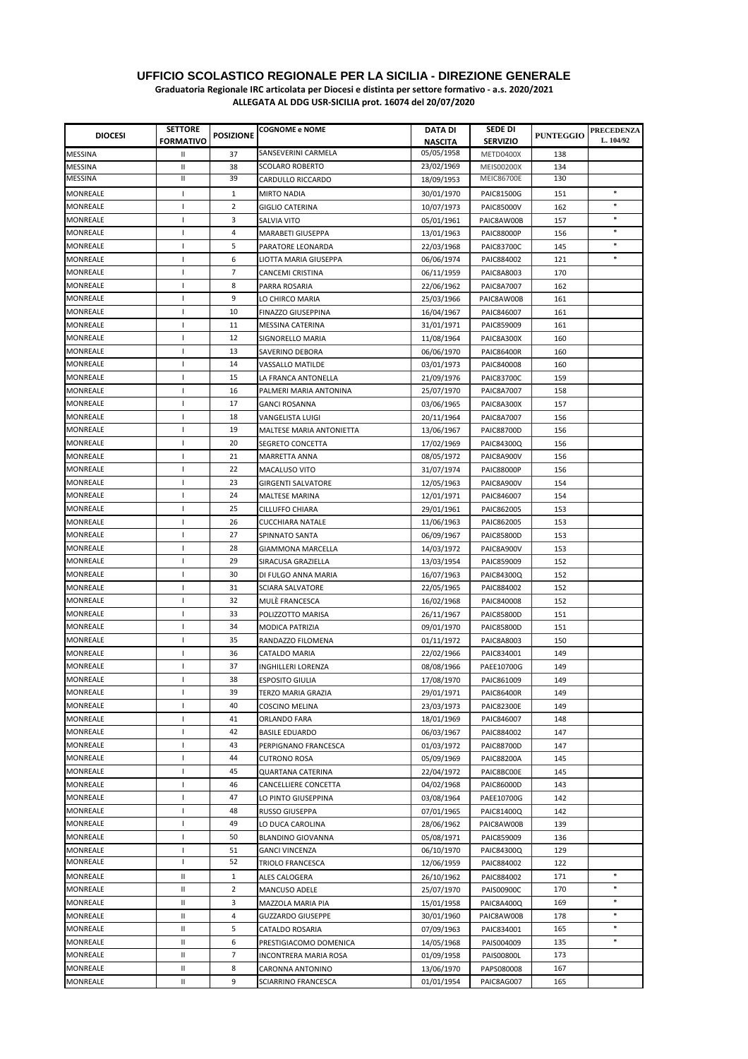**UFFICIO SCOLASTICO REGIONALE PER LA SICILIA - DIREZIONE GENERALE**

**Graduatoria Regionale IRC articolata per Diocesi e distinta per settore formativo - a.s. 2020/2021**

**ALLEGATA AL DDG USR-SICILIA prot. 16074 del 20/07/2020**

| DIOCESI | SETTORE FORMATIVO | POSIZIONE | COGNOME e NOME | DATA DI NASCITA | SEDE DI SERVIZIO | PUNTEGGIO | PRECEDENZA L. 104/92 |
|---|---|---|---|---|---|---|---|
| MESSINA | II | 37 | SANSEVERINI CARMELA | 05/05/1958 | METD0400X | 138 | |
| MESSINA | II | 38 | SCOLARO ROBERTO | 23/02/1969 | MEIS00200X | 134 | |
| MESSINA | II | 39 | CARDULLO RICCARDO | 18/09/1953 | MEIC86700E | 130 | |
| MONREALE | I | 1 | MIRTO NADIA | 30/01/1970 | PAIC81500G | 151 | * |
| MONREALE | I | 2 | GIGLIO CATERINA | 10/07/1973 | PAIC85000V | 162 | * |
| MONREALE | I | 3 | SALVIA VITO | 05/01/1961 | PAIC8AW00B | 157 | * |
| MONREALE | I | 4 | MARABETI GIUSEPPA | 13/01/1963 | PAIC88000P | 156 | * |
| MONREALE | I | 5 | PARATORE LEONARDA | 22/03/1968 | PAIC83700C | 145 | * |
| MONREALE | I | 6 | LIOTTA MARIA GIUSEPPA | 06/06/1974 | PAIC884002 | 121 | * |
| MONREALE | I | 7 | CANCEMI CRISTINA | 06/11/1959 | PAIC8A8003 | 170 | |
| MONREALE | I | 8 | PARRA ROSARIA | 22/06/1962 | PAIC8A7007 | 162 | |
| MONREALE | I | 9 | LO CHIRCO MARIA | 25/03/1966 | PAIC8AW00B | 161 | |
| MONREALE | I | 10 | FINAZZO GIUSEPPINA | 16/04/1967 | PAIC846007 | 161 | |
| MONREALE | I | 11 | MESSINA CATERINA | 31/01/1971 | PAIC859009 | 161 | |
| MONREALE | I | 12 | SIGNORELLO MARIA | 11/08/1964 | PAIC8A300X | 160 | |
| MONREALE | I | 13 | SAVERINO DEBORA | 06/06/1970 | PAIC86400R | 160 | |
| MONREALE | I | 14 | VASSALLO MATILDE | 03/01/1973 | PAIC840008 | 160 | |
| MONREALE | I | 15 | LA FRANCA ANTONELLA | 21/09/1976 | PAIC83700C | 159 | |
| MONREALE | I | 16 | PALMERI MARIA ANTONINA | 25/07/1970 | PAIC8A7007 | 158 | |
| MONREALE | I | 17 | GANCI ROSANNA | 03/06/1965 | PAIC8A300X | 157 | |
| MONREALE | I | 18 | VANGELISTA LUIGI | 20/11/1964 | PAIC8A7007 | 156 | |
| MONREALE | I | 19 | MALTESE MARIA ANTONIETTA | 13/06/1967 | PAIC88700D | 156 | |
| MONREALE | I | 20 | SEGRETO CONCETTA | 17/02/1969 | PAIC84300Q | 156 | |
| MONREALE | I | 21 | MARRETTA ANNA | 08/05/1972 | PAIC8A900V | 156 | |
| MONREALE | I | 22 | MACALUSO VITO | 31/07/1974 | PAIC88000P | 156 | |
| MONREALE | I | 23 | GIRGENTI SALVATORE | 12/05/1963 | PAIC8A900V | 154 | |
| MONREALE | I | 24 | MALTESE MARINA | 12/01/1971 | PAIC846007 | 154 | |
| MONREALE | I | 25 | CILLUFFO CHIARA | 29/01/1961 | PAIC862005 | 153 | |
| MONREALE | I | 26 | CUCCHIARA NATALE | 11/06/1963 | PAIC862005 | 153 | |
| MONREALE | I | 27 | SPINNATO SANTA | 06/09/1967 | PAIC85800D | 153 | |
| MONREALE | I | 28 | GIAMMONA MARCELLA | 14/03/1972 | PAIC8A900V | 153 | |
| MONREALE | I | 29 | SIRACUSA GRAZIELLA | 13/03/1954 | PAIC859009 | 152 | |
| MONREALE | I | 30 | DI FULGO ANNA MARIA | 16/07/1963 | PAIC84300Q | 152 | |
| MONREALE | I | 31 | SCIARA SALVATORE | 22/05/1965 | PAIC884002 | 152 | |
| MONREALE | I | 32 | MULÈ FRANCESCA | 16/02/1968 | PAIC840008 | 152 | |
| MONREALE | I | 33 | POLIZZOTTO MARISA | 26/11/1967 | PAIC85800D | 151 | |
| MONREALE | I | 34 | MODICA PATRIZIA | 09/01/1970 | PAIC85800D | 151 | |
| MONREALE | I | 35 | RANDAZZO FILOMENA | 01/11/1972 | PAIC8A8003 | 150 | |
| MONREALE | I | 36 | CATALDO MARIA | 22/02/1966 | PAIC834001 | 149 | |
| MONREALE | I | 37 | INGHILLERI LORENZA | 08/08/1966 | PAEE10700G | 149 | |
| MONREALE | I | 38 | ESPOSITO GIULIA | 17/08/1970 | PAIC861009 | 149 | |
| MONREALE | I | 39 | TERZO MARIA GRAZIA | 29/01/1971 | PAIC86400R | 149 | |
| MONREALE | I | 40 | COSCINO MELINA | 23/03/1973 | PAIC82300E | 149 | |
| MONREALE | I | 41 | ORLANDO FARA | 18/01/1969 | PAIC846007 | 148 | |
| MONREALE | I | 42 | BASILE EDUARDO | 06/03/1967 | PAIC884002 | 147 | |
| MONREALE | I | 43 | PERPIGNANO FRANCESCA | 01/03/1972 | PAIC88700D | 147 | |
| MONREALE | I | 44 | CUTRONO ROSA | 05/09/1969 | PAIC88200A | 145 | |
| MONREALE | I | 45 | QUARTANA CATERINA | 22/04/1972 | PAIC8BC00E | 145 | |
| MONREALE | I | 46 | CANCELLIERE CONCETTA | 04/02/1968 | PAIC86000D | 143 | |
| MONREALE | I | 47 | LO PINTO GIUSEPPINA | 03/08/1964 | PAEE10700G | 142 | |
| MONREALE | I | 48 | RUSSO GIUSEPPA | 07/01/1965 | PAIC81400Q | 142 | |
| MONREALE | I | 49 | LO DUCA CAROLINA | 28/06/1962 | PAIC8AW00B | 139 | |
| MONREALE | I | 50 | BLANDINO GIOVANNA | 05/08/1971 | PAIC859009 | 136 | |
| MONREALE | I | 51 | GANCI VINCENZA | 06/10/1970 | PAIC84300Q | 129 | |
| MONREALE | I | 52 | TRIOLO FRANCESCA | 12/06/1959 | PAIC884002 | 122 | |
| MONREALE | II | 1 | ALES CALOGERA | 26/10/1962 | PAIC884002 | 171 | * |
| MONREALE | II | 2 | MANCUSO ADELE | 25/07/1970 | PAIS00900C | 170 | * |
| MONREALE | II | 3 | MAZZOLA MARIA PIA | 15/01/1958 | PAIC8A400Q | 169 | * |
| MONREALE | II | 4 | GUZZARDO GIUSEPPE | 30/01/1960 | PAIC8AW00B | 178 | * |
| MONREALE | II | 5 | CATALDO ROSARIA | 07/09/1963 | PAIC834001 | 165 | * |
| MONREALE | II | 6 | PRESTIGIACOMO DOMENICA | 14/05/1968 | PAIS004009 | 135 | * |
| MONREALE | II | 7 | INCONTRERA MARIA ROSA | 01/09/1958 | PAIS00800L | 173 | |
| MONREALE | II | 8 | CARONNA ANTONINO | 13/06/1970 | PAPS080008 | 167 | |
| MONREALE | II | 9 | SCIARRINO FRANCESCA | 01/01/1954 | PAIC8AG007 | 165 | |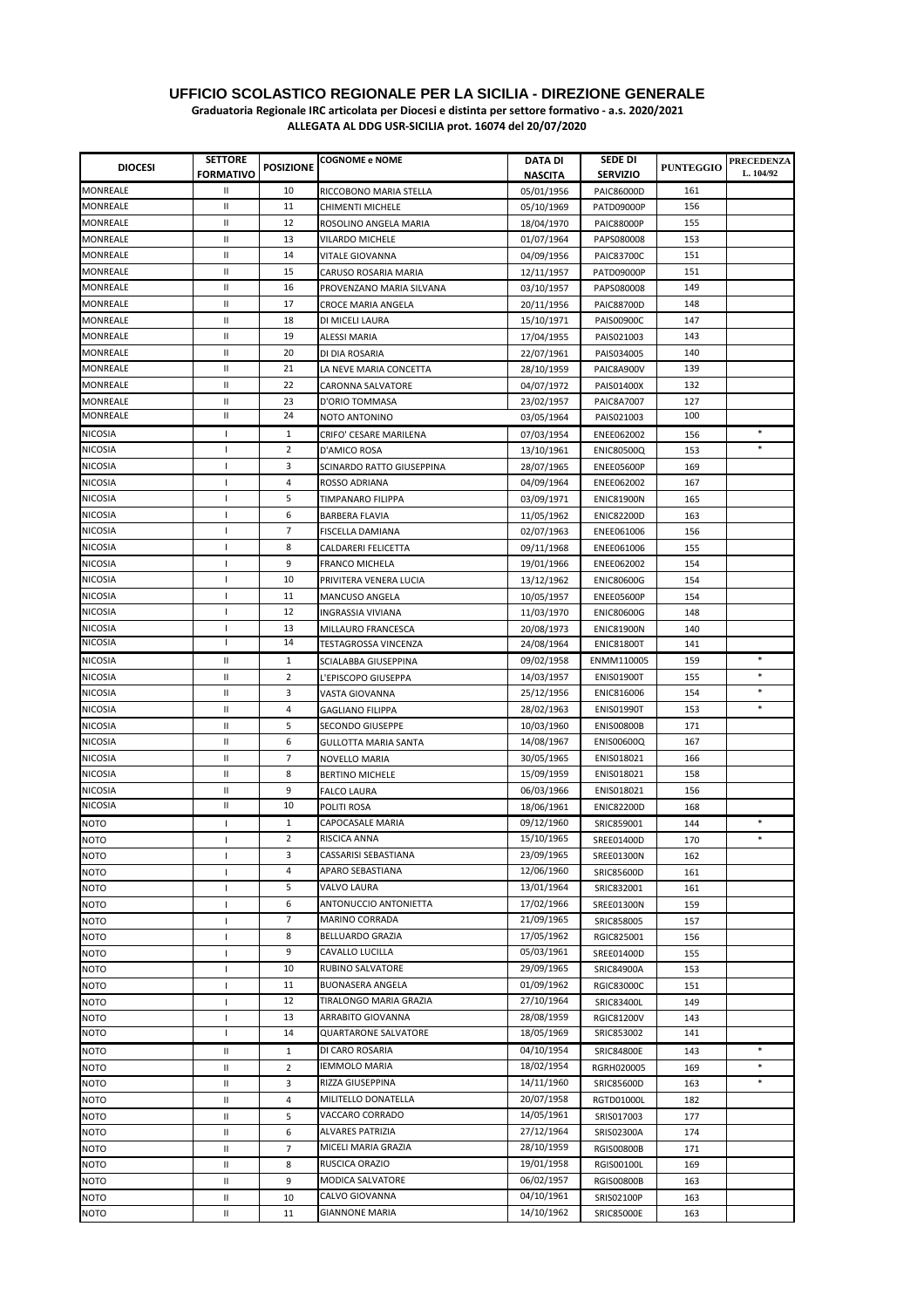# UFFICIO SCOLASTICO REGIONALE PER LA SICILIA - DIREZIONE GENERALE

**Graduatoria Regionale IRC articolata per Diocesi e distinta per settore formativo - a.s. 2020/2021**

**ALLEGATA AL DDG USR-SICILIA prot. 16074 del 20/07/2020**

| DIOCESI | SETTORE FORMATIVO | POSIZIONE | COGNOME e NOME | DATA DI NASCITA | SEDE DI SERVIZIO | PUNTEGGIO | PRECEDENZA L. 104/92 |
|---|---|---|---|---|---|---|---|
| MONREALE | II | 10 | RICCOBONO MARIA STELLA | 05/01/1956 | PAIC86000D | 161 | |
| MONREALE | II | 11 | CHIMENTI MICHELE | 05/10/1969 | PATD09000P | 156 | |
| MONREALE | II | 12 | ROSOLINO ANGELA MARIA | 18/04/1970 | PAIC88000P | 155 | |
| MONREALE | II | 13 | VILARDO MICHELE | 01/07/1964 | PAPS080008 | 153 | |
| MONREALE | II | 14 | VITALE GIOVANNA | 04/09/1956 | PAIC83700C | 151 | |
| MONREALE | II | 15 | CARUSO ROSARIA MARIA | 12/11/1957 | PATD09000P | 151 | |
| MONREALE | II | 16 | PROVENZANO MARIA SILVANA | 03/10/1957 | PAPS080008 | 149 | |
| MONREALE | II | 17 | CROCE MARIA ANGELA | 20/11/1956 | PAIC88700D | 148 | |
| MONREALE | II | 18 | DI MICELI LAURA | 15/10/1971 | PAIS00900C | 147 | |
| MONREALE | II | 19 | ALESSI MARIA | 17/04/1955 | PAIS021003 | 143 | |
| MONREALE | II | 20 | DI DIA ROSARIA | 22/07/1961 | PAIS034005 | 140 | |
| MONREALE | II | 21 | LA NEVE MARIA CONCETTA | 28/10/1959 | PAIC8A900V | 139 | |
| MONREALE | II | 22 | CARONNA SALVATORE | 04/07/1972 | PAIS01400X | 132 | |
| MONREALE | II | 23 | D'ORIO TOMMASA | 23/02/1957 | PAIC8A7007 | 127 | |
| MONREALE | II | 24 | NOTO ANTONINO | 03/05/1964 | PAIS021003 | 100 | |
| NICOSIA | I | 1 | CRIFO' CESARE MARILENA | 07/03/1954 | ENEE062002 | 156 | * |
| NICOSIA | I | 2 | D'AMICO ROSA | 13/10/1961 | ENIC80500Q | 153 | * |
| NICOSIA | I | 3 | SCINARDO RATTO GIUSEPPINA | 28/07/1965 | ENEE05600P | 169 | |
| NICOSIA | I | 4 | ROSSO ADRIANA | 04/09/1964 | ENEE062002 | 167 | |
| NICOSIA | I | 5 | TIMPANARO FILIPPA | 03/09/1971 | ENIC81900N | 165 | |
| NICOSIA | I | 6 | BARBERA FLAVIA | 11/05/1962 | ENIC82200D | 163 | |
| NICOSIA | I | 7 | FISCELLA DAMIANA | 02/07/1963 | ENEE061006 | 156 | |
| NICOSIA | I | 8 | CALDARERI FELICETTA | 09/11/1968 | ENEE061006 | 155 | |
| NICOSIA | I | 9 | FRANCO MICHELA | 19/01/1966 | ENEE062002 | 154 | |
| NICOSIA | I | 10 | PRIVITERA VENERA LUCIA | 13/12/1962 | ENIC80600G | 154 | |
| NICOSIA | I | 11 | MANCUSO ANGELA | 10/05/1957 | ENEE05600P | 154 | |
| NICOSIA | I | 12 | INGRASSIA VIVIANA | 11/03/1970 | ENIC80600G | 148 | |
| NICOSIA | I | 13 | MILLAURO FRANCESCA | 20/08/1973 | ENIC81900N | 140 | |
| NICOSIA | I | 14 | TESTAGROSSA VINCENZA | 24/08/1964 | ENIC81800T | 141 | |
| NICOSIA | II | 1 | SCIALABBA GIUSEPPINA | 09/02/1958 | ENMM110005 | 159 | * |
| NICOSIA | II | 2 | L'EPISCOPO GIUSEPPA | 14/03/1957 | ENIS01900T | 155 | * |
| NICOSIA | II | 3 | VASTA GIOVANNA | 25/12/1956 | ENIC816006 | 154 | * |
| NICOSIA | II | 4 | GAGLIANO FILIPPA | 28/02/1963 | ENIS01990T | 153 | * |
| NICOSIA | II | 5 | SECONDO GIUSEPPE | 10/03/1960 | ENIS00800B | 171 | |
| NICOSIA | II | 6 | GULLOTTA MARIA SANTA | 14/08/1967 | ENIS00600Q | 167 | |
| NICOSIA | II | 7 | NOVELLO MARIA | 30/05/1965 | ENIS018021 | 166 | |
| NICOSIA | II | 8 | BERTINO MICHELE | 15/09/1959 | ENIS018021 | 158 | |
| NICOSIA | II | 9 | FALCO LAURA | 06/03/1966 | ENIS018021 | 156 | |
| NICOSIA | II | 10 | POLITI ROSA | 18/06/1961 | ENIC82200D | 168 | |
| NOTO | I | 1 | CAPOCASALE MARIA | 09/12/1960 | SRIC859001 | 144 | * |
| NOTO | I | 2 | RISCICA ANNA | 15/10/1965 | SREE01400D | 170 | * |
| NOTO | I | 3 | CASSARISI SEBASTIANA | 23/09/1965 | SREE01300N | 162 | |
| NOTO | I | 4 | APARO SEBASTIANA | 12/06/1960 | SRIC85600D | 161 | |
| NOTO | I | 5 | VALVO LAURA | 13/01/1964 | SRIC832001 | 161 | |
| NOTO | I | 6 | ANTONUCCIO ANTONIETTA | 17/02/1966 | SREE01300N | 159 | |
| NOTO | I | 7 | MARINO CORRADA | 21/09/1965 | SRIC858005 | 157 | |
| NOTO | I | 8 | BELLUARDO GRAZIA | 17/05/1962 | RGIC825001 | 156 | |
| NOTO | I | 9 | CAVALLO LUCILLA | 05/03/1961 | SREE01400D | 155 | |
| NOTO | I | 10 | RUBINO SALVATORE | 29/09/1965 | SRIC84900A | 153 | |
| NOTO | I | 11 | BUONASERA ANGELA | 01/09/1962 | RGIC83000C | 151 | |
| NOTO | I | 12 | TIRALONGO MARIA GRAZIA | 27/10/1964 | SRIC83400L | 149 | |
| NOTO | I | 13 | ARRABITO GIOVANNA | 28/08/1959 | RGIC81200V | 143 | |
| NOTO | I | 14 | QUARTARONE SALVATORE | 18/05/1969 | SRIC853002 | 141 | |
| NOTO | II | 1 | DI CARO ROSARIA | 04/10/1954 | SRIC84800E | 143 | * |
| NOTO | II | 2 | IEMMOLO MARIA | 18/02/1954 | RGRH020005 | 169 | * |
| NOTO | II | 3 | RIZZA GIUSEPPINA | 14/11/1960 | SRIC85600D | 163 | * |
| NOTO | II | 4 | MILITELLO DONATELLA | 20/07/1958 | RGTD01000L | 182 | |
| NOTO | II | 5 | VACCARO CORRADO | 14/05/1961 | SRIS017003 | 177 | |
| NOTO | II | 6 | ALVARES PATRIZIA | 27/12/1964 | SRIS02300A | 174 | |
| NOTO | II | 7 | MICELI MARIA GRAZIA | 28/10/1959 | RGIS00800B | 171 | |
| NOTO | II | 8 | RUSCICA ORAZIO | 19/01/1958 | RGIS00100L | 169 | |
| NOTO | II | 9 | MODICA SALVATORE | 06/02/1957 | RGIS00800B | 163 | |
| NOTO | II | 10 | CALVO GIOVANNA | 04/10/1961 | SRIS02100P | 163 | |
| NOTO | II | 11 | GIANNONE MARIA | 14/10/1962 | SRIC85000E | 163 | |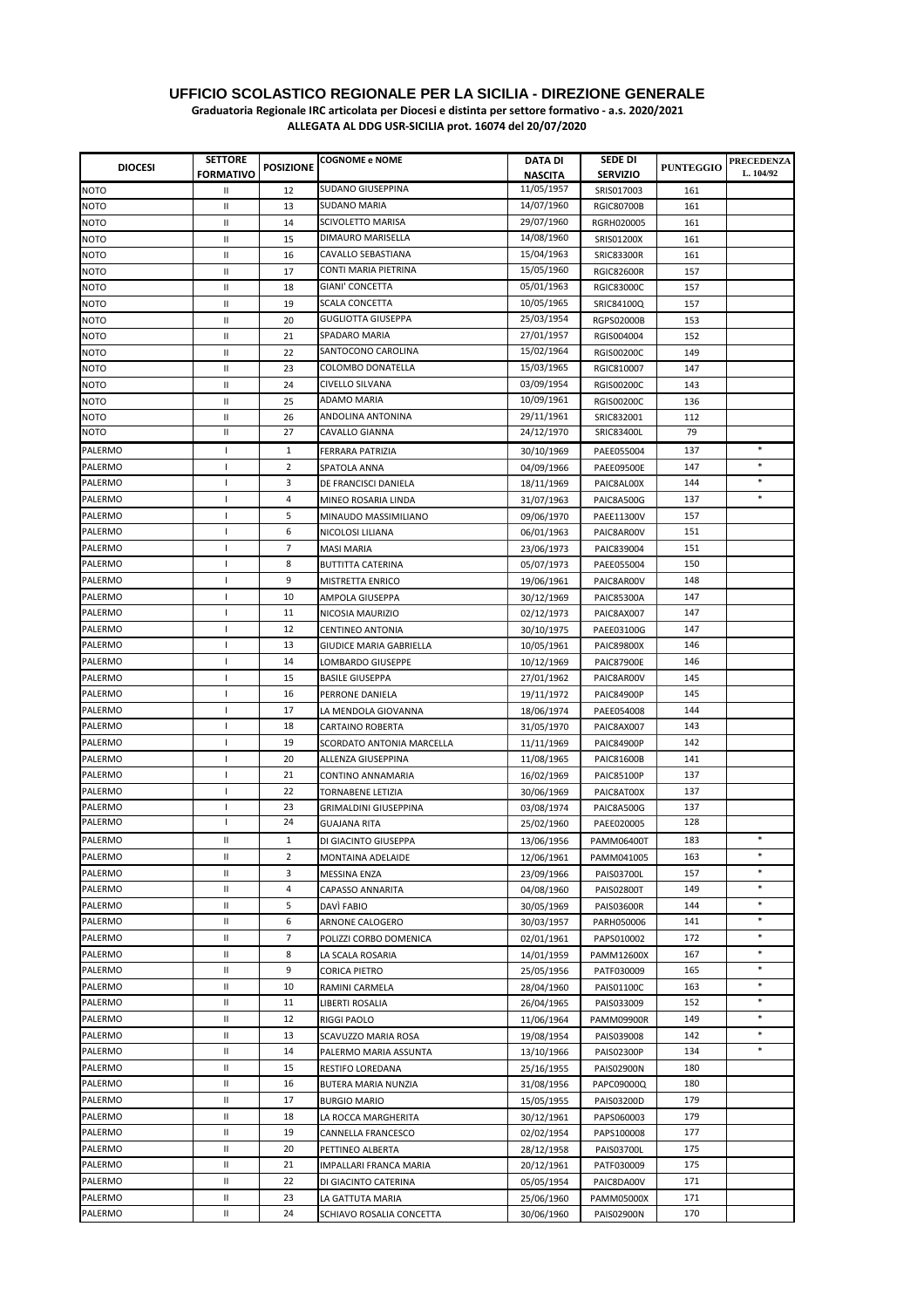**UFFICIO SCOLASTICO REGIONALE PER LA SICILIA - DIREZIONE GENERALE**

**Graduatoria Regionale IRC articolata per Diocesi e distinta per settore formativo - a.s. 2020/2021**

**ALLEGATA AL DDG USR-SICILIA prot. 16074 del 20/07/2020**

| DIOCESI | SETTORE FORMATIVO | POSIZIONE | COGNOME e NOME | DATA DI NASCITA | SEDE DI SERVIZIO | PUNTEGGIO | PRECEDENZA L. 104/92 |
|---|---|---|---|---|---|---|---|
| NOTO | II | 12 | SUDANO GIUSEPPINA | 11/05/1957 | SRIS017003 | 161 | |
| NOTO | II | 13 | SUDANO MARIA | 14/07/1960 | RGIC80700B | 161 | |
| NOTO | II | 14 | SCIVOLETTO MARISA | 29/07/1960 | RGRH020005 | 161 | |
| NOTO | II | 15 | DIMAURO MARISELLA | 14/08/1960 | SRIS01200X | 161 | |
| NOTO | II | 16 | CAVALLO SEBASTIANA | 15/04/1963 | SRIC83300R | 161 | |
| NOTO | II | 17 | CONTI MARIA PIETRINA | 15/05/1960 | RGIC82600R | 157 | |
| NOTO | II | 18 | GIANI' CONCETTA | 05/01/1963 | RGIC83000C | 157 | |
| NOTO | II | 19 | SCALA CONCETTA | 10/05/1965 | SRIC84100Q | 157 | |
| NOTO | II | 20 | GUGLIOTTA GIUSEPPA | 25/03/1954 | RGPS02000B | 153 | |
| NOTO | II | 21 | SPADARO MARIA | 27/01/1957 | RGIS004004 | 152 | |
| NOTO | II | 22 | SANTOCONO CAROLINA | 15/02/1964 | RGIS00200C | 149 | |
| NOTO | II | 23 | COLOMBO DONATELLA | 15/03/1965 | RGIC810007 | 147 | |
| NOTO | II | 24 | CIVELLO SILVANA | 03/09/1954 | RGIS00200C | 143 | |
| NOTO | II | 25 | ADAMO MARIA | 10/09/1961 | RGIS00200C | 136 | |
| NOTO | II | 26 | ANDOLINA ANTONINA | 29/11/1961 | SRIC832001 | 112 | |
| NOTO | II | 27 | CAVALLO GIANNA | 24/12/1970 | SRIC83400L | 79 | |
| PALERMO | I | 1 | FERRARA PATRIZIA | 30/10/1969 | PAEE055004 | 137 | * |
| PALERMO | I | 2 | SPATOLA ANNA | 04/09/1966 | PAEE09500E | 147 | * |
| PALERMO | I | 3 | DE FRANCISCI DANIELA | 18/11/1969 | PAIC8AL00X | 144 | * |
| PALERMO | I | 4 | MINEO ROSARIA LINDA | 31/07/1963 | PAIC8A500G | 137 | * |
| PALERMO | I | 5 | MINAUDO MASSIMILIANO | 09/06/1970 | PAEE11300V | 157 | |
| PALERMO | I | 6 | NICOLOSI LILIANA | 06/01/1963 | PAIC8AR00V | 151 | |
| PALERMO | I | 7 | MASI MARIA | 23/06/1973 | PAIC839004 | 151 | |
| PALERMO | I | 8 | BUTTITTA CATERINA | 05/07/1973 | PAEE055004 | 150 | |
| PALERMO | I | 9 | MISTRETTA ENRICO | 19/06/1961 | PAIC8AR00V | 148 | |
| PALERMO | I | 10 | AMPOLA GIUSEPPA | 30/12/1969 | PAIC85300A | 147 | |
| PALERMO | I | 11 | NICOSIA MAURIZIO | 02/12/1973 | PAIC8AX007 | 147 | |
| PALERMO | I | 12 | CENTINEO ANTONIA | 30/10/1975 | PAEE03100G | 147 | |
| PALERMO | I | 13 | GIUDICE MARIA GABRIELLA | 10/05/1961 | PAIC89800X | 146 | |
| PALERMO | I | 14 | LOMBARDO GIUSEPPE | 10/12/1969 | PAIC87900E | 146 | |
| PALERMO | I | 15 | BASILE GIUSEPPA | 27/01/1962 | PAIC8AR00V | 145 | |
| PALERMO | I | 16 | PERRONE DANIELA | 19/11/1972 | PAIC84900P | 145 | |
| PALERMO | I | 17 | LA MENDOLA GIOVANNA | 18/06/1974 | PAEE054008 | 144 | |
| PALERMO | I | 18 | CARTAINO ROBERTA | 31/05/1970 | PAIC8AX007 | 143 | |
| PALERMO | I | 19 | SCORDATO ANTONIA MARCELLA | 11/11/1969 | PAIC84900P | 142 | |
| PALERMO | I | 20 | ALLENZA GIUSEPPINA | 11/08/1965 | PAIC81600B | 141 | |
| PALERMO | I | 21 | CONTINO ANNAMARIA | 16/02/1969 | PAIC85100P | 137 | |
| PALERMO | I | 22 | TORNABENE LETIZIA | 30/06/1969 | PAIC8AT00X | 137 | |
| PALERMO | I | 23 | GRIMALDINI GIUSEPPINA | 03/08/1974 | PAIC8A500G | 137 | |
| PALERMO | I | 24 | GUAJANA RITA | 25/02/1960 | PAEE020005 | 128 | |
| PALERMO | II | 1 | DI GIACINTO GIUSEPPA | 13/06/1956 | PAMM06400T | 183 | * |
| PALERMO | II | 2 | MONTAINA ADELAIDE | 12/06/1961 | PAMM041005 | 163 | * |
| PALERMO | II | 3 | MESSINA ENZA | 23/09/1966 | PAIS03700L | 157 | * |
| PALERMO | II | 4 | CAPASSO ANNARITA | 04/08/1960 | PAIS02800T | 149 | * |
| PALERMO | II | 5 | DAVÌ FABIO | 30/05/1969 | PAIS03600R | 144 | * |
| PALERMO | II | 6 | ARNONE CALOGERO | 30/03/1957 | PARH050006 | 141 | * |
| PALERMO | II | 7 | POLIZZI CORBO DOMENICA | 02/01/1961 | PAPS010002 | 172 | * |
| PALERMO | II | 8 | LA SCALA ROSARIA | 14/01/1959 | PAMM12600X | 167 | * |
| PALERMO | II | 9 | CORICA PIETRO | 25/05/1956 | PATF030009 | 165 | * |
| PALERMO | II | 10 | RAMINI CARMELA | 28/04/1960 | PAIS01100C | 163 | * |
| PALERMO | II | 11 | LIBERTI ROSALIA | 26/04/1965 | PAIS033009 | 152 | * |
| PALERMO | II | 12 | RIGGI PAOLO | 11/06/1964 | PAMM09900R | 149 | * |
| PALERMO | II | 13 | SCAVUZZO MARIA ROSA | 19/08/1954 | PAIS039008 | 142 | * |
| PALERMO | II | 14 | PALERMO MARIA ASSUNTA | 13/10/1966 | PAIS02300P | 134 | * |
| PALERMO | II | 15 | RESTIFO LOREDANA | 25/16/1955 | PAIS02900N | 180 | |
| PALERMO | II | 16 | BUTERA MARIA NUNZIA | 31/08/1956 | PAPC09000Q | 180 | |
| PALERMO | II | 17 | BURGIO MARIO | 15/05/1955 | PAIS03200D | 179 | |
| PALERMO | II | 18 | LA ROCCA MARGHERITA | 30/12/1961 | PAPS060003 | 179 | |
| PALERMO | II | 19 | CANNELLA FRANCESCO | 02/02/1954 | PAPS100008 | 177 | |
| PALERMO | II | 20 | PETTINEO ALBERTA | 28/12/1958 | PAIS03700L | 175 | |
| PALERMO | II | 21 | IMPALLARI FRANCA MARIA | 20/12/1961 | PATF030009 | 175 | |
| PALERMO | II | 22 | DI GIACINTO CATERINA | 05/05/1954 | PAIC8DA00V | 171 | |
| PALERMO | II | 23 | LA GATTUTA MARIA | 25/06/1960 | PAMM05000X | 171 | |
| PALERMO | II | 24 | SCHIAVO ROSALIA CONCETTA | 30/06/1960 | PAIS02900N | 170 | |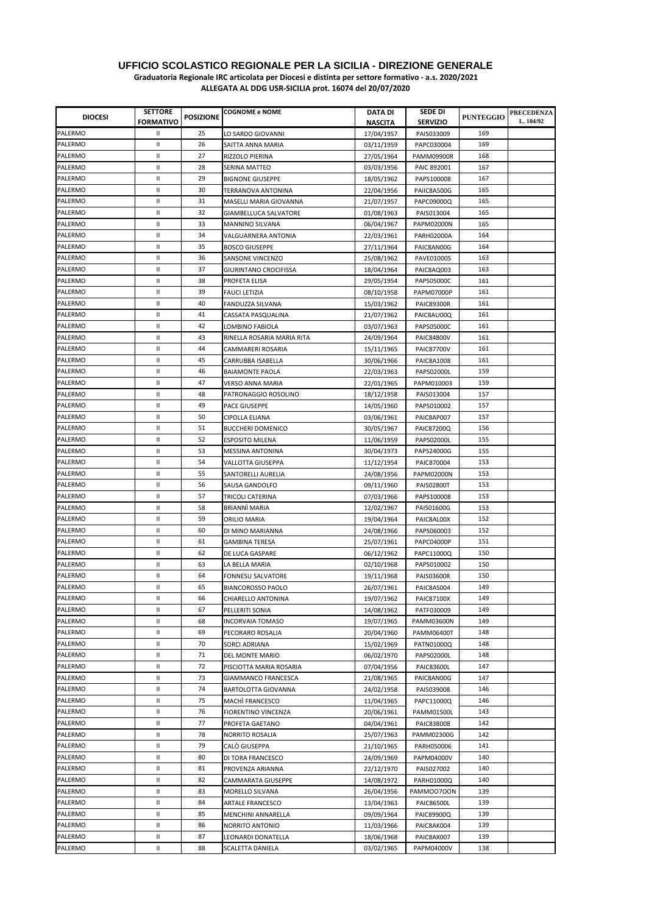**UFFICIO SCOLASTICO REGIONALE PER LA SICILIA - DIREZIONE GENERALE**

**Graduatoria Regionale IRC articolata per Diocesi e distinta per settore formativo - a.s. 2020/2021**

**ALLEGATA AL DDG USR-SICILIA prot. 16074 del 20/07/2020**

| DIOCESI | SETTORE FORMATIVO | POSIZIONE | COGNOME e NOME | DATA DI NASCITA | SEDE DI SERVIZIO | PUNTEGGIO | PRECEDENZA L. 104/92 |
|---|---|---|---|---|---|---|---|
| PALERMO | II | 25 | LO SARDO GIOVANNI | 17/04/1957 | PAIS033009 | 169 | |
| PALERMO | II | 26 | SAITTA ANNA MARIA | 03/11/1959 | PAPC030004 | 169 | |
| PALERMO | II | 27 | RIZZOLO PIERINA | 27/05/1964 | PAMM09900R | 168 | |
| PALERMO | II | 28 | SERINA MATTEO | 03/03/1956 | PAIC 892001 | 167 | |
| PALERMO | II | 29 | BIGNONE GIUSEPPE | 18/05/1962 | PAPS100008 | 167 | |
| PALERMO | II | 30 | TERRANOVA ANTONINA | 22/04/1956 | PAIIC8A500G | 165 | |
| PALERMO | II | 31 | MASELLI MARIA GIOVANNA | 21/07/1957 | PAPC09000Q | 165 | |
| PALERMO | II | 32 | GIAMBELLUCA SALVATORE | 01/08/1963 | PAIS013004 | 165 | |
| PALERMO | II | 33 | MANNINO SILVANA | 06/04/1967 | PAPM02000N | 165 | |
| PALERMO | II | 34 | VALGUARNERA ANTONIA | 22/03/1961 | PARH02000A | 164 | |
| PALERMO | II | 35 | BOSCO GIUSEPPE | 27/11/1964 | PAIC8AN00G | 164 | |
| PALERMO | II | 36 | SANSONE VINCENZO | 25/08/1962 | PAVE010005 | 163 | |
| PALERMO | II | 37 | GIURINTANO CROCIFISSA | 18/04/1964 | PAIC8AQ003 | 163 | |
| PALERMO | II | 38 | PROFETA ELISA | 29/05/1954 | PAPS05000C | 161 | |
| PALERMO | II | 39 | FAUCI LETIZIA | 08/10/1958 | PAPM07000P | 161 | |
| PALERMO | II | 40 | FANDUZZA SILVANA | 15/03/1962 | PAIC89300R | 161 | |
| PALERMO | II | 41 | CASSATA PASQUALINA | 21/07/1962 | PAIC8AU00Q | 161 | |
| PALERMO | II | 42 | LOMBINO FABIOLA | 03/07/1963 | PAPS05000C | 161 | |
| PALERMO | II | 43 | RINELLA ROSARIA MARIA RITA | 24/09/1964 | PAIC84800V | 161 | |
| PALERMO | II | 44 | CAMMARERI ROSARIA | 15/11/1965 | PAIC87700V | 161 | |
| PALERMO | II | 45 | CARRUBBA ISABELLA | 30/06/1966 | PAIC8A1008 | 161 | |
| PALERMO | II | 46 | BAIAMONTE PAOLA | 22/03/1963 | PAPS02000L | 159 | |
| PALERMO | II | 47 | VERSO ANNA MARIA | 22/01/1965 | PAPM010003 | 159 | |
| PALERMO | II | 48 | PATRONAGGIO ROSOLINO | 18/12/1958 | PAIS013004 | 157 | |
| PALERMO | II | 49 | PACE GIUSEPPE | 14/05/1960 | PAPS010002 | 157 | |
| PALERMO | II | 50 | CIPOLLA ELIANA | 03/06/1961 | PAIC8AP007 | 157 | |
| PALERMO | II | 51 | BUCCHERI DOMENICO | 30/05/1967 | PAIC87200Q | 156 | |
| PALERMO | II | 52 | ESPOSITO MILENA | 11/06/1959 | PAPS02000L | 155 | |
| PALERMO | II | 53 | MESSINA ANTONINA | 30/04/1973 | PAPS24000G | 155 | |
| PALERMO | II | 54 | VALLOTTA GIUSEPPA | 11/12/1954 | PAIC870004 | 153 | |
| PALERMO | II | 55 | SANTORELLI AURELIA | 24/08/1956 | PAPM02000N | 153 | |
| PALERMO | II | 56 | SAUSA GANDOLFO | 09/11/1960 | PAIS02800T | 153 | |
| PALERMO | II | 57 | TRICOLI CATERINA | 07/03/1966 | PAPS100008 | 153 | |
| PALERMO | II | 58 | BRIANNÌ MARIA | 12/02/1967 | PAIS01600G | 153 | |
| PALERMO | II | 59 | ORILIO MARIA | 19/04/1964 | PAIC8AL00X | 152 | |
| PALERMO | II | 60 | DI MINO MARIANNA | 24/08/1966 | PAPS060003 | 152 | |
| PALERMO | II | 61 | GAMBINA TERESA | 25/07/1961 | PAPC04000P | 151 | |
| PALERMO | II | 62 | DE LUCA GASPARE | 06/12/1962 | PAPC11000Q | 150 | |
| PALERMO | II | 63 | LA BELLA MARIA | 02/10/1968 | PAPS010002 | 150 | |
| PALERMO | II | 64 | FONNESU SALVATORE | 19/11/1968 | PAIS03600R | 150 | |
| PALERMO | II | 65 | BIANCOROSSO PAOLO | 26/07/1961 | PAIC8AS004 | 149 | |
| PALERMO | II | 66 | CHIARELLO ANTONINA | 19/07/1962 | PAIC87100X | 149 | |
| PALERMO | II | 67 | PELLERITI SONIA | 14/08/1962 | PATF030009 | 149 | |
| PALERMO | II | 68 | INCORVAIA TOMASO | 19/07/1965 | PAMM03600N | 149 | |
| PALERMO | II | 69 | PECORARO ROSALIA | 20/04/1960 | PAMM06400T | 148 | |
| PALERMO | II | 70 | SORCI ADRIANA | 15/02/1969 | PATN01000Q | 148 | |
| PALERMO | II | 71 | DEL MONTE MARIO | 06/02/1970 | PAPS02000L | 148 | |
| PALERMO | II | 72 | PISCIOTTA MARIA ROSARIA | 07/04/1956 | PAIC83600L | 147 | |
| PALERMO | II | 73 | GIAMMANCO FRANCESCA | 21/08/1965 | PAIC8AN00G | 147 | |
| PALERMO | II | 74 | BARTOLOTTA GIOVANNA | 24/02/1958 | PAIS039008 | 146 | |
| PALERMO | II | 75 | MACHÌ FRANCESCO | 11/04/1965 | PAPC11000Q | 146 | |
| PALERMO | II | 76 | FIORENTINO VINCENZA | 20/06/1961 | PAMM01500L | 143 | |
| PALERMO | II | 77 | PROFETA GAETANO | 04/04/1961 | PAIC838008 | 142 | |
| PALERMO | II | 78 | NORRITO ROSALIA | 25/07/1963 | PAMM02300G | 142 | |
| PALERMO | II | 79 | CALÒ GIUSEPPA | 21/10/1965 | PARH050006 | 141 | |
| PALERMO | II | 80 | DI TORA FRANCESCO | 24/09/1969 | PAPM04000V | 140 | |
| PALERMO | II | 81 | PROVENZA ARIANNA | 22/12/1970 | PAIS027002 | 140 | |
| PALERMO | II | 82 | CAMMARATA GIUSEPPE | 14/08/1972 | PARH01000Q | 140 | |
| PALERMO | II | 83 | MORELLO SILVANA | 26/04/1956 | PAMMOO7OON | 139 | |
| PALERMO | II | 84 | ARTALE FRANCESCO | 13/04/1963 | PAIC86500L | 139 | |
| PALERMO | II | 85 | MENCHINI ANNARELLA | 09/09/1964 | PAIC89900Q | 139 | |
| PALERMO | II | 86 | NORRITO ANTONIO | 11/03/1966 | PAIC8AK004 | 139 | |
| PALERMO | II | 87 | LEONARDI DONATELLA | 18/06/1968 | PAIC8AX007 | 139 | |
| PALERMO | II | 88 | SCALETTA DANIELA | 03/02/1965 | PAPM04000V | 138 | |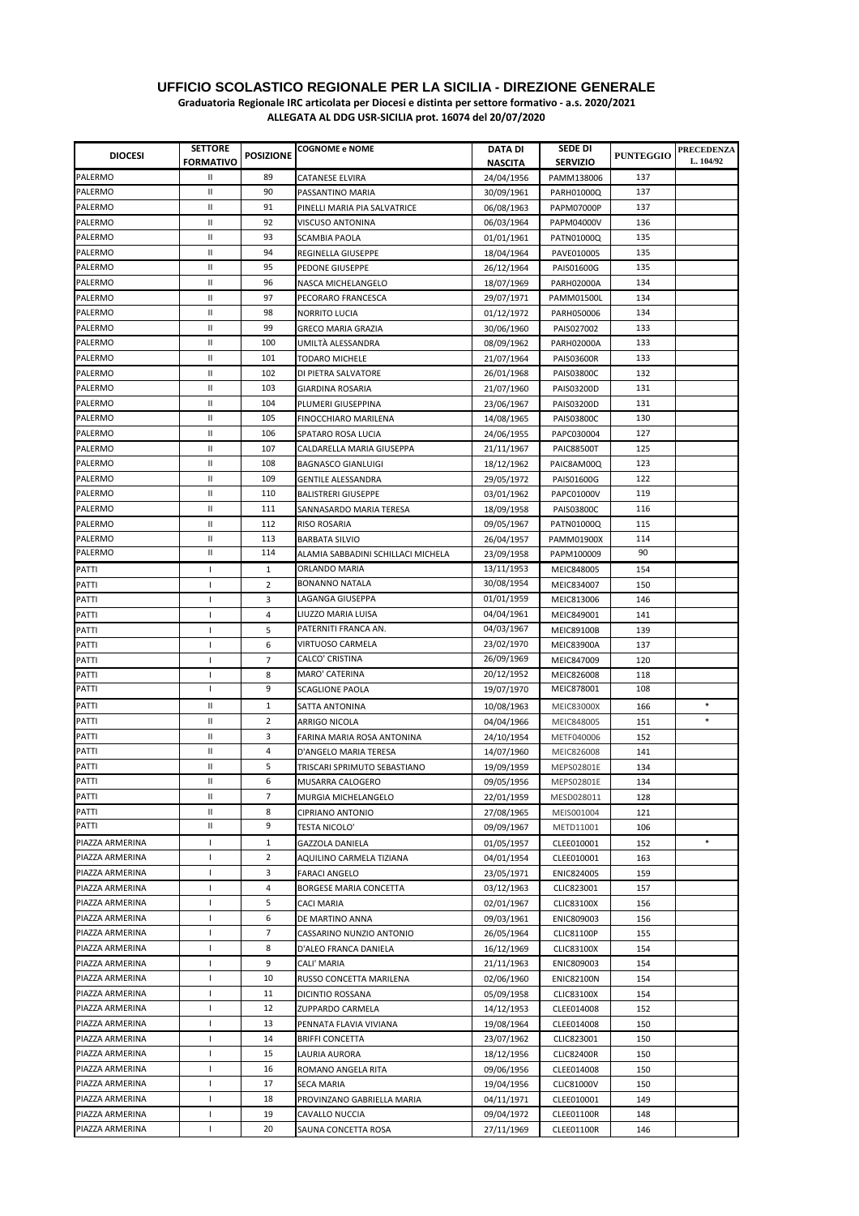## UFFICIO SCOLASTICO REGIONALE PER LA SICILIA - DIREZIONE GENERALE

**Graduatoria Regionale IRC articolata per Diocesi e distinta per settore formativo - a.s. 2020/2021**

**ALLEGATA AL DDG USR-SICILIA prot. 16074 del 20/07/2020**

| DIOCESI | SETTORE FORMATIVO | POSIZIONE | COGNOME e NOME | DATA DI NASCITA | SEDE DI SERVIZIO | PUNTEGGIO | PRECEDENZA L. 104/92 |
|---|---|---|---|---|---|---|---|
| PALERMO | II | 89 | CATANESE ELVIRA | 24/04/1956 | PAMM138006 | 137 | |
| PALERMO | II | 90 | PASSANTINO MARIA | 30/09/1961 | PARH01000Q | 137 | |
| PALERMO | II | 91 | PINELLI MARIA PIA SALVATRICE | 06/08/1963 | PAPM07000P | 137 | |
| PALERMO | II | 92 | VISCUSO ANTONINA | 06/03/1964 | PAPM04000V | 136 | |
| PALERMO | II | 93 | SCAMBIA PAOLA | 01/01/1961 | PATN01000Q | 135 | |
| PALERMO | II | 94 | REGINELLA GIUSEPPE | 18/04/1964 | PAVE010005 | 135 | |
| PALERMO | II | 95 | PEDONE GIUSEPPE | 26/12/1964 | PAIS01600G | 135 | |
| PALERMO | II | 96 | NASCA MICHELANGELO | 18/07/1969 | PARH02000A | 134 | |
| PALERMO | II | 97 | PECORARO FRANCESCA | 29/07/1971 | PAMM01500L | 134 | |
| PALERMO | II | 98 | NORRITO LUCIA | 01/12/1972 | PARH050006 | 134 | |
| PALERMO | II | 99 | GRECO MARIA GRAZIA | 30/06/1960 | PAIS027002 | 133 | |
| PALERMO | II | 100 | UMILTÀ ALESSANDRA | 08/09/1962 | PARH02000A | 133 | |
| PALERMO | II | 101 | TODARO MICHELE | 21/07/1964 | PAIS03600R | 133 | |
| PALERMO | II | 102 | DI PIETRA SALVATORE | 26/01/1968 | PAIS03800C | 132 | |
| PALERMO | II | 103 | GIARDINA ROSARIA | 21/07/1960 | PAIS03200D | 131 | |
| PALERMO | II | 104 | PLUMERI GIUSEPPINA | 23/06/1967 | PAIS03200D | 131 | |
| PALERMO | II | 105 | FINOCCHIARO MARILENA | 14/08/1965 | PAIS03800C | 130 | |
| PALERMO | II | 106 | SPATARO ROSA LUCIA | 24/06/1955 | PAPC030004 | 127 | |
| PALERMO | II | 107 | CALDARELLA MARIA GIUSEPPA | 21/11/1967 | PAIC88500T | 125 | |
| PALERMO | II | 108 | BAGNASCO GIANLUIGI | 18/12/1962 | PAIC8AM00Q | 123 | |
| PALERMO | II | 109 | GENTILE ALESSANDRA | 29/05/1972 | PAIS01600G | 122 | |
| PALERMO | II | 110 | BALISTRERI GIUSEPPE | 03/01/1962 | PAPC01000V | 119 | |
| PALERMO | II | 111 | SANNASARDO MARIA TERESA | 18/09/1958 | PAIS03800C | 116 | |
| PALERMO | II | 112 | RISO ROSARIA | 09/05/1967 | PATN01000Q | 115 | |
| PALERMO | II | 113 | BARBATA SILVIO | 26/04/1957 | PAMM01900X | 114 | |
| PALERMO | II | 114 | ALAMIA SABBADINI SCHILLACI MICHELA | 23/09/1958 | PAPM100009 | 90 | |
| PATTI | I | 1 | ORLANDO MARIA | 13/11/1953 | MEIC848005 | 154 | |
| PATTI | I | 2 | BONANNO NATALA | 30/08/1954 | MEIC834007 | 150 | |
| PATTI | I | 3 | LAGANGA GIUSEPPA | 01/01/1959 | MEIC813006 | 146 | |
| PATTI | I | 4 | LIUZZO MARIA LUISA | 04/04/1961 | MEIC849001 | 141 | |
| PATTI | I | 5 | PATERNITI FRANCA AN. | 04/03/1967 | MEIC89100B | 139 | |
| PATTI | I | 6 | VIRTUOSO CARMELA | 23/02/1970 | MEIC83900A | 137 | |
| PATTI | I | 7 | CALCO' CRISTINA | 26/09/1969 | MEIC847009 | 120 | |
| PATTI | I | 8 | MARO' CATERINA | 20/12/1952 | MEIC826008 | 118 | |
| PATTI | I | 9 | SCAGLIONE PAOLA | 19/07/1970 | MEIC878001 | 108 | |
| PATTI | II | 1 | SATTA ANTONINA | 10/08/1963 | MEIC83000X | 166 | * |
| PATTI | II | 2 | ARRIGO NICOLA | 04/04/1966 | MEIC848005 | 151 | * |
| PATTI | II | 3 | FARINA MARIA ROSA ANTONINA | 24/10/1954 | METF040006 | 152 | |
| PATTI | II | 4 | D'ANGELO MARIA TERESA | 14/07/1960 | MEIC826008 | 141 | |
| PATTI | II | 5 | TRISCARI SPRIMUTO SEBASTIANO | 19/09/1959 | MEPS02801E | 134 | |
| PATTI | II | 6 | MUSARRA CALOGERO | 09/05/1956 | MEPS02801E | 134 | |
| PATTI | II | 7 | MURGIA MICHELANGELO | 22/01/1959 | MESD028011 | 128 | |
| PATTI | II | 8 | CIPRIANO ANTONIO | 27/08/1965 | MEIS001004 | 121 | |
| PATTI | II | 9 | TESTA NICOLO' | 09/09/1967 | METD11001 | 106 | |
| PIAZZA ARMERINA | I | 1 | GAZZOLA DANIELA | 01/05/1957 | CLEE010001 | 152 | * |
| PIAZZA ARMERINA | I | 2 | AQUILINO CARMELA TIZIANA | 04/01/1954 | CLEE010001 | 163 | |
| PIAZZA ARMERINA | I | 3 | FARACI ANGELO | 23/05/1971 | ENIC824005 | 159 | |
| PIAZZA ARMERINA | I | 4 | BORGESE MARIA CONCETTA | 03/12/1963 | CLIC823001 | 157 | |
| PIAZZA ARMERINA | I | 5 | CACI MARIA | 02/01/1967 | CLIC83100X | 156 | |
| PIAZZA ARMERINA | I | 6 | DE MARTINO ANNA | 09/03/1961 | ENIC809003 | 156 | |
| PIAZZA ARMERINA | I | 7 | CASSARINO NUNZIO ANTONIO | 26/05/1964 | CLIC81100P | 155 | |
| PIAZZA ARMERINA | I | 8 | D'ALEO FRANCA DANIELA | 16/12/1969 | CLIC83100X | 154 | |
| PIAZZA ARMERINA | I | 9 | CALI' MARIA | 21/11/1963 | ENIC809003 | 154 | |
| PIAZZA ARMERINA | I | 10 | RUSSO CONCETTA MARILENA | 02/06/1960 | ENIC82100N | 154 | |
| PIAZZA ARMERINA | I | 11 | DICINTIO ROSSANA | 05/09/1958 | CLIC83100X | 154 | |
| PIAZZA ARMERINA | I | 12 | ZUPPARDO CARMELA | 14/12/1953 | CLEE014008 | 152 | |
| PIAZZA ARMERINA | I | 13 | PENNATA FLAVIA VIVIANA | 19/08/1964 | CLEE014008 | 150 | |
| PIAZZA ARMERINA | I | 14 | BRIFFI CONCETTA | 23/07/1962 | CLIC823001 | 150 | |
| PIAZZA ARMERINA | I | 15 | LAURIA AURORA | 18/12/1956 | CLIC82400R | 150 | |
| PIAZZA ARMERINA | I | 16 | ROMANO ANGELA RITA | 09/06/1956 | CLEE014008 | 150 | |
| PIAZZA ARMERINA | I | 17 | SECA MARIA | 19/04/1956 | CLIC81000V | 150 | |
| PIAZZA ARMERINA | I | 18 | PROVINZANO GABRIELLA MARIA | 04/11/1971 | CLEE010001 | 149 | |
| PIAZZA ARMERINA | I | 19 | CAVALLO NUCCIA | 09/04/1972 | CLEE01100R | 148 | |
| PIAZZA ARMERINA | I | 20 | SAUNA CONCETTA ROSA | 27/11/1969 | CLEE01100R | 146 | |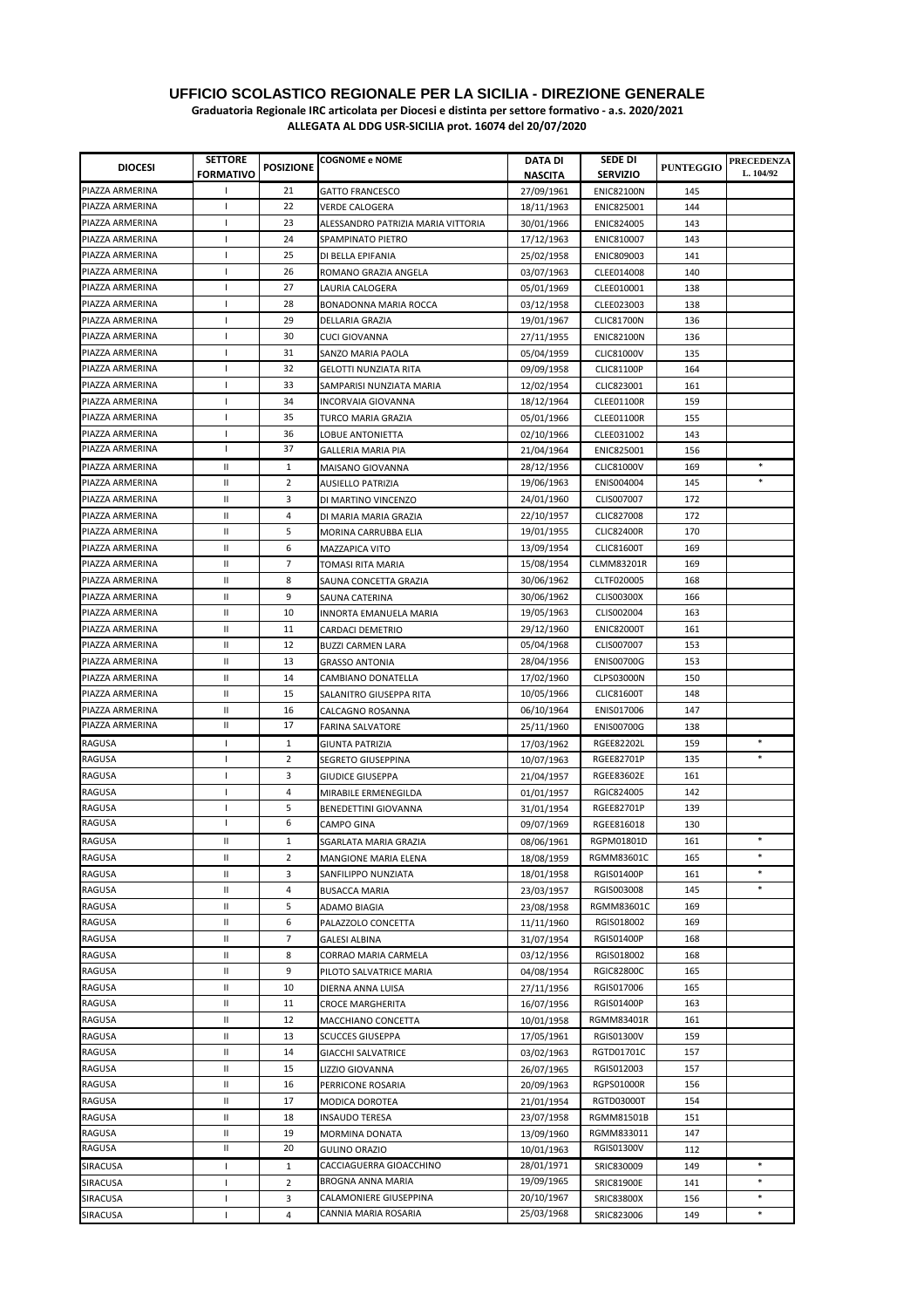**UFFICIO SCOLASTICO REGIONALE PER LA SICILIA - DIREZIONE GENERALE**

**Graduatoria Regionale IRC articolata per Diocesi e distinta per settore formativo - a.s. 2020/2021**

**ALLEGATA AL DDG USR-SICILIA prot. 16074 del 20/07/2020**

| DIOCESI | SETTORE FORMATIVO | POSIZIONE | COGNOME e NOME | DATA DI NASCITA | SEDE DI SERVIZIO | PUNTEGGIO | PRECEDENZA L. 104/92 |
|---|---|---|---|---|---|---|---|
| PIAZZA ARMERINA | I | 21 | GATTO FRANCESCO | 27/09/1961 | ENIC82100N | 145 | |
| PIAZZA ARMERINA | I | 22 | VERDE CALOGERA | 18/11/1963 | ENIC825001 | 144 | |
| PIAZZA ARMERINA | I | 23 | ALESSANDRO PATRIZIA MARIA VITTORIA | 30/01/1966 | ENIC824005 | 143 | |
| PIAZZA ARMERINA | I | 24 | SPAMPINATO PIETRO | 17/12/1963 | ENIC810007 | 143 | |
| PIAZZA ARMERINA | I | 25 | DI BELLA EPIFANIA | 25/02/1958 | ENIC809003 | 141 | |
| PIAZZA ARMERINA | I | 26 | ROMANO GRAZIA ANGELA | 03/07/1963 | CLEE014008 | 140 | |
| PIAZZA ARMERINA | I | 27 | LAURIA CALOGERA | 05/01/1969 | CLEE010001 | 138 | |
| PIAZZA ARMERINA | I | 28 | BONADONNA MARIA ROCCA | 03/12/1958 | CLEE023003 | 138 | |
| PIAZZA ARMERINA | I | 29 | DELLARIA GRAZIA | 19/01/1967 | CLIC81700N | 136 | |
| PIAZZA ARMERINA | I | 30 | CUCI GIOVANNA | 27/11/1955 | ENIC82100N | 136 | |
| PIAZZA ARMERINA | I | 31 | SANZO MARIA PAOLA | 05/04/1959 | CLIC81000V | 135 | |
| PIAZZA ARMERINA | I | 32 | GELOTTI NUNZIATA RITA | 09/09/1958 | CLIC81100P | 164 | |
| PIAZZA ARMERINA | I | 33 | SAMPARISI NUNZIATA MARIA | 12/02/1954 | CLIC823001 | 161 | |
| PIAZZA ARMERINA | I | 34 | INCORVAIA GIOVANNA | 18/12/1964 | CLEE01100R | 159 | |
| PIAZZA ARMERINA | I | 35 | TURCO MARIA GRAZIA | 05/01/1966 | CLEE01100R | 155 | |
| PIAZZA ARMERINA | I | 36 | LOBUE ANTONIETTA | 02/10/1966 | CLEE031002 | 143 | |
| PIAZZA ARMERINA | I | 37 | GALLERIA MARIA PIA | 21/04/1964 | ENIC825001 | 156 | |
| PIAZZA ARMERINA | II | 1 | MAISANO GIOVANNA | 28/12/1956 | CLIC81000V | 169 | * |
| PIAZZA ARMERINA | II | 2 | AUSIELLO PATRIZIA | 19/06/1963 | ENIS004004 | 145 | * |
| PIAZZA ARMERINA | II | 3 | DI MARTINO VINCENZO | 24/01/1960 | CLIS007007 | 172 | |
| PIAZZA ARMERINA | II | 4 | DI MARIA MARIA GRAZIA | 22/10/1957 | CLIC827008 | 172 | |
| PIAZZA ARMERINA | II | 5 | MORINA CARRUBBA ELIA | 19/01/1955 | CLIC82400R | 170 | |
| PIAZZA ARMERINA | II | 6 | MAZZAPICA VITO | 13/09/1954 | CLIC81600T | 169 | |
| PIAZZA ARMERINA | II | 7 | TOMASI RITA MARIA | 15/08/1954 | CLMM83201R | 169 | |
| PIAZZA ARMERINA | II | 8 | SAUNA CONCETTA GRAZIA | 30/06/1962 | CLTF020005 | 168 | |
| PIAZZA ARMERINA | II | 9 | SAUNA CATERINA | 30/06/1962 | CLIS00300X | 166 | |
| PIAZZA ARMERINA | II | 10 | INNORTA EMANUELA MARIA | 19/05/1963 | CLIS002004 | 163 | |
| PIAZZA ARMERINA | II | 11 | CARDACI DEMETRIO | 29/12/1960 | ENIC82000T | 161 | |
| PIAZZA ARMERINA | II | 12 | BUZZI CARMEN LARA | 05/04/1968 | CLIS007007 | 153 | |
| PIAZZA ARMERINA | II | 13 | GRASSO ANTONIA | 28/04/1956 | ENIS00700G | 153 | |
| PIAZZA ARMERINA | II | 14 | CAMBIANO DONATELLA | 17/02/1960 | CLPS03000N | 150 | |
| PIAZZA ARMERINA | II | 15 | SALANITRO GIUSEPPA RITA | 10/05/1966 | CLIC81600T | 148 | |
| PIAZZA ARMERINA | II | 16 | CALCAGNO ROSANNA | 06/10/1964 | ENIS017006 | 147 | |
| PIAZZA ARMERINA | II | 17 | FARINA SALVATORE | 25/11/1960 | ENIS00700G | 138 | |
| RAGUSA | I | 1 | GIUNTA PATRIZIA | 17/03/1962 | RGEE82202L | 159 | * |
| RAGUSA | I | 2 | SEGRETO GIUSEPPINA | 10/07/1963 | RGEE82701P | 135 | * |
| RAGUSA | I | 3 | GIUDICE GIUSEPPA | 21/04/1957 | RGEE83602E | 161 | |
| RAGUSA | I | 4 | MIRABILE ERMENEGILDA | 01/01/1957 | RGIC824005 | 142 | |
| RAGUSA | I | 5 | BENEDETTINI GIOVANNA | 31/01/1954 | RGEE82701P | 139 | |
| RAGUSA | I | 6 | CAMPO GINA | 09/07/1969 | RGEE816018 | 130 | |
| RAGUSA | II | 1 | SGARLATA MARIA GRAZIA | 08/06/1961 | RGPM01801D | 161 | * |
| RAGUSA | II | 2 | MANGIONE MARIA ELENA | 18/08/1959 | RGMM83601C | 165 | * |
| RAGUSA | II | 3 | SANFILIPPO NUNZIATA | 18/01/1958 | RGIS01400P | 161 | * |
| RAGUSA | II | 4 | BUSACCA MARIA | 23/03/1957 | RGIS003008 | 145 | * |
| RAGUSA | II | 5 | ADAMO BIAGIA | 23/08/1958 | RGMM83601C | 169 | |
| RAGUSA | II | 6 | PALAZZOLO CONCETTA | 11/11/1960 | RGIS018002 | 169 | |
| RAGUSA | II | 7 | GALESI ALBINA | 31/07/1954 | RGIS01400P | 168 | |
| RAGUSA | II | 8 | CORRAO MARIA CARMELA | 03/12/1956 | RGIS018002 | 168 | |
| RAGUSA | II | 9 | PILOTO SALVATRICE MARIA | 04/08/1954 | RGIC82800C | 165 | |
| RAGUSA | II | 10 | DIERNA ANNA LUISA | 27/11/1956 | RGIS017006 | 165 | |
| RAGUSA | II | 11 | CROCE MARGHERITA | 16/07/1956 | RGIS01400P | 163 | |
| RAGUSA | II | 12 | MACCHIANO CONCETTA | 10/01/1958 | RGMM83401R | 161 | |
| RAGUSA | II | 13 | SCUCCES GIUSEPPA | 17/05/1961 | RGIS01300V | 159 | |
| RAGUSA | II | 14 | GIACCHI SALVATRICE | 03/02/1963 | RGTD01701C | 157 | |
| RAGUSA | II | 15 | LIZZIO GIOVANNA | 26/07/1965 | RGIS012003 | 157 | |
| RAGUSA | II | 16 | PERRICONE ROSARIA | 20/09/1963 | RGPS01000R | 156 | |
| RAGUSA | II | 17 | MODICA DOROTEA | 21/01/1954 | RGTD03000T | 154 | |
| RAGUSA | II | 18 | INSAUDO TERESA | 23/07/1958 | RGMM81501B | 151 | |
| RAGUSA | II | 19 | MORMINA DONATA | 13/09/1960 | RGMM833011 | 147 | |
| RAGUSA | II | 20 | GULINO ORAZIO | 10/01/1963 | RGIS01300V | 112 | |
| SIRACUSA | I | 1 | CACCIAGUERRA GIOACCHINO | 28/01/1971 | SRIC830009 | 149 | * |
| SIRACUSA | I | 2 | BROGNA ANNA MARIA | 19/09/1965 | SRIC81900E | 141 | * |
| SIRACUSA | I | 3 | CALAMONIERE GIUSEPPINA | 20/10/1967 | SRIC83800X | 156 | * |
| SIRACUSA | I | 4 | CANNIA MARIA ROSARIA | 25/03/1968 | SRIC823006 | 149 | * |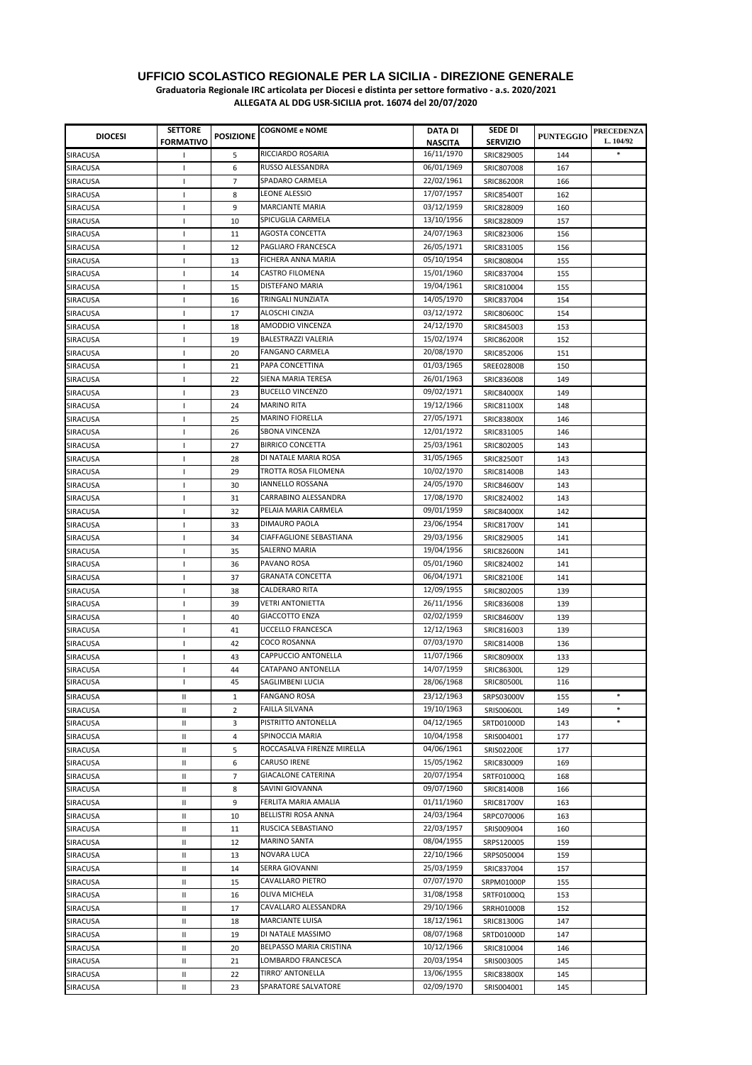# UFFICIO SCOLASTICO REGIONALE PER LA SICILIA - DIREZIONE GENERALE

**Graduatoria Regionale IRC articolata per Diocesi e distinta per settore formativo - a.s. 2020/2021**

**ALLEGATA AL DDG USR-SICILIA prot. 16074 del 20/07/2020**

| DIOCESI | SETTORE FORMATIVO | POSIZIONE | COGNOME e NOME | DATA DI NASCITA | SEDE DI SERVIZIO | PUNTEGGIO | PRECEDENZA L. 104/92 |
|---|---|---|---|---|---|---|---|
| SIRACUSA | I | 5 | RICCIARDO ROSARIA | 16/11/1970 | SRIC829005 | 144 | * |
| SIRACUSA | I | 6 | RUSSO ALESSANDRA | 06/01/1969 | SRIC807008 | 167 | |
| SIRACUSA | I | 7 | SPADARO CARMELA | 22/02/1961 | SRIC86200R | 166 | |
| SIRACUSA | I | 8 | LEONE ALESSIO | 17/07/1957 | SRIC85400T | 162 | |
| SIRACUSA | I | 9 | MARCIANTE MARIA | 03/12/1959 | SRIC828009 | 160 | |
| SIRACUSA | I | 10 | SPICUGLIA CARMELA | 13/10/1956 | SRIC828009 | 157 | |
| SIRACUSA | I | 11 | AGOSTA CONCETTA | 24/07/1963 | SRIC823006 | 156 | |
| SIRACUSA | I | 12 | PAGLIARO FRANCESCA | 26/05/1971 | SRIC831005 | 156 | |
| SIRACUSA | I | 13 | FICHERA ANNA MARIA | 05/10/1954 | SRIC808004 | 155 | |
| SIRACUSA | I | 14 | CASTRO FILOMENA | 15/01/1960 | SRIC837004 | 155 | |
| SIRACUSA | I | 15 | DISTEFANO MARIA | 19/04/1961 | SRIC810004 | 155 | |
| SIRACUSA | I | 16 | TRINGALI NUNZIATA | 14/05/1970 | SRIC837004 | 154 | |
| SIRACUSA | I | 17 | ALOSCHI CINZIA | 03/12/1972 | SRIC80600C | 154 | |
| SIRACUSA | I | 18 | AMODDIO VINCENZA | 24/12/1970 | SRIC845003 | 153 | |
| SIRACUSA | I | 19 | BALESTRAZZI VALERIA | 15/02/1974 | SRIC86200R | 152 | |
| SIRACUSA | I | 20 | FANGANO CARMELA | 20/08/1970 | SRIC852006 | 151 | |
| SIRACUSA | I | 21 | PAPA CONCETTINA | 01/03/1965 | SREE02800B | 150 | |
| SIRACUSA | I | 22 | SIENA MARIA TERESA | 26/01/1963 | SRIC836008 | 149 | |
| SIRACUSA | I | 23 | BUCELLO VINCENZO | 09/02/1971 | SRIC84000X | 149 | |
| SIRACUSA | I | 24 | MARINO RITA | 19/12/1966 | SRIC81100X | 148 | |
| SIRACUSA | I | 25 | MARINO FIORELLA | 27/05/1971 | SRIC83800X | 146 | |
| SIRACUSA | I | 26 | SBONA VINCENZA | 12/01/1972 | SRIC831005 | 146 | |
| SIRACUSA | I | 27 | BIRRICO CONCETTA | 25/03/1961 | SRIC802005 | 143 | |
| SIRACUSA | I | 28 | DI NATALE MARIA ROSA | 31/05/1965 | SRIC82500T | 143 | |
| SIRACUSA | I | 29 | TROTTA ROSA FILOMENA | 10/02/1970 | SRIC81400B | 143 | |
| SIRACUSA | I | 30 | IANNELLO ROSSANA | 24/05/1970 | SRIC84600V | 143 | |
| SIRACUSA | I | 31 | CARRABINO ALESSANDRA | 17/08/1970 | SRIC824002 | 143 | |
| SIRACUSA | I | 32 | PELAIA MARIA CARMELA | 09/01/1959 | SRIC84000X | 142 | |
| SIRACUSA | I | 33 | DIMAURO PAOLA | 23/06/1954 | SRIC81700V | 141 | |
| SIRACUSA | I | 34 | CIAFFAGLIONE SEBASTIANA | 29/03/1956 | SRIC829005 | 141 | |
| SIRACUSA | I | 35 | SALERNO MARIA | 19/04/1956 | SRIC82600N | 141 | |
| SIRACUSA | I | 36 | PAVANO ROSA | 05/01/1960 | SRIC824002 | 141 | |
| SIRACUSA | I | 37 | GRANATA CONCETTA | 06/04/1971 | SRIC82100E | 141 | |
| SIRACUSA | I | 38 | CALDERARO RITA | 12/09/1955 | SRIC802005 | 139 | |
| SIRACUSA | I | 39 | VETRI ANTONIETTA | 26/11/1956 | SRIC836008 | 139 | |
| SIRACUSA | I | 40 | GIACCOTTO ENZA | 02/02/1959 | SRIC84600V | 139 | |
| SIRACUSA | I | 41 | UCCELLO FRANCESCA | 12/12/1963 | SRIC816003 | 139 | |
| SIRACUSA | I | 42 | COCO ROSANNA | 07/03/1970 | SRIC81400B | 136 | |
| SIRACUSA | I | 43 | CAPPUCCIO ANTONELLA | 11/07/1966 | SRIC80900X | 133 | |
| SIRACUSA | I | 44 | CATAPANO ANTONELLA | 14/07/1959 | SRIC86300L | 129 | |
| SIRACUSA | I | 45 | SAGLIMBENI LUCIA | 28/06/1968 | SRIC80500L | 116 | |
| SIRACUSA | II | 1 | FANGANO ROSA | 23/12/1963 | SRPS03000V | 155 | * |
| SIRACUSA | II | 2 | FAILLA SILVANA | 19/10/1963 | SRIS00600L | 149 | * |
| SIRACUSA | II | 3 | PISTRITTO ANTONELLA | 04/12/1965 | SRTD01000D | 143 | * |
| SIRACUSA | II | 4 | SPINOCCIA MARIA | 10/04/1958 | SRIS004001 | 177 | |
| SIRACUSA | II | 5 | ROCCASALVA FIRENZE MIRELLA | 04/06/1961 | SRIS02200E | 177 | |
| SIRACUSA | II | 6 | CARUSO IRENE | 15/05/1962 | SRIC830009 | 169 | |
| SIRACUSA | II | 7 | GIACALONE CATERINA | 20/07/1954 | SRTF01000Q | 168 | |
| SIRACUSA | II | 8 | SAVINI GIOVANNA | 09/07/1960 | SRIC81400B | 166 | |
| SIRACUSA | II | 9 | FERLITA MARIA AMALIA | 01/11/1960 | SRIC81700V | 163 | |
| SIRACUSA | II | 10 | BELLISTRI ROSA ANNA | 24/03/1964 | SRPC070006 | 163 | |
| SIRACUSA | II | 11 | RUSCICA SEBASTIANO | 22/03/1957 | SRIS009004 | 160 | |
| SIRACUSA | II | 12 | MARINO SANTA | 08/04/1955 | SRPS120005 | 159 | |
| SIRACUSA | II | 13 | NOVARA LUCA | 22/10/1966 | SRPS050004 | 159 | |
| SIRACUSA | II | 14 | SERRA GIOVANNI | 25/03/1959 | SRIC837004 | 157 | |
| SIRACUSA | II | 15 | CAVALLARO PIETRO | 07/07/1970 | SRPM01000P | 155 | |
| SIRACUSA | II | 16 | OLIVA MICHELA | 31/08/1958 | SRTF01000Q | 153 | |
| SIRACUSA | II | 17 | CAVALLARO ALESSANDRA | 29/10/1966 | SRRH01000B | 152 | |
| SIRACUSA | II | 18 | MARCIANTE LUISA | 18/12/1961 | SRIC81300G | 147 | |
| SIRACUSA | II | 19 | DI NATALE MASSIMO | 08/07/1968 | SRTD01000D | 147 | |
| SIRACUSA | II | 20 | BELPASSO MARIA CRISTINA | 10/12/1966 | SRIC810004 | 146 | |
| SIRACUSA | II | 21 | LOMBARDO FRANCESCA | 20/03/1954 | SRIS003005 | 145 | |
| SIRACUSA | II | 22 | TIRRO' ANTONELLA | 13/06/1955 | SRIC83800X | 145 | |
| SIRACUSA | II | 23 | SPARATORE SALVATORE | 02/09/1970 | SRIS004001 | 145 | |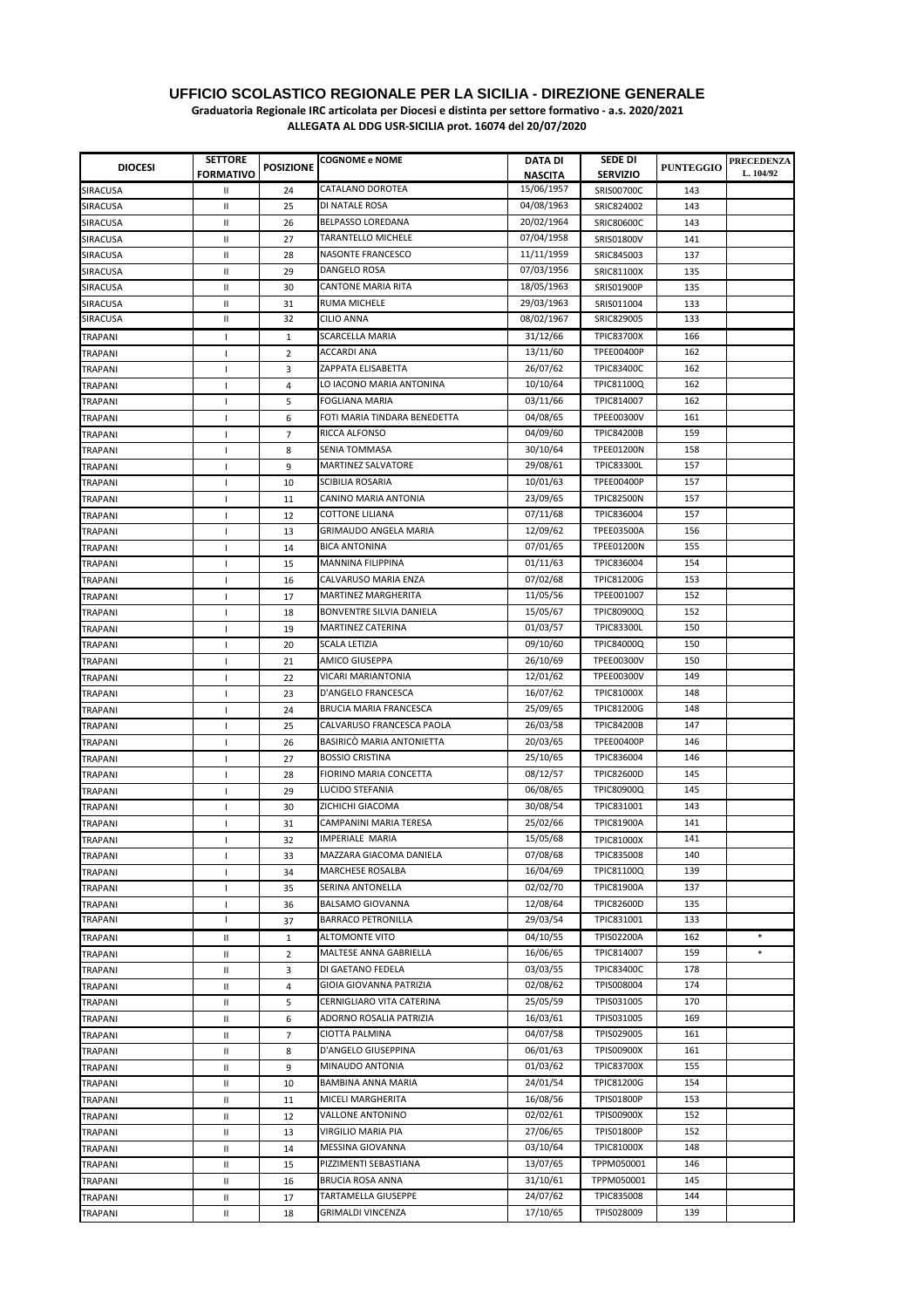**UFFICIO SCOLASTICO REGIONALE PER LA SICILIA - DIREZIONE GENERALE**

**Graduatoria Regionale IRC articolata per Diocesi e distinta per settore formativo - a.s. 2020/2021**

**ALLEGATA AL DDG USR-SICILIA prot. 16074 del 20/07/2020**

| DIOCESI | SETTORE FORMATIVO | POSIZIONE | COGNOME e NOME | DATA DI NASCITA | SEDE DI SERVIZIO | PUNTEGGIO | PRECEDENZA L. 104/92 |
|---|---|---|---|---|---|---|---|
| SIRACUSA | II | 24 | CATALANO DOROTEA | 15/06/1957 | SRIS00700C | 143 | |
| SIRACUSA | II | 25 | DI NATALE ROSA | 04/08/1963 | SRIC824002 | 143 | |
| SIRACUSA | II | 26 | BELPASSO LOREDANA | 20/02/1964 | SRIC80600C | 143 | |
| SIRACUSA | II | 27 | TARANTELLO MICHELE | 07/04/1958 | SRIS01800V | 141 | |
| SIRACUSA | II | 28 | NASONTE FRANCESCO | 11/11/1959 | SRIC845003 | 137 | |
| SIRACUSA | II | 29 | DANGELO ROSA | 07/03/1956 | SRIC81100X | 135 | |
| SIRACUSA | II | 30 | CANTONE MARIA RITA | 18/05/1963 | SRIS01900P | 135 | |
| SIRACUSA | II | 31 | RUMA MICHELE | 29/03/1963 | SRIS011004 | 133 | |
| SIRACUSA | II | 32 | CILIO ANNA | 08/02/1967 | SRIC829005 | 133 | |
| TRAPANI | I | 1 | SCARCELLA MARIA | 31/12/66 | TPIC83700X | 166 | |
| TRAPANI | I | 2 | ACCARDI ANA | 13/11/60 | TPEE00400P | 162 | |
| TRAPANI | I | 3 | ZAPPATA ELISABETTA | 26/07/62 | TPIC83400C | 162 | |
| TRAPANI | I | 4 | LO IACONO MARIA ANTONINA | 10/10/64 | TPIC81100Q | 162 | |
| TRAPANI | I | 5 | FOGLIANA MARIA | 03/11/66 | TPIC814007 | 162 | |
| TRAPANI | I | 6 | FOTI MARIA TINDARA BENEDETTA | 04/08/65 | TPEE00300V | 161 | |
| TRAPANI | I | 7 | RICCA ALFONSO | 04/09/60 | TPIC84200B | 159 | |
| TRAPANI | I | 8 | SENIA TOMMASA | 30/10/64 | TPEE01200N | 158 | |
| TRAPANI | I | 9 | MARTINEZ SALVATORE | 29/08/61 | TPIC83300L | 157 | |
| TRAPANI | I | 10 | SCIBILIA ROSARIA | 10/01/63 | TPEE00400P | 157 | |
| TRAPANI | I | 11 | CANINO MARIA ANTONIA | 23/09/65 | TPIC82500N | 157 | |
| TRAPANI | I | 12 | COTTONE LILIANA | 07/11/68 | TPIC836004 | 157 | |
| TRAPANI | I | 13 | GRIMAUDO ANGELA MARIA | 12/09/62 | TPEE03500A | 156 | |
| TRAPANI | I | 14 | BICA ANTONINA | 07/01/65 | TPEE01200N | 155 | |
| TRAPANI | I | 15 | MANNINA FILIPPINA | 01/11/63 | TPIC836004 | 154 | |
| TRAPANI | I | 16 | CALVARUSO MARIA ENZA | 07/02/68 | TPIC81200G | 153 | |
| TRAPANI | I | 17 | MARTINEZ MARGHERITA | 11/05/56 | TPEE001007 | 152 | |
| TRAPANI | I | 18 | BONVENTRE SILVIA DANIELA | 15/05/67 | TPIC80900Q | 152 | |
| TRAPANI | I | 19 | MARTINEZ CATERINA | 01/03/57 | TPIC83300L | 150 | |
| TRAPANI | I | 20 | SCALA LETIZIA | 09/10/60 | TPIC84000Q | 150 | |
| TRAPANI | I | 21 | AMICO GIUSEPPA | 26/10/69 | TPEE00300V | 150 | |
| TRAPANI | I | 22 | VICARI MARIANTONIA | 12/01/62 | TPEE00300V | 149 | |
| TRAPANI | I | 23 | D'ANGELO FRANCESCA | 16/07/62 | TPIC81000X | 148 | |
| TRAPANI | I | 24 | BRUCIA MARIA FRANCESCA | 25/09/65 | TPIC81200G | 148 | |
| TRAPANI | I | 25 | CALVARUSO FRANCESCA PAOLA | 26/03/58 | TPIC84200B | 147 | |
| TRAPANI | I | 26 | BASIRICÒ MARIA ANTONIETTA | 20/03/65 | TPEE00400P | 146 | |
| TRAPANI | I | 27 | BOSSIO CRISTINA | 25/10/65 | TPIC836004 | 146 | |
| TRAPANI | I | 28 | FIORINO MARIA CONCETTA | 08/12/57 | TPIC82600D | 145 | |
| TRAPANI | I | 29 | LUCIDO STEFANIA | 06/08/65 | TPIC80900Q | 145 | |
| TRAPANI | I | 30 | ZICHICHI GIACOMA | 30/08/54 | TPIC831001 | 143 | |
| TRAPANI | I | 31 | CAMPANINI MARIA TERESA | 25/02/66 | TPIC81900A | 141 | |
| TRAPANI | I | 32 | IMPERIALE MARIA | 15/05/68 | TPIC81000X | 141 | |
| TRAPANI | I | 33 | MAZZARA GIACOMA DANIELA | 07/08/68 | TPIC835008 | 140 | |
| TRAPANI | I | 34 | MARCHESE ROSALBA | 16/04/69 | TPIC81100Q | 139 | |
| TRAPANI | I | 35 | SERINA ANTONELLA | 02/02/70 | TPIC81900A | 137 | |
| TRAPANI | I | 36 | BALSAMO GIOVANNA | 12/08/64 | TPIC82600D | 135 | |
| TRAPANI | I | 37 | BARRACO PETRONILLA | 29/03/54 | TPIC831001 | 133 | |
| TRAPANI | II | 1 | ALTOMONTE VITO | 04/10/55 | TPIS02200A | 162 | * |
| TRAPANI | II | 2 | MALTESE ANNA GABRIELLA | 16/06/65 | TPIC814007 | 159 | * |
| TRAPANI | II | 3 | DI GAETANO FEDELA | 03/03/55 | TPIC83400C | 178 | |
| TRAPANI | II | 4 | GIOIA GIOVANNA PATRIZIA | 02/08/62 | TPIS008004 | 174 | |
| TRAPANI | II | 5 | CERNIGLIARO VITA CATERINA | 25/05/59 | TPIS031005 | 170 | |
| TRAPANI | II | 6 | ADORNO ROSALIA PATRIZIA | 16/03/61 | TPIS031005 | 169 | |
| TRAPANI | II | 7 | CIOTTA PALMINA | 04/07/58 | TPIS029005 | 161 | |
| TRAPANI | II | 8 | D'ANGELO GIUSEPPINA | 06/01/63 | TPIS00900X | 161 | |
| TRAPANI | II | 9 | MINAUDO ANTONIA | 01/03/62 | TPIC83700X | 155 | |
| TRAPANI | II | 10 | BAMBINA ANNA MARIA | 24/01/54 | TPIC81200G | 154 | |
| TRAPANI | II | 11 | MICELI MARGHERITA | 16/08/56 | TPIS01800P | 153 | |
| TRAPANI | II | 12 | VALLONE ANTONINO | 02/02/61 | TPIS00900X | 152 | |
| TRAPANI | II | 13 | VIRGILIO MARIA PIA | 27/06/65 | TPIS01800P | 152 | |
| TRAPANI | II | 14 | MESSINA GIOVANNA | 03/10/64 | TPIC81000X | 148 | |
| TRAPANI | II | 15 | PIZZIMENTI SEBASTIANA | 13/07/65 | TPPM050001 | 146 | |
| TRAPANI | II | 16 | BRUCIA ROSA ANNA | 31/10/61 | TPPM050001 | 145 | |
| TRAPANI | II | 17 | TARTAMELLA GIUSEPPE | 24/07/62 | TPIC835008 | 144 | |
| TRAPANI | II | 18 | GRIMALDI VINCENZA | 17/10/65 | TPIS028009 | 139 | |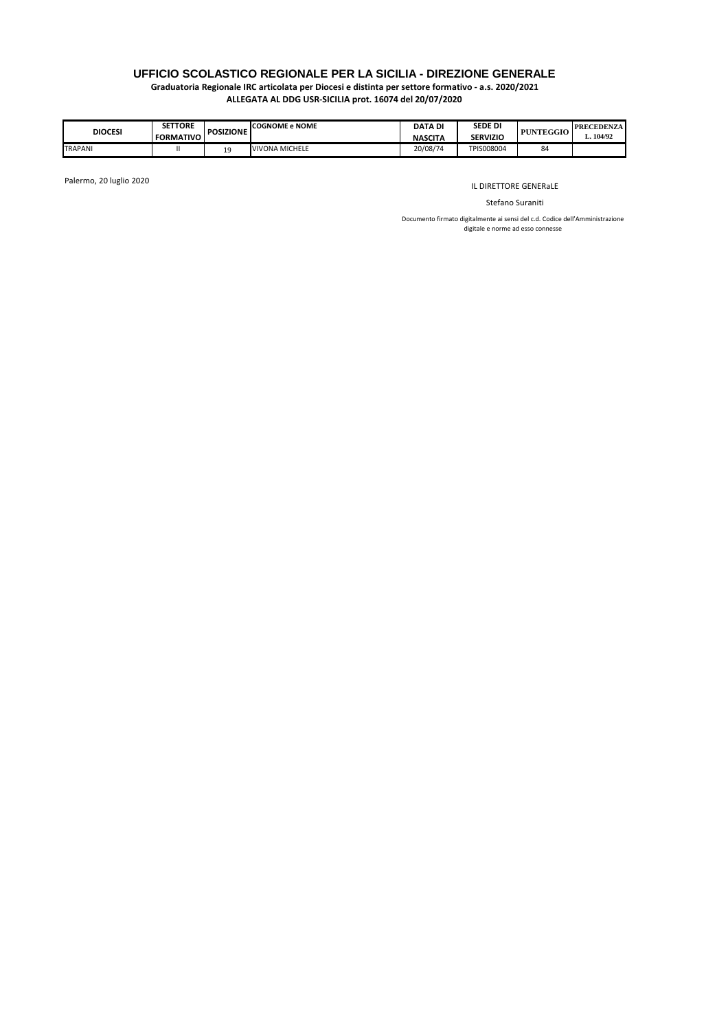# UFFICIO SCOLASTICO REGIONALE PER LA SICILIA - DIREZIONE GENERALE

**Graduatoria Regionale IRC articolata per Diocesi e distinta per settore formativo - a.s. 2020/2021**

**ALLEGATA AL DDG USR-SICILIA prot. 16074 del 20/07/2020**

| DIOCESI | SETTORE FORMATIVO | POSIZIONE | COGNOME e NOME | DATA DI NASCITA | SEDE DI SERVIZIO | PUNTEGGIO | PRECEDENZA L. 104/92 |
|---|---|---|---|---|---|---|---|
| TRAPANI | II | 19 | VIVONA MICHELE | 20/08/74 | TPIS008004 | 84 | |

Palermo, 20 luglio 2020

IL DIRETTORE GENERaLE

Stefano Suraniti

Documento firmato digitalmente ai sensi del c.d. Codice dell'Amministrazione digitale e norme ad esso connesse